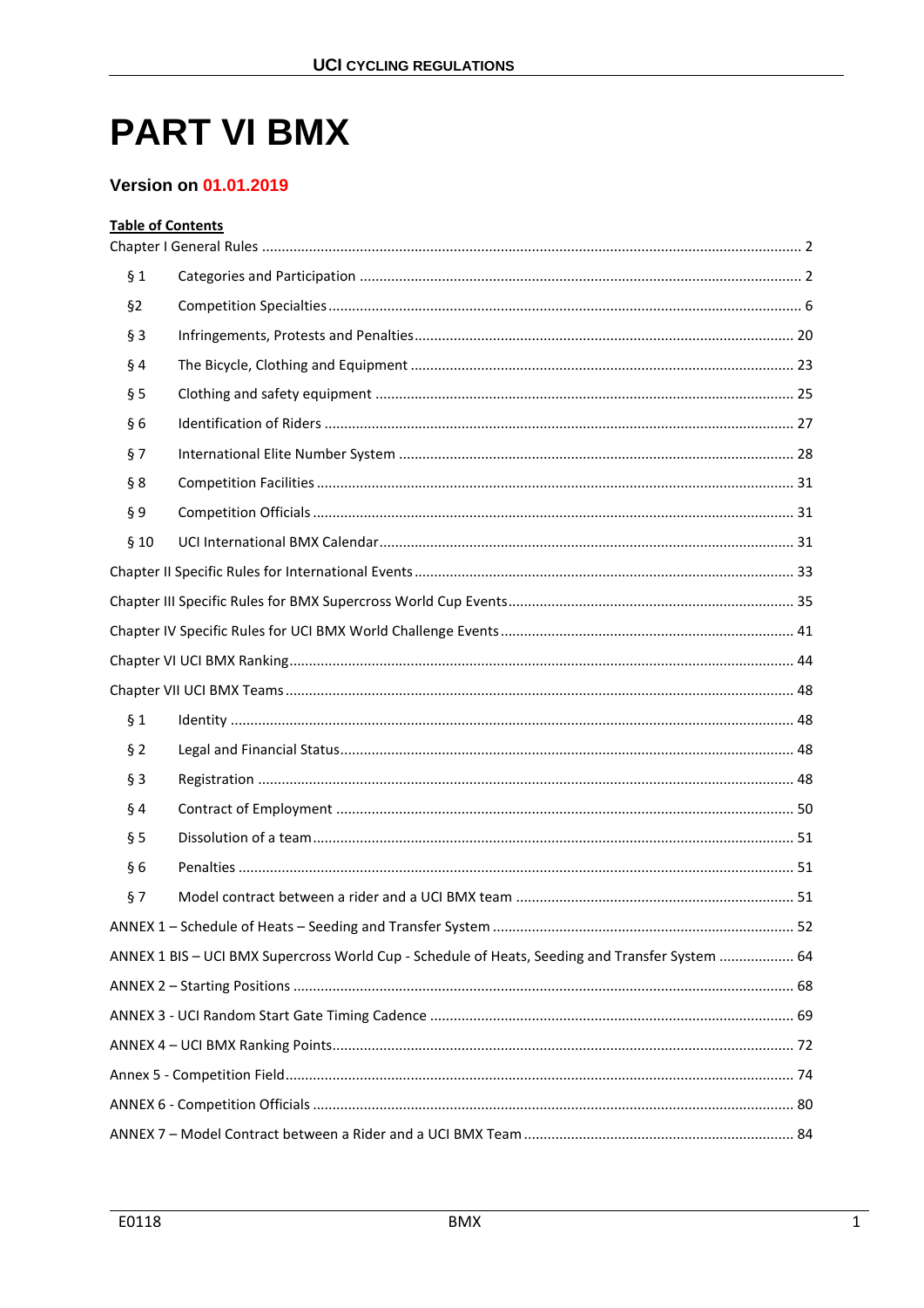# PART VI BMX

## Version on 01.01.2019

**Table of Contents**

Chapter I General Rules ........................................................................................................................ 2

§ 1 Categories and Participation ............................................................................................... 2

§2 Competition Specialties ........................................................................................................ 6

§ 3 Infringements, Protests and Penalties................................................................................ 20

§ 4 The Bicycle, Clothing and Equipment ................................................................................. 23

§ 5 Clothing and safety equipment .......................................................................................... 25

§ 6 Identification of Riders ....................................................................................................... 27

§ 7 International Elite Number System .................................................................................... 28

§ 8 Competition Facilities ......................................................................................................... 31

§ 9 Competition Officials .......................................................................................................... 31

§ 10 UCI International BMX Calendar......................................................................................... 31

Chapter II Specific Rules for International Events ............................................................................... 33

Chapter III Specific Rules for BMX Supercross World Cup Events ........................................................ 35

Chapter IV Specific Rules for UCI BMX World Challenge Events .......................................................... 41

Chapter VI UCI BMX Ranking................................................................................................................ 44

Chapter VII UCI BMX Teams ................................................................................................................. 48

§ 1 Identity .............................................................................................................................. 48

§ 2 Legal and Financial Status................................................................................................... 48

§ 3 Registration ....................................................................................................................... 48

§ 4 Contract of Employment .................................................................................................... 50

§ 5 Dissolution of a team.......................................................................................................... 51

§ 6 Penalties ............................................................................................................................ 51

§ 7 Model contract between a rider and a UCI BMX team ....................................................... 51

ANNEX 1 – Schedule of Heats – Seeding and Transfer System ............................................................ 52

ANNEX 1 BIS – UCI BMX Supercross World Cup - Schedule of Heats, Seeding and Transfer System ................... 64

ANNEX 2 – Starting Positions .............................................................................................................. 68

ANNEX 3 - UCI Random Start Gate Timing Cadence ............................................................................ 69

ANNEX 4 – UCI BMX Ranking Points..................................................................................................... 72

Annex 5 - Competition Field................................................................................................................. 74

ANNEX 6 - Competition Officials .......................................................................................................... 80

ANNEX 7 – Model Contract between a Rider and a UCI BMX Team .................................................... 84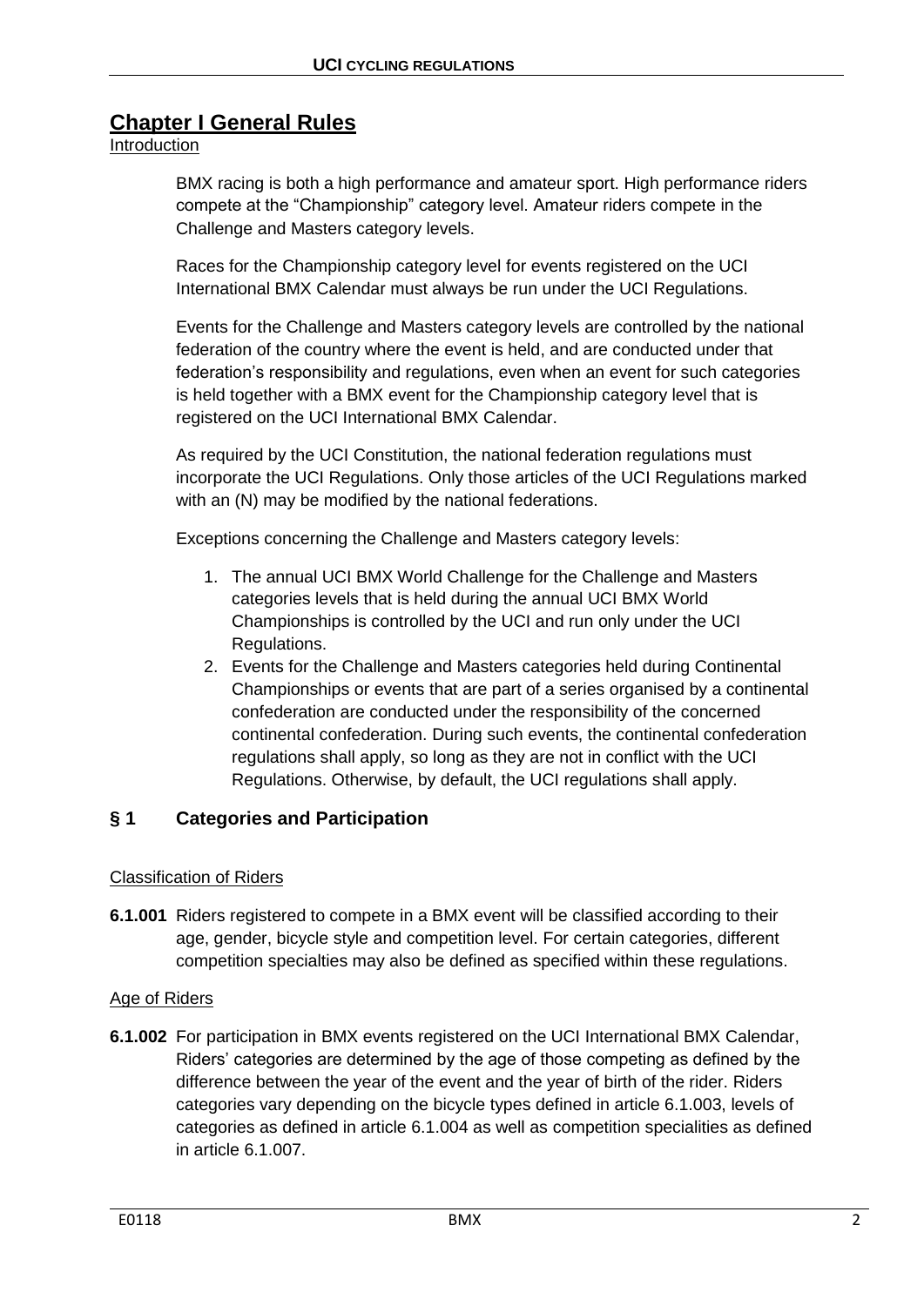# Chapter I General Rules

Introduction

BMX racing is both a high performance and amateur sport. High performance riders compete at the "Championship" category level. Amateur riders compete in the Challenge and Masters category levels.

Races for the Championship category level for events registered on the UCI International BMX Calendar must always be run under the UCI Regulations.

Events for the Challenge and Masters category levels are controlled by the national federation of the country where the event is held, and are conducted under that federation's responsibility and regulations, even when an event for such categories is held together with a BMX event for the Championship category level that is registered on the UCI International BMX Calendar.

As required by the UCI Constitution, the national federation regulations must incorporate the UCI Regulations. Only those articles of the UCI Regulations marked with an (N) may be modified by the national federations.

Exceptions concerning the Challenge and Masters category levels:

1. The annual UCI BMX World Challenge for the Challenge and Masters categories levels that is held during the annual UCI BMX World Championships is controlled by the UCI and run only under the UCI Regulations.
2. Events for the Challenge and Masters categories held during Continental Championships or events that are part of a series organised by a continental confederation are conducted under the responsibility of the concerned continental confederation. During such events, the continental confederation regulations shall apply, so long as they are not in conflict with the UCI Regulations. Otherwise, by default, the UCI regulations shall apply.

## § 1 Categories and Participation

Classification of Riders

**6.1.001** Riders registered to compete in a BMX event will be classified according to their age, gender, bicycle style and competition level. For certain categories, different competition specialties may also be defined as specified within these regulations.

Age of Riders

**6.1.002** For participation in BMX events registered on the UCI International BMX Calendar, Riders' categories are determined by the age of those competing as defined by the difference between the year of the event and the year of birth of the rider. Riders categories vary depending on the bicycle types defined in article 6.1.003, levels of categories as defined in article 6.1.004 as well as competition specialities as defined in article 6.1.007.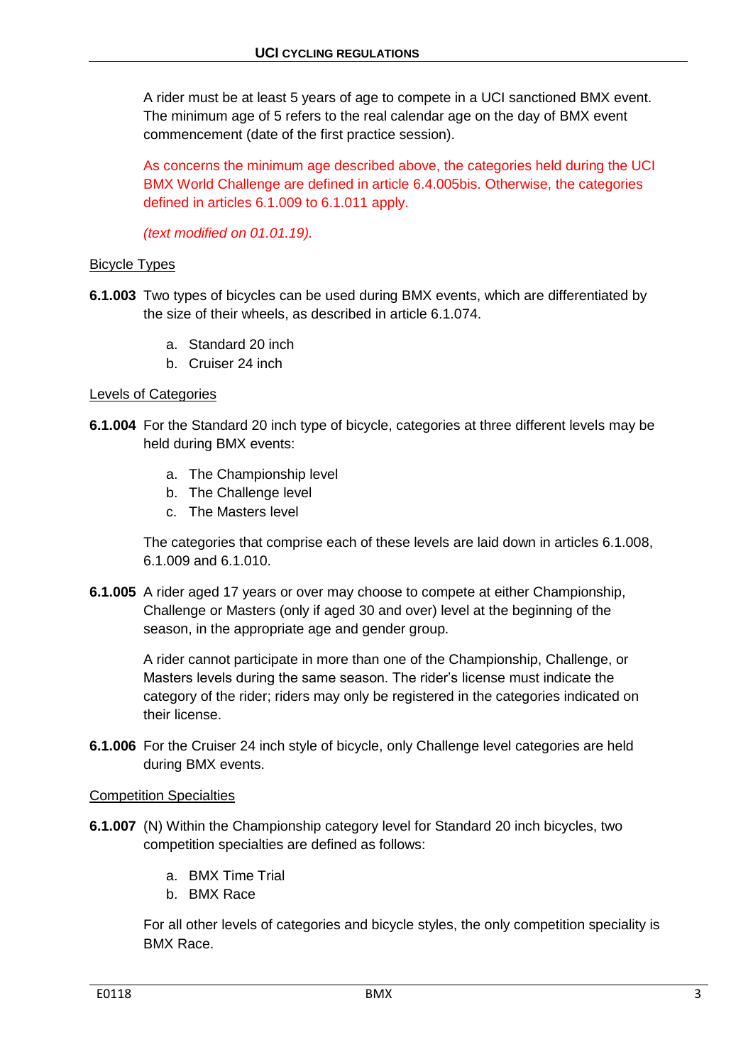A rider must be at least 5 years of age to compete in a UCI sanctioned BMX event. The minimum age of 5 refers to the real calendar age on the day of BMX event commencement (date of the first practice session).

As concerns the minimum age described above, the categories held during the UCI BMX World Challenge are defined in article 6.4.005bis. Otherwise, the categories defined in articles 6.1.009 to 6.1.011 apply.

*(text modified on 01.01.19).*

Bicycle Types

**6.1.003** Two types of bicycles can be used during BMX events, which are differentiated by the size of their wheels, as described in article 6.1.074.

a. Standard 20 inch
b. Cruiser 24 inch

Levels of Categories

**6.1.004** For the Standard 20 inch type of bicycle, categories at three different levels may be held during BMX events:

a. The Championship level
b. The Challenge level
c. The Masters level

The categories that comprise each of these levels are laid down in articles 6.1.008, 6.1.009 and 6.1.010.

**6.1.005** A rider aged 17 years or over may choose to compete at either Championship, Challenge or Masters (only if aged 30 and over) level at the beginning of the season, in the appropriate age and gender group.

A rider cannot participate in more than one of the Championship, Challenge, or Masters levels during the same season. The rider's license must indicate the category of the rider; riders may only be registered in the categories indicated on their license.

**6.1.006** For the Cruiser 24 inch style of bicycle, only Challenge level categories are held during BMX events.

Competition Specialties

**6.1.007** (N) Within the Championship category level for Standard 20 inch bicycles, two competition specialties are defined as follows:

a. BMX Time Trial
b. BMX Race

For all other levels of categories and bicycle styles, the only competition speciality is BMX Race.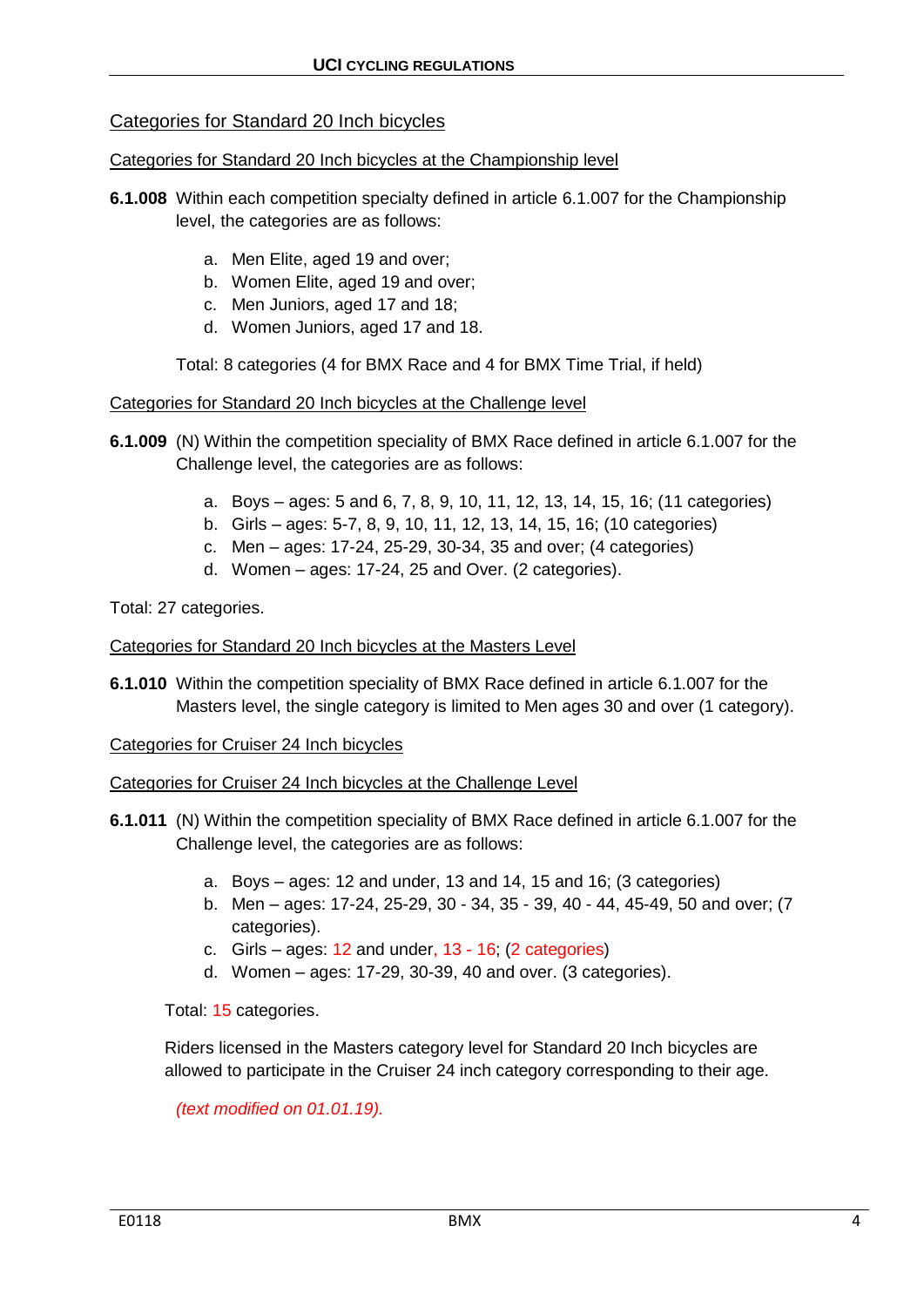Categories for Standard 20 Inch bicycles

Categories for Standard 20 Inch bicycles at the Championship level

**6.1.008** Within each competition specialty defined in article 6.1.007 for the Championship level, the categories are as follows:

a. Men Elite, aged 19 and over;
b. Women Elite, aged 19 and over;
c. Men Juniors, aged 17 and 18;
d. Women Juniors, aged 17 and 18.

Total: 8 categories (4 for BMX Race and 4 for BMX Time Trial, if held)

Categories for Standard 20 Inch bicycles at the Challenge level

**6.1.009** (N) Within the competition speciality of BMX Race defined in article 6.1.007 for the Challenge level, the categories are as follows:

a. Boys – ages: 5 and 6, 7, 8, 9, 10, 11, 12, 13, 14, 15, 16; (11 categories)
b. Girls – ages: 5-7, 8, 9, 10, 11, 12, 13, 14, 15, 16; (10 categories)
c. Men – ages: 17-24, 25-29, 30-34, 35 and over; (4 categories)
d. Women – ages: 17-24, 25 and Over. (2 categories).

Total: 27 categories.

Categories for Standard 20 Inch bicycles at the Masters Level

**6.1.010** Within the competition speciality of BMX Race defined in article 6.1.007 for the Masters level, the single category is limited to Men ages 30 and over (1 category).

Categories for Cruiser 24 Inch bicycles

Categories for Cruiser 24 Inch bicycles at the Challenge Level

**6.1.011** (N) Within the competition speciality of BMX Race defined in article 6.1.007 for the Challenge level, the categories are as follows:

a. Boys – ages: 12 and under, 13 and 14, 15 and 16; (3 categories)
b. Men – ages: 17-24, 25-29, 30 - 34, 35 - 39, 40 - 44, 45-49, 50 and over; (7 categories).
c. Girls – ages: 12 and under, 13 - 16; (2 categories)
d. Women – ages: 17-29, 30-39, 40 and over. (3 categories).

Total: 15 categories.

Riders licensed in the Masters category level for Standard 20 Inch bicycles are allowed to participate in the Cruiser 24 inch category corresponding to their age.

*(text modified on 01.01.19).*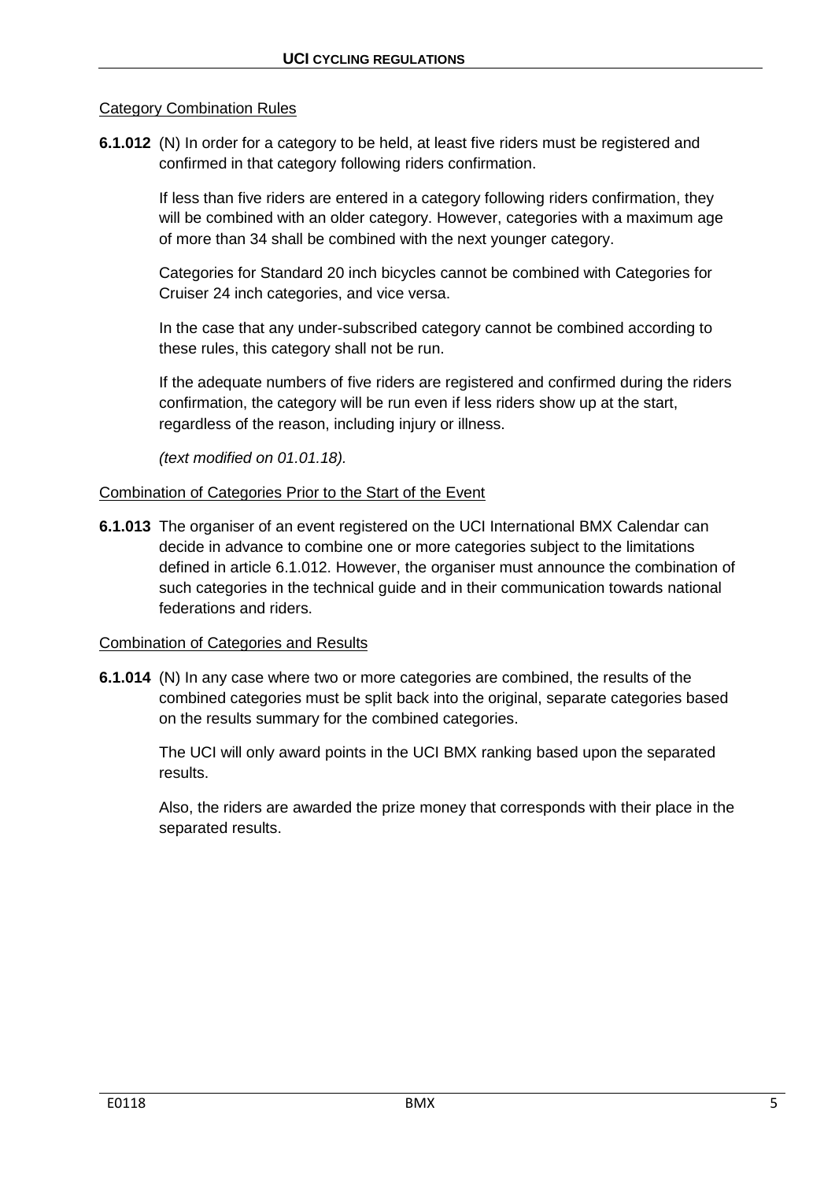Category Combination Rules

**6.1.012** (N) In order for a category to be held, at least five riders must be registered and confirmed in that category following riders confirmation.

If less than five riders are entered in a category following riders confirmation, they will be combined with an older category. However, categories with a maximum age of more than 34 shall be combined with the next younger category.

Categories for Standard 20 inch bicycles cannot be combined with Categories for Cruiser 24 inch categories, and vice versa.

In the case that any under-subscribed category cannot be combined according to these rules, this category shall not be run.

If the adequate numbers of five riders are registered and confirmed during the riders confirmation, the category will be run even if less riders show up at the start, regardless of the reason, including injury or illness.

*(text modified on 01.01.18).*

Combination of Categories Prior to the Start of the Event

**6.1.013** The organiser of an event registered on the UCI International BMX Calendar can decide in advance to combine one or more categories subject to the limitations defined in article 6.1.012. However, the organiser must announce the combination of such categories in the technical guide and in their communication towards national federations and riders.

Combination of Categories and Results

**6.1.014** (N) In any case where two or more categories are combined, the results of the combined categories must be split back into the original, separate categories based on the results summary for the combined categories.

The UCI will only award points in the UCI BMX ranking based upon the separated results.

Also, the riders are awarded the prize money that corresponds with their place in the separated results.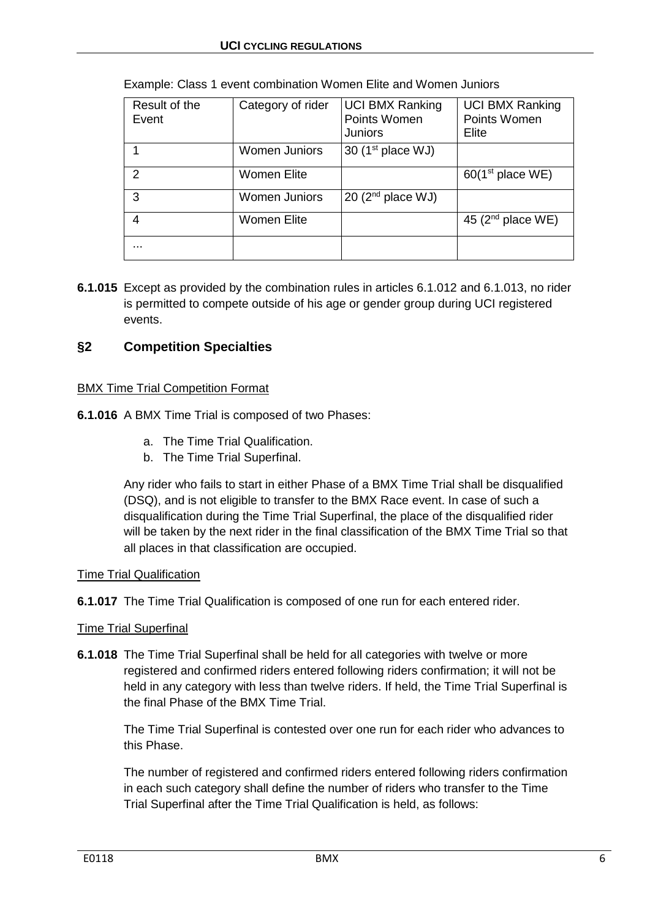Example: Class 1 event combination Women Elite and Women Juniors

| Result of the Event | Category of rider | UCI BMX Ranking Points Women Juniors | UCI BMX Ranking Points Women Elite |
|---|---|---|---|
| 1 | Women Juniors | 30 (1st place WJ) | |
| 2 | Women Elite | | 60(1st place WE) |
| 3 | Women Juniors | 20 (2nd place WJ) | |
| 4 | Women Elite | | 45 (2nd place WE) |
| ... | | | |

**6.1.015** Except as provided by the combination rules in articles 6.1.012 and 6.1.013, no rider is permitted to compete outside of his age or gender group during UCI registered events.

## §2 Competition Specialties

BMX Time Trial Competition Format

**6.1.016** A BMX Time Trial is composed of two Phases:

a. The Time Trial Qualification.
b. The Time Trial Superfinal.

Any rider who fails to start in either Phase of a BMX Time Trial shall be disqualified (DSQ), and is not eligible to transfer to the BMX Race event. In case of such a disqualification during the Time Trial Superfinal, the place of the disqualified rider will be taken by the next rider in the final classification of the BMX Time Trial so that all places in that classification are occupied.

Time Trial Qualification

**6.1.017** The Time Trial Qualification is composed of one run for each entered rider.

Time Trial Superfinal

**6.1.018** The Time Trial Superfinal shall be held for all categories with twelve or more registered and confirmed riders entered following riders confirmation; it will not be held in any category with less than twelve riders. If held, the Time Trial Superfinal is the final Phase of the BMX Time Trial.

The Time Trial Superfinal is contested over one run for each rider who advances to this Phase.

The number of registered and confirmed riders entered following riders confirmation in each such category shall define the number of riders who transfer to the Time Trial Superfinal after the Time Trial Qualification is held, as follows: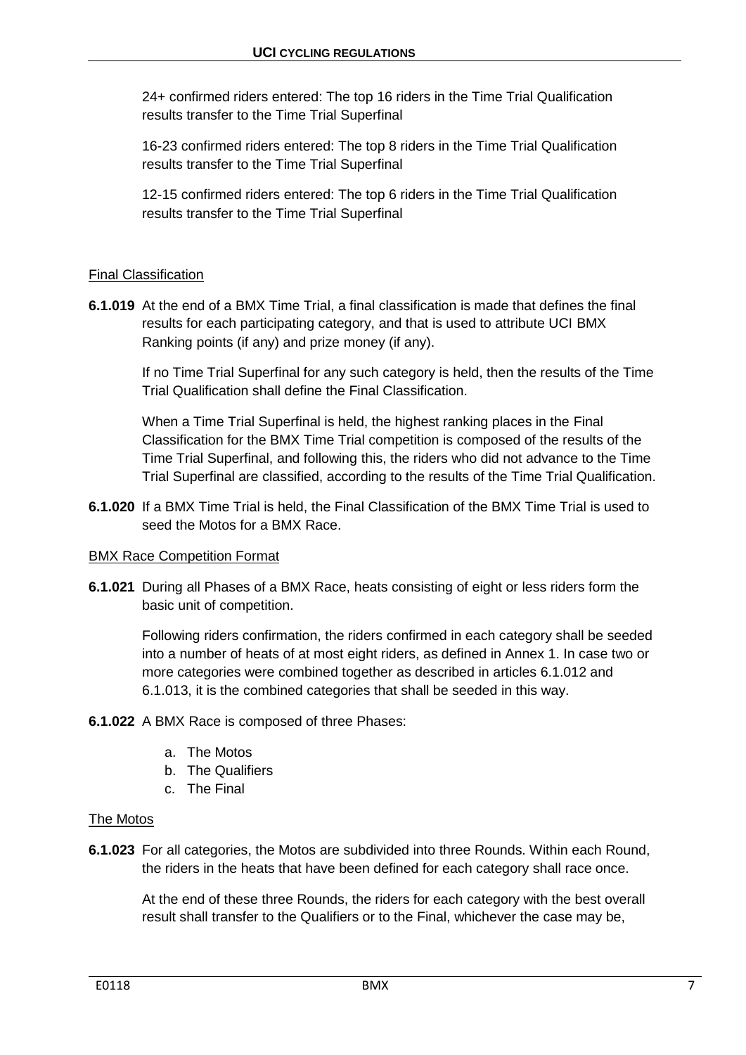24+ confirmed riders entered: The top 16 riders in the Time Trial Qualification results transfer to the Time Trial Superfinal

16-23 confirmed riders entered: The top 8 riders in the Time Trial Qualification results transfer to the Time Trial Superfinal

12-15 confirmed riders entered: The top 6 riders in the Time Trial Qualification results transfer to the Time Trial Superfinal

Final Classification

**6.1.019** At the end of a BMX Time Trial, a final classification is made that defines the final results for each participating category, and that is used to attribute UCI BMX Ranking points (if any) and prize money (if any).

If no Time Trial Superfinal for any such category is held, then the results of the Time Trial Qualification shall define the Final Classification.

When a Time Trial Superfinal is held, the highest ranking places in the Final Classification for the BMX Time Trial competition is composed of the results of the Time Trial Superfinal, and following this, the riders who did not advance to the Time Trial Superfinal are classified, according to the results of the Time Trial Qualification.

**6.1.020** If a BMX Time Trial is held, the Final Classification of the BMX Time Trial is used to seed the Motos for a BMX Race.

BMX Race Competition Format

**6.1.021** During all Phases of a BMX Race, heats consisting of eight or less riders form the basic unit of competition.

Following riders confirmation, the riders confirmed in each category shall be seeded into a number of heats of at most eight riders, as defined in Annex 1. In case two or more categories were combined together as described in articles 6.1.012 and 6.1.013, it is the combined categories that shall be seeded in this way.

**6.1.022** A BMX Race is composed of three Phases:

a. The Motos
b. The Qualifiers
c. The Final

The Motos

**6.1.023** For all categories, the Motos are subdivided into three Rounds. Within each Round, the riders in the heats that have been defined for each category shall race once.

At the end of these three Rounds, the riders for each category with the best overall result shall transfer to the Qualifiers or to the Final, whichever the case may be,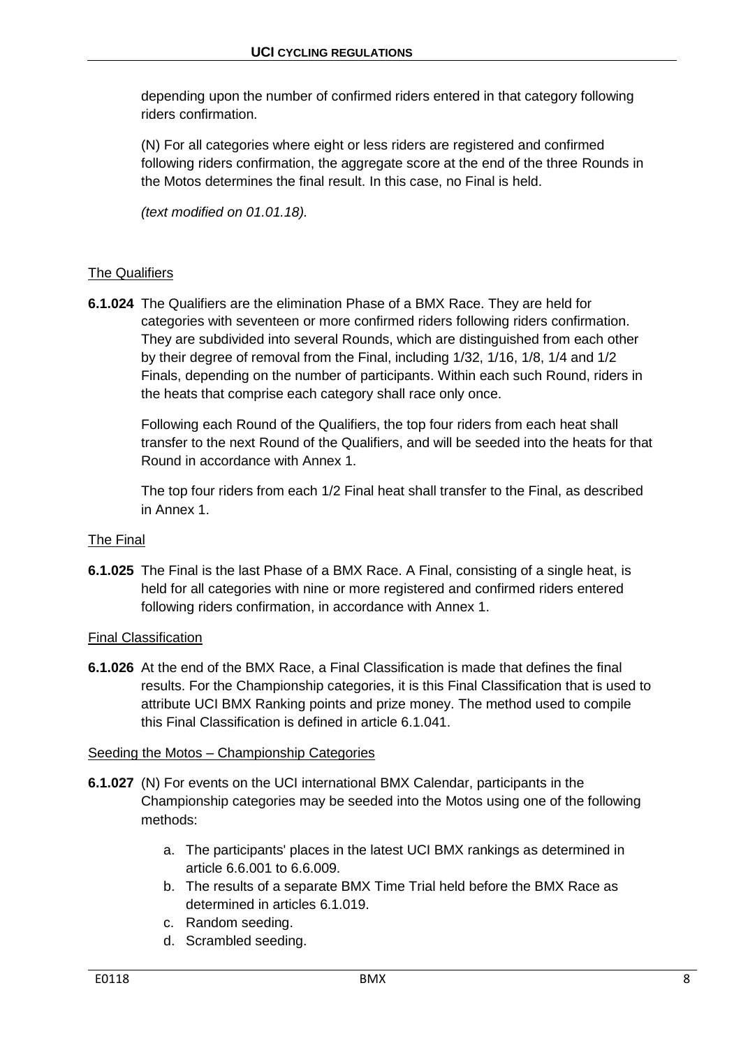depending upon the number of confirmed riders entered in that category following riders confirmation.

(N) For all categories where eight or less riders are registered and confirmed following riders confirmation, the aggregate score at the end of the three Rounds in the Motos determines the final result. In this case, no Final is held.

*(text modified on 01.01.18).*

## The Qualifiers

**6.1.024** The Qualifiers are the elimination Phase of a BMX Race. They are held for categories with seventeen or more confirmed riders following riders confirmation. They are subdivided into several Rounds, which are distinguished from each other by their degree of removal from the Final, including 1/32, 1/16, 1/8, 1/4 and 1/2 Finals, depending on the number of participants. Within each such Round, riders in the heats that comprise each category shall race only once.

Following each Round of the Qualifiers, the top four riders from each heat shall transfer to the next Round of the Qualifiers, and will be seeded into the heats for that Round in accordance with Annex 1.

The top four riders from each 1/2 Final heat shall transfer to the Final, as described in Annex 1.

## The Final

**6.1.025** The Final is the last Phase of a BMX Race. A Final, consisting of a single heat, is held for all categories with nine or more registered and confirmed riders entered following riders confirmation, in accordance with Annex 1.

## Final Classification

**6.1.026** At the end of the BMX Race, a Final Classification is made that defines the final results. For the Championship categories, it is this Final Classification that is used to attribute UCI BMX Ranking points and prize money. The method used to compile this Final Classification is defined in article 6.1.041.

## Seeding the Motos – Championship Categories

**6.1.027** (N) For events on the UCI international BMX Calendar, participants in the Championship categories may be seeded into the Motos using one of the following methods:

a. The participants' places in the latest UCI BMX rankings as determined in article 6.6.001 to 6.6.009.
b. The results of a separate BMX Time Trial held before the BMX Race as determined in articles 6.1.019.
c. Random seeding.
d. Scrambled seeding.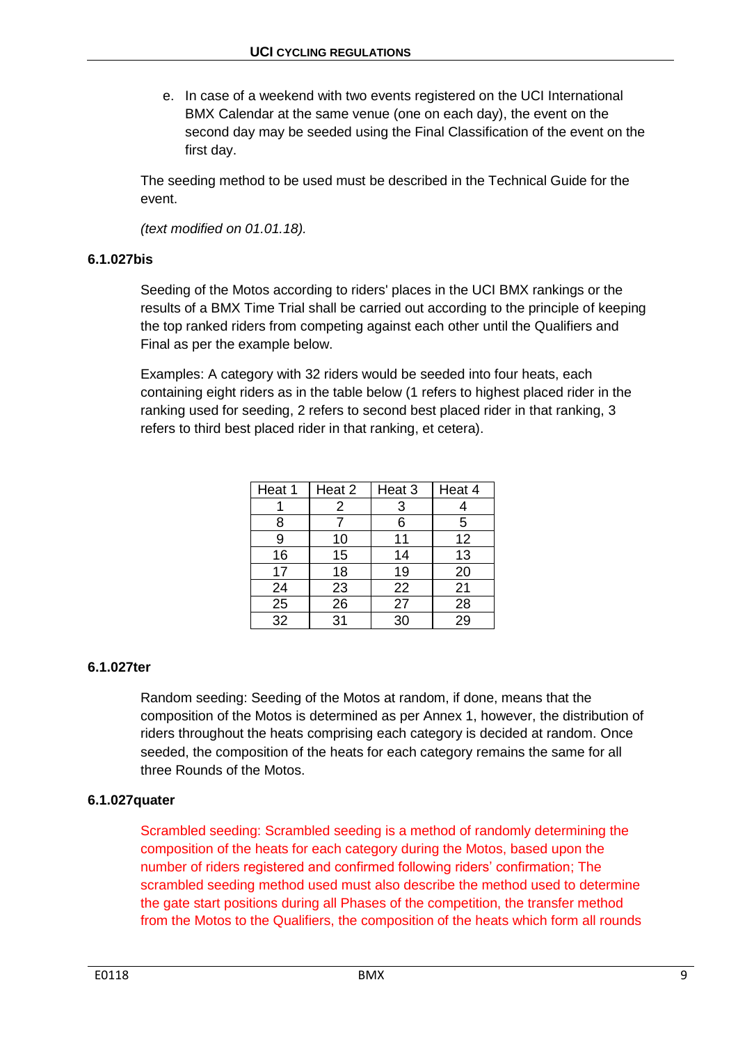e. In case of a weekend with two events registered on the UCI International BMX Calendar at the same venue (one on each day), the event on the second day may be seeded using the Final Classification of the event on the first day.

The seeding method to be used must be described in the Technical Guide for the event.

*(text modified on 01.01.18).*

**6.1.027bis**

Seeding of the Motos according to riders' places in the UCI BMX rankings or the results of a BMX Time Trial shall be carried out according to the principle of keeping the top ranked riders from competing against each other until the Qualifiers and Final as per the example below.

Examples: A category with 32 riders would be seeded into four heats, each containing eight riders as in the table below (1 refers to highest placed rider in the ranking used for seeding, 2 refers to second best placed rider in that ranking, 3 refers to third best placed rider in that ranking, et cetera).

| Heat 1 | Heat 2 | Heat 3 | Heat 4 |
|---|---|---|---|
| 1 | 2 | 3 | 4 |
| 8 | 7 | 6 | 5 |
| 9 | 10 | 11 | 12 |
| 16 | 15 | 14 | 13 |
| 17 | 18 | 19 | 20 |
| 24 | 23 | 22 | 21 |
| 25 | 26 | 27 | 28 |
| 32 | 31 | 30 | 29 |

**6.1.027ter**

Random seeding: Seeding of the Motos at random, if done, means that the composition of the Motos is determined as per Annex 1, however, the distribution of riders throughout the heats comprising each category is decided at random. Once seeded, the composition of the heats for each category remains the same for all three Rounds of the Motos.

**6.1.027quater**

Scrambled seeding: Scrambled seeding is a method of randomly determining the composition of the heats for each category during the Motos, based upon the number of riders registered and confirmed following riders' confirmation; The scrambled seeding method used must also describe the method used to determine the gate start positions during all Phases of the competition, the transfer method from the Motos to the Qualifiers, the composition of the heats which form all rounds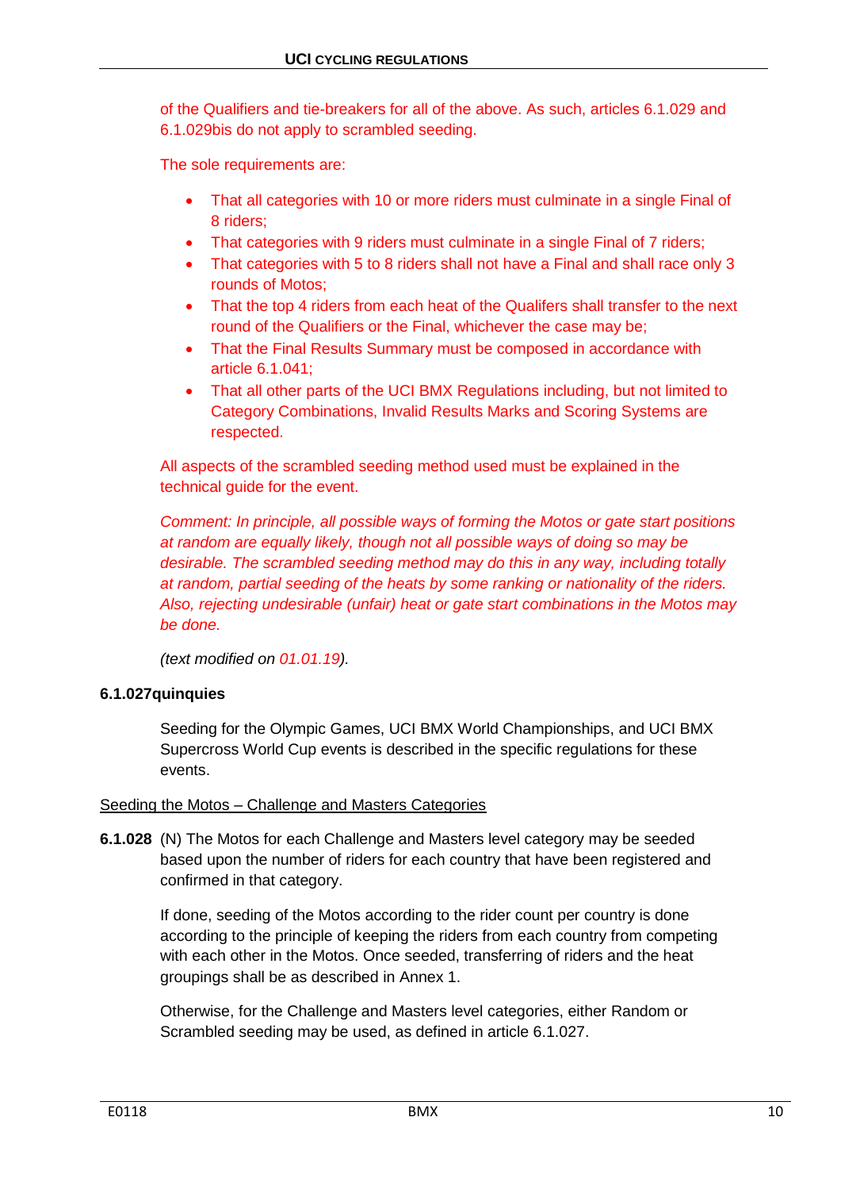of the Qualifiers and tie-breakers for all of the above. As such, articles 6.1.029 and 6.1.029bis do not apply to scrambled seeding.

The sole requirements are:

- That all categories with 10 or more riders must culminate in a single Final of 8 riders;
- That categories with 9 riders must culminate in a single Final of 7 riders;
- That categories with 5 to 8 riders shall not have a Final and shall race only 3 rounds of Motos;
- That the top 4 riders from each heat of the Qualifers shall transfer to the next round of the Qualifiers or the Final, whichever the case may be;
- That the Final Results Summary must be composed in accordance with article 6.1.041;
- That all other parts of the UCI BMX Regulations including, but not limited to Category Combinations, Invalid Results Marks and Scoring Systems are respected.

All aspects of the scrambled seeding method used must be explained in the technical guide for the event.

*Comment: In principle, all possible ways of forming the Motos or gate start positions at random are equally likely, though not all possible ways of doing so may be desirable. The scrambled seeding method may do this in any way, including totally at random, partial seeding of the heats by some ranking or nationality of the riders. Also, rejecting undesirable (unfair) heat or gate start combinations in the Motos may be done.*

*(text modified on 01.01.19).*

**6.1.027quinquies**

Seeding for the Olympic Games, UCI BMX World Championships, and UCI BMX Supercross World Cup events is described in the specific regulations for these events.

Seeding the Motos – Challenge and Masters Categories

**6.1.028** (N) The Motos for each Challenge and Masters level category may be seeded based upon the number of riders for each country that have been registered and confirmed in that category.

If done, seeding of the Motos according to the rider count per country is done according to the principle of keeping the riders from each country from competing with each other in the Motos. Once seeded, transferring of riders and the heat groupings shall be as described in Annex 1.

Otherwise, for the Challenge and Masters level categories, either Random or Scrambled seeding may be used, as defined in article 6.1.027.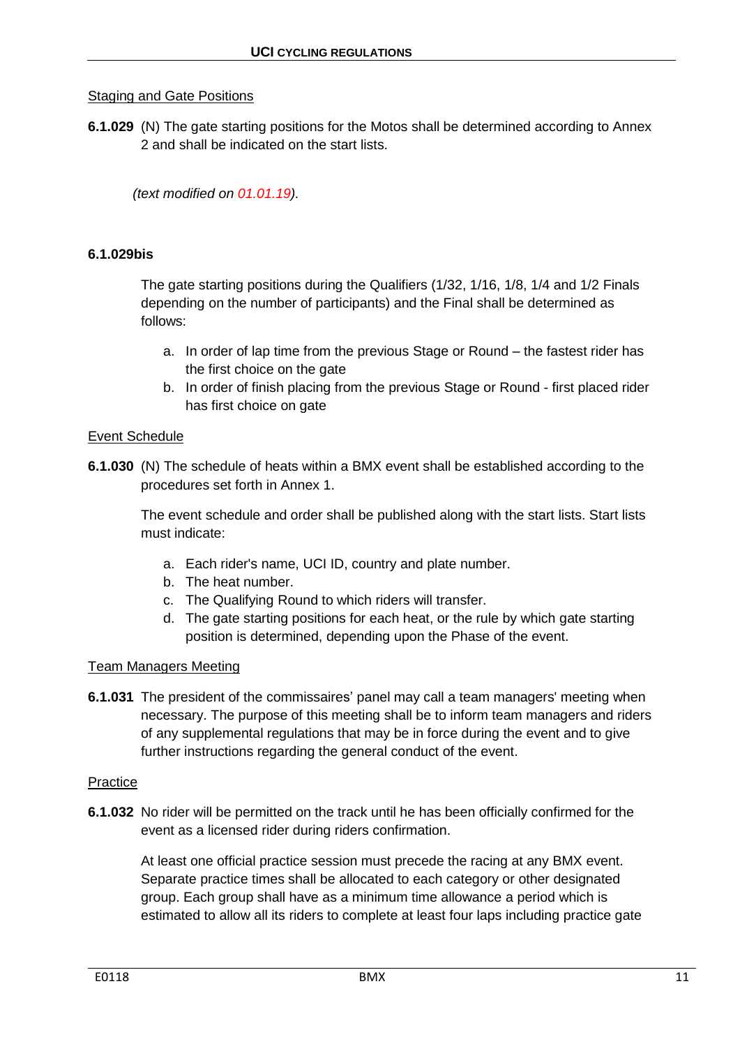Staging and Gate Positions

**6.1.029** (N) The gate starting positions for the Motos shall be determined according to Annex 2 and shall be indicated on the start lists.

*(text modified on 01.01.19).*

**6.1.029bis**

The gate starting positions during the Qualifiers (1/32, 1/16, 1/8, 1/4 and 1/2 Finals depending on the number of participants) and the Final shall be determined as follows:

a. In order of lap time from the previous Stage or Round – the fastest rider has the first choice on the gate
b. In order of finish placing from the previous Stage or Round - first placed rider has first choice on gate

Event Schedule

**6.1.030** (N) The schedule of heats within a BMX event shall be established according to the procedures set forth in Annex 1.

The event schedule and order shall be published along with the start lists. Start lists must indicate:

a. Each rider's name, UCI ID, country and plate number.
b. The heat number.
c. The Qualifying Round to which riders will transfer.
d. The gate starting positions for each heat, or the rule by which gate starting position is determined, depending upon the Phase of the event.

Team Managers Meeting

**6.1.031** The president of the commissaires' panel may call a team managers' meeting when necessary. The purpose of this meeting shall be to inform team managers and riders of any supplemental regulations that may be in force during the event and to give further instructions regarding the general conduct of the event.

Practice

**6.1.032** No rider will be permitted on the track until he has been officially confirmed for the event as a licensed rider during riders confirmation.

At least one official practice session must precede the racing at any BMX event. Separate practice times shall be allocated to each category or other designated group. Each group shall have as a minimum time allowance a period which is estimated to allow all its riders to complete at least four laps including practice gate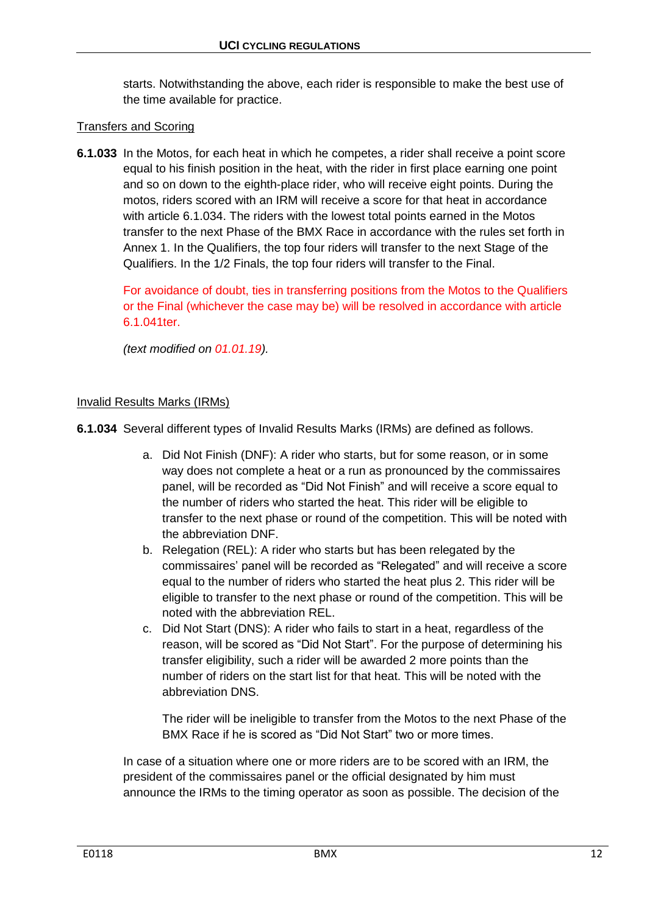starts. Notwithstanding the above, each rider is responsible to make the best use of the time available for practice.

Transfers and Scoring

**6.1.033** In the Motos, for each heat in which he competes, a rider shall receive a point score equal to his finish position in the heat, with the rider in first place earning one point and so on down to the eighth-place rider, who will receive eight points. During the motos, riders scored with an IRM will receive a score for that heat in accordance with article 6.1.034. The riders with the lowest total points earned in the Motos transfer to the next Phase of the BMX Race in accordance with the rules set forth in Annex 1. In the Qualifiers, the top four riders will transfer to the next Stage of the Qualifiers. In the 1/2 Finals, the top four riders will transfer to the Final.

For avoidance of doubt, ties in transferring positions from the Motos to the Qualifiers or the Final (whichever the case may be) will be resolved in accordance with article 6.1.041ter.

*(text modified on 01.01.19).*

Invalid Results Marks (IRMs)

**6.1.034** Several different types of Invalid Results Marks (IRMs) are defined as follows.

a. Did Not Finish (DNF): A rider who starts, but for some reason, or in some way does not complete a heat or a run as pronounced by the commissaires panel, will be recorded as "Did Not Finish" and will receive a score equal to the number of riders who started the heat. This rider will be eligible to transfer to the next phase or round of the competition. This will be noted with the abbreviation DNF.
b. Relegation (REL): A rider who starts but has been relegated by the commissaires' panel will be recorded as "Relegated" and will receive a score equal to the number of riders who started the heat plus 2. This rider will be eligible to transfer to the next phase or round of the competition. This will be noted with the abbreviation REL.
c. Did Not Start (DNS): A rider who fails to start in a heat, regardless of the reason, will be scored as "Did Not Start". For the purpose of determining his transfer eligibility, such a rider will be awarded 2 more points than the number of riders on the start list for that heat. This will be noted with the abbreviation DNS.

   The rider will be ineligible to transfer from the Motos to the next Phase of the BMX Race if he is scored as "Did Not Start" two or more times.

In case of a situation where one or more riders are to be scored with an IRM, the president of the commissaires panel or the official designated by him must announce the IRMs to the timing operator as soon as possible. The decision of the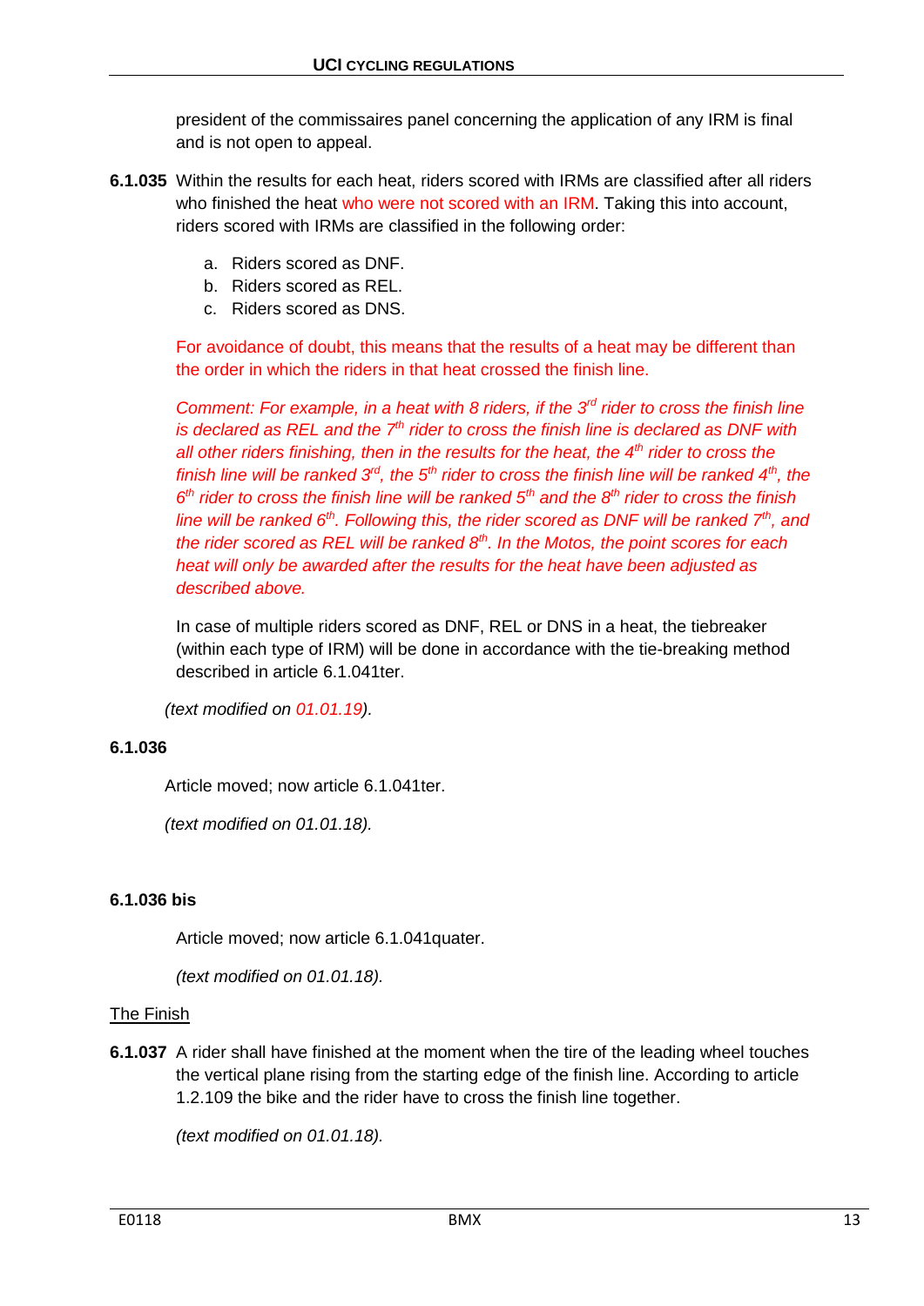president of the commissaires panel concerning the application of any IRM is final and is not open to appeal.

**6.1.035** Within the results for each heat, riders scored with IRMs are classified after all riders who finished the heat who were not scored with an IRM. Taking this into account, riders scored with IRMs are classified in the following order:

a. Riders scored as DNF.
b. Riders scored as REL.
c. Riders scored as DNS.

For avoidance of doubt, this means that the results of a heat may be different than the order in which the riders in that heat crossed the finish line.

*Comment: For example, in a heat with 8 riders, if the 3rd rider to cross the finish line is declared as REL and the 7th rider to cross the finish line is declared as DNF with all other riders finishing, then in the results for the heat, the 4th rider to cross the finish line will be ranked 3rd, the 5th rider to cross the finish line will be ranked 4th, the 6th rider to cross the finish line will be ranked 5th and the 8th rider to cross the finish line will be ranked 6th. Following this, the rider scored as DNF will be ranked 7th, and the rider scored as REL will be ranked 8th. In the Motos, the point scores for each heat will only be awarded after the results for the heat have been adjusted as described above.*

In case of multiple riders scored as DNF, REL or DNS in a heat, the tiebreaker (within each type of IRM) will be done in accordance with the tie-breaking method described in article 6.1.041ter.

*(text modified on 01.01.19).*

**6.1.036**

Article moved; now article 6.1.041ter.

*(text modified on 01.01.18).*

**6.1.036 bis**

Article moved; now article 6.1.041quater.

*(text modified on 01.01.18).*

<u>The Finish</u>

**6.1.037** A rider shall have finished at the moment when the tire of the leading wheel touches the vertical plane rising from the starting edge of the finish line. According to article 1.2.109 the bike and the rider have to cross the finish line together.

*(text modified on 01.01.18).*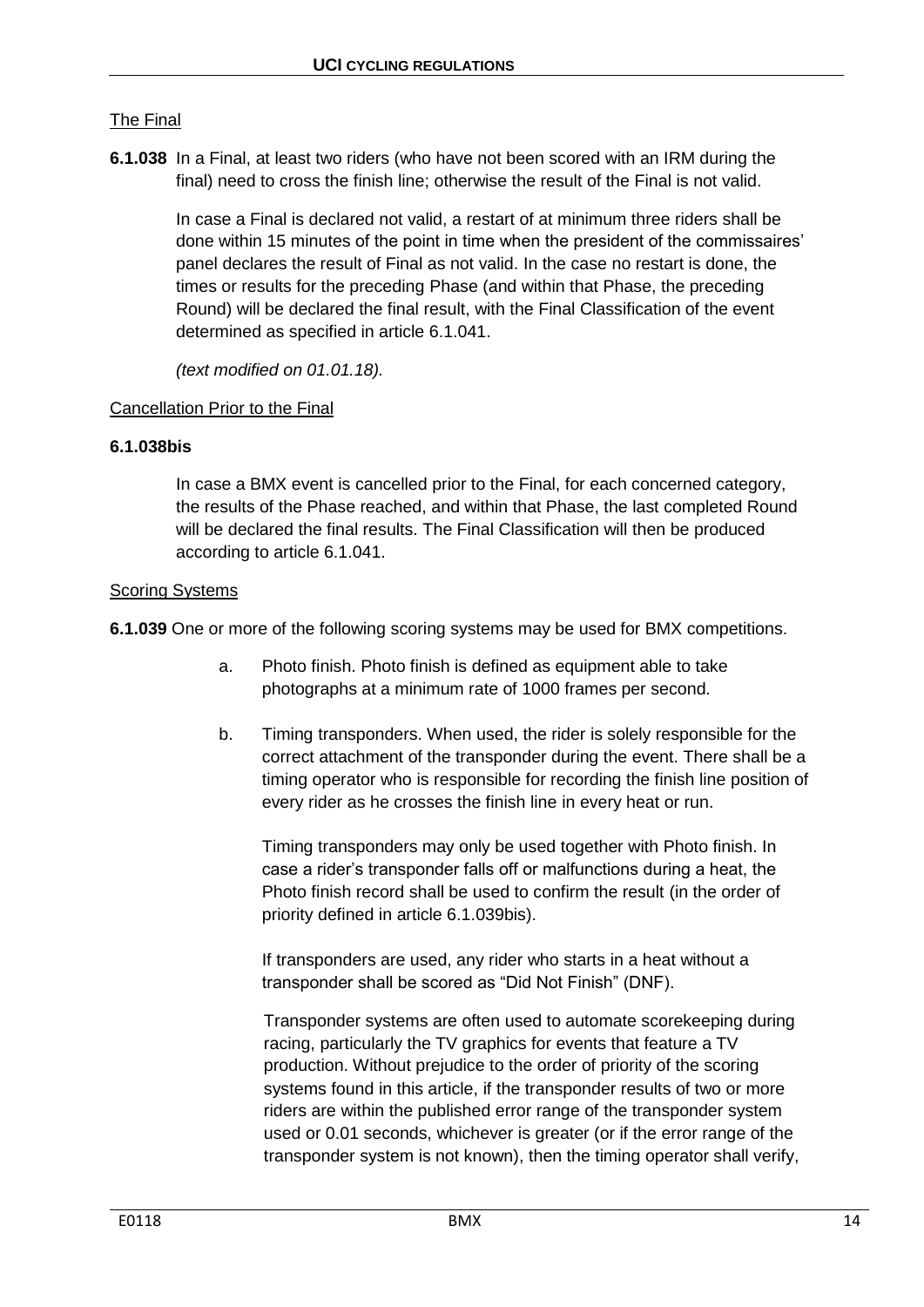## The Final

**6.1.038** In a Final, at least two riders (who have not been scored with an IRM during the final) need to cross the finish line; otherwise the result of the Final is not valid.

In case a Final is declared not valid, a restart of at minimum three riders shall be done within 15 minutes of the point in time when the president of the commissaires' panel declares the result of Final as not valid. In the case no restart is done, the times or results for the preceding Phase (and within that Phase, the preceding Round) will be declared the final result, with the Final Classification of the event determined as specified in article 6.1.041.

*(text modified on 01.01.18).*

## Cancellation Prior to the Final

**6.1.038bis**

In case a BMX event is cancelled prior to the Final, for each concerned category, the results of the Phase reached, and within that Phase, the last completed Round will be declared the final results. The Final Classification will then be produced according to article 6.1.041.

## Scoring Systems

**6.1.039** One or more of the following scoring systems may be used for BMX competitions.

a. Photo finish. Photo finish is defined as equipment able to take photographs at a minimum rate of 1000 frames per second.

b. Timing transponders. When used, the rider is solely responsible for the correct attachment of the transponder during the event. There shall be a timing operator who is responsible for recording the finish line position of every rider as he crosses the finish line in every heat or run.

   Timing transponders may only be used together with Photo finish. In case a rider's transponder falls off or malfunctions during a heat, the Photo finish record shall be used to confirm the result (in the order of priority defined in article 6.1.039bis).

   If transponders are used, any rider who starts in a heat without a transponder shall be scored as "Did Not Finish" (DNF).

   Transponder systems are often used to automate scorekeeping during racing, particularly the TV graphics for events that feature a TV production. Without prejudice to the order of priority of the scoring systems found in this article, if the transponder results of two or more riders are within the published error range of the transponder system used or 0.01 seconds, whichever is greater (or if the error range of the transponder system is not known), then the timing operator shall verify,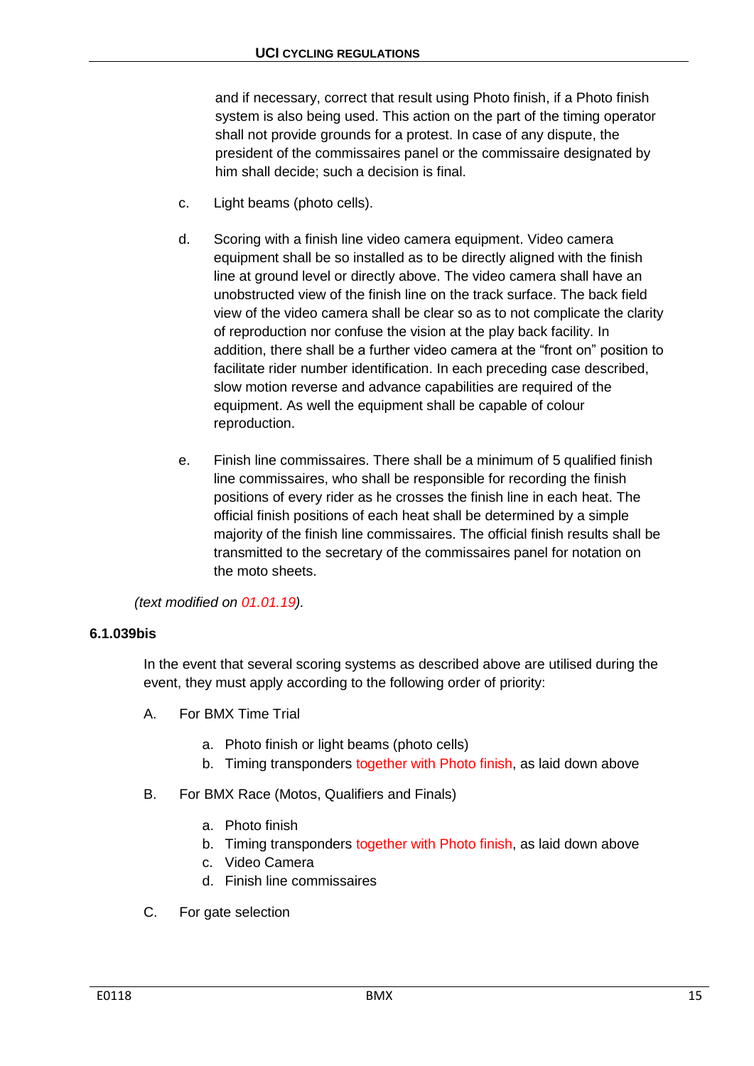and if necessary, correct that result using Photo finish, if a Photo finish system is also being used. This action on the part of the timing operator shall not provide grounds for a protest. In case of any dispute, the president of the commissaires panel or the commissaire designated by him shall decide; such a decision is final.

c. Light beams (photo cells).

d. Scoring with a finish line video camera equipment. Video camera equipment shall be so installed as to be directly aligned with the finish line at ground level or directly above. The video camera shall have an unobstructed view of the finish line on the track surface. The back field view of the video camera shall be clear so as to not complicate the clarity of reproduction nor confuse the vision at the play back facility. In addition, there shall be a further video camera at the "front on" position to facilitate rider number identification. In each preceding case described, slow motion reverse and advance capabilities are required of the equipment. As well the equipment shall be capable of colour reproduction.

e. Finish line commissaires. There shall be a minimum of 5 qualified finish line commissaires, who shall be responsible for recording the finish positions of every rider as he crosses the finish line in each heat. The official finish positions of each heat shall be determined by a simple majority of the finish line commissaires. The official finish results shall be transmitted to the secretary of the commissaires panel for notation on the moto sheets.

*(text modified on 01.01.19).*

**6.1.039bis**

In the event that several scoring systems as described above are utilised during the event, they must apply according to the following order of priority:

A. For BMX Time Trial

   a. Photo finish or light beams (photo cells)
   b. Timing transponders together with Photo finish, as laid down above

B. For BMX Race (Motos, Qualifiers and Finals)

   a. Photo finish
   b. Timing transponders together with Photo finish, as laid down above
   c. Video Camera
   d. Finish line commissaires

C. For gate selection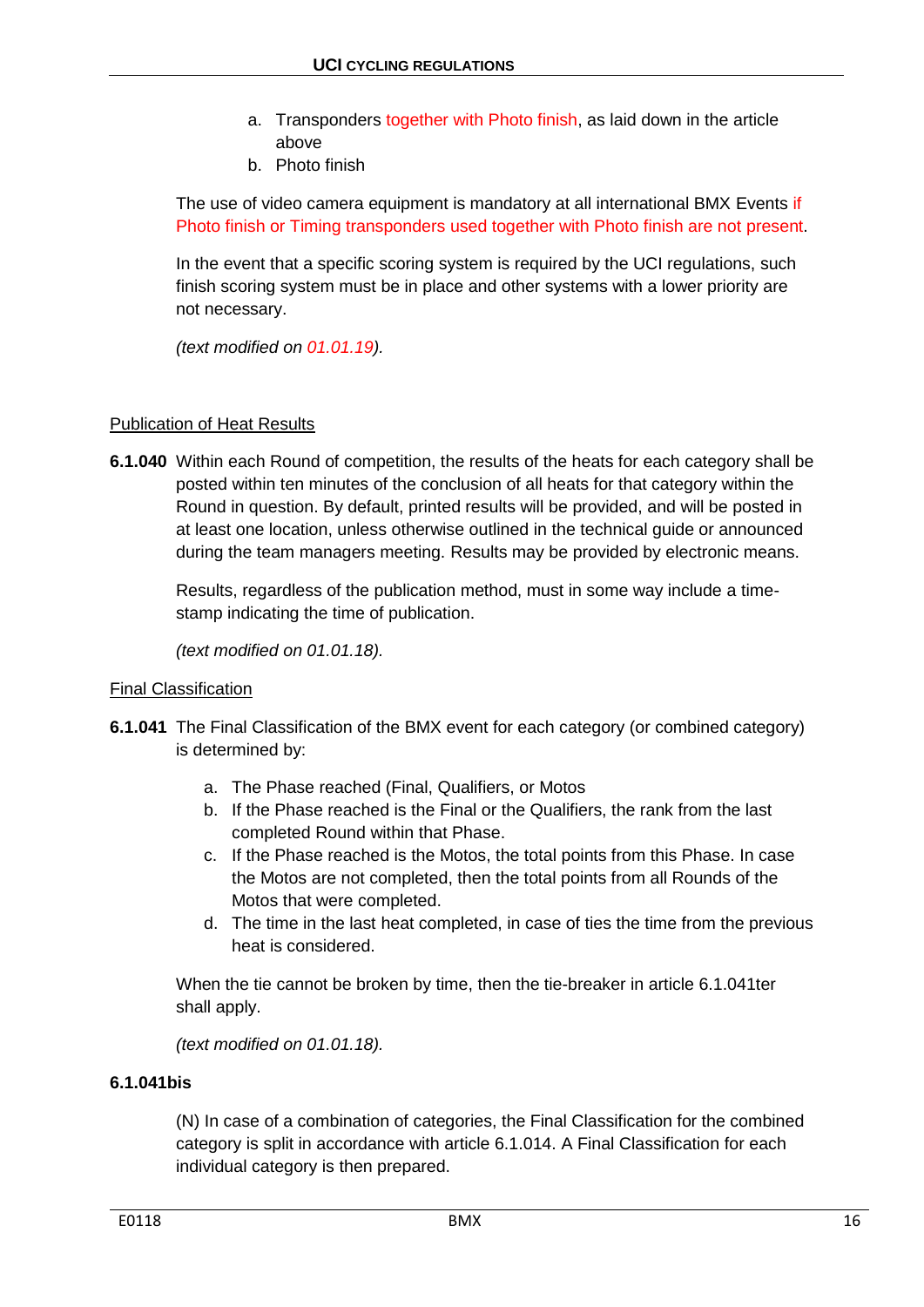a. Transponders together with Photo finish, as laid down in the article above
b. Photo finish

The use of video camera equipment is mandatory at all international BMX Events if Photo finish or Timing transponders used together with Photo finish are not present.

In the event that a specific scoring system is required by the UCI regulations, such finish scoring system must be in place and other systems with a lower priority are not necessary.

*(text modified on 01.01.19).*

## Publication of Heat Results

**6.1.040** Within each Round of competition, the results of the heats for each category shall be posted within ten minutes of the conclusion of all heats for that category within the Round in question. By default, printed results will be provided, and will be posted in at least one location, unless otherwise outlined in the technical guide or announced during the team managers meeting. Results may be provided by electronic means.

Results, regardless of the publication method, must in some way include a time-stamp indicating the time of publication.

*(text modified on 01.01.18).*

## Final Classification

**6.1.041** The Final Classification of the BMX event for each category (or combined category) is determined by:

a. The Phase reached (Final, Qualifiers, or Motos
b. If the Phase reached is the Final or the Qualifiers, the rank from the last completed Round within that Phase.
c. If the Phase reached is the Motos, the total points from this Phase. In case the Motos are not completed, then the total points from all Rounds of the Motos that were completed.
d. The time in the last heat completed, in case of ties the time from the previous heat is considered.

When the tie cannot be broken by time, then the tie-breaker in article 6.1.041ter shall apply.

*(text modified on 01.01.18).*

**6.1.041bis**

(N) In case of a combination of categories, the Final Classification for the combined category is split in accordance with article 6.1.014. A Final Classification for each individual category is then prepared.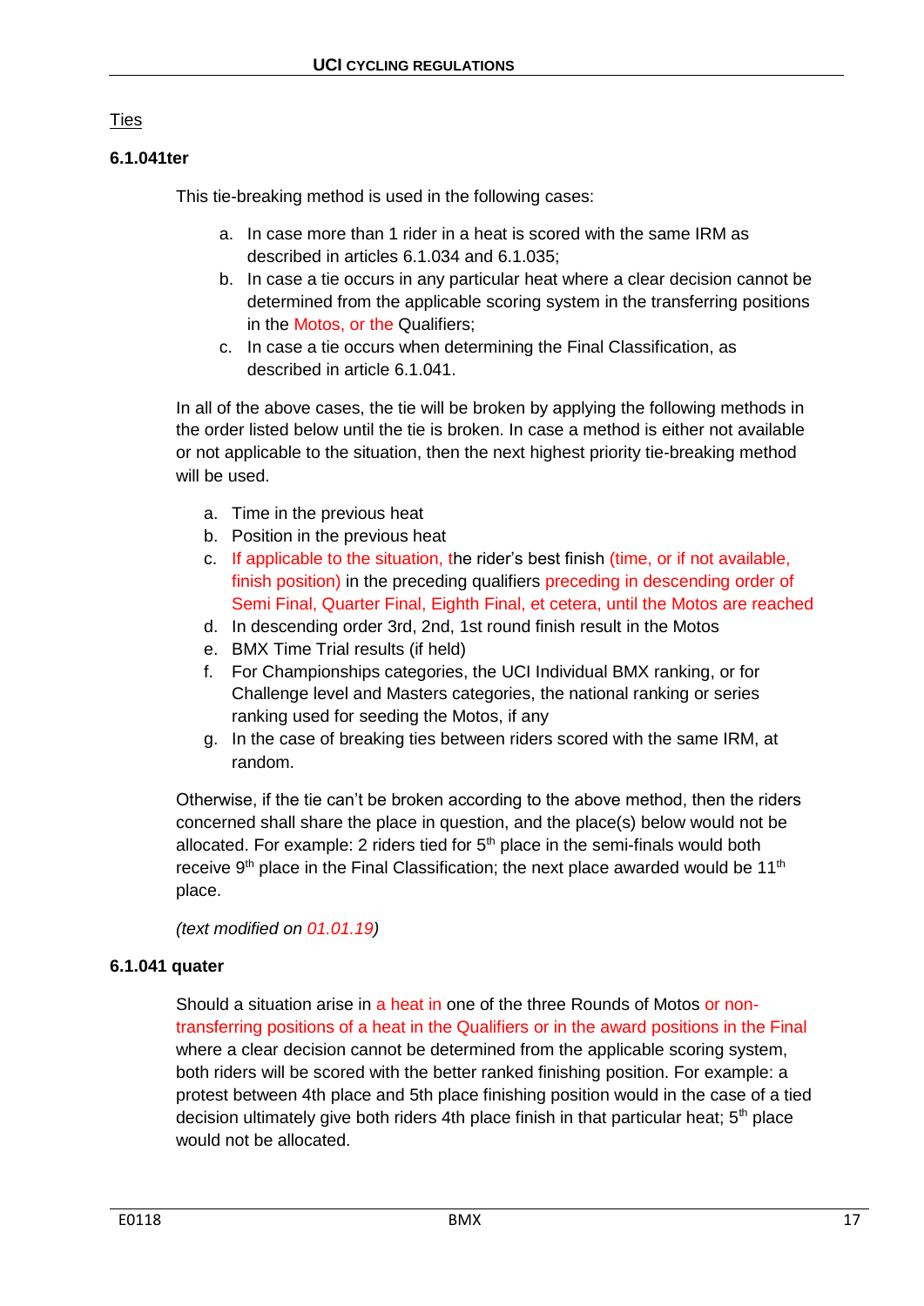Ties

**6.1.041ter**

This tie-breaking method is used in the following cases:

a. In case more than 1 rider in a heat is scored with the same IRM as described in articles 6.1.034 and 6.1.035;
b. In case a tie occurs in any particular heat where a clear decision cannot be determined from the applicable scoring system in the transferring positions in the Motos, or the Qualifiers;
c. In case a tie occurs when determining the Final Classification, as described in article 6.1.041.

In all of the above cases, the tie will be broken by applying the following methods in the order listed below until the tie is broken. In case a method is either not available or not applicable to the situation, then the next highest priority tie-breaking method will be used.

a. Time in the previous heat
b. Position in the previous heat
c. If applicable to the situation, the rider's best finish (time, or if not available, finish position) in the preceding qualifiers preceding in descending order of Semi Final, Quarter Final, Eighth Final, et cetera, until the Motos are reached
d. In descending order 3rd, 2nd, 1st round finish result in the Motos
e. BMX Time Trial results (if held)
f. For Championships categories, the UCI Individual BMX ranking, or for Challenge level and Masters categories, the national ranking or series ranking used for seeding the Motos, if any
g. In the case of breaking ties between riders scored with the same IRM, at random.

Otherwise, if the tie can't be broken according to the above method, then the riders concerned shall share the place in question, and the place(s) below would not be allocated. For example: 2 riders tied for 5th place in the semi-finals would both receive 9th place in the Final Classification; the next place awarded would be 11th place.

*(text modified on 01.01.19)*

**6.1.041 quater**

Should a situation arise in a heat in one of the three Rounds of Motos or non-transferring positions of a heat in the Qualifiers or in the award positions in the Final where a clear decision cannot be determined from the applicable scoring system, both riders will be scored with the better ranked finishing position. For example: a protest between 4th place and 5th place finishing position would in the case of a tied decision ultimately give both riders 4th place finish in that particular heat; 5th place would not be allocated.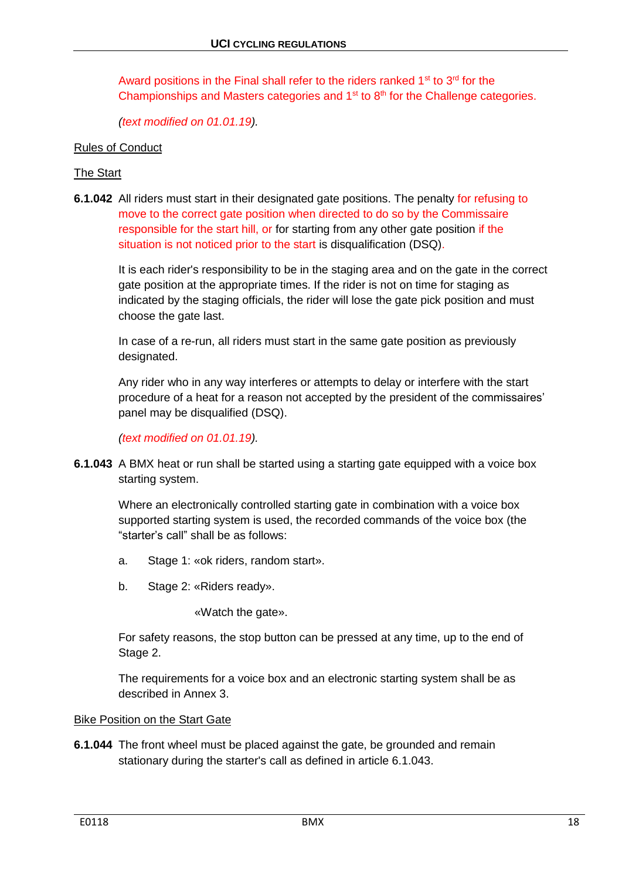Award positions in the Final shall refer to the riders ranked 1st to 3rd for the Championships and Masters categories and 1st to 8th for the Challenge categories.

*(text modified on 01.01.19).*

Rules of Conduct

The Start

**6.1.042** All riders must start in their designated gate positions. The penalty for refusing to move to the correct gate position when directed to do so by the Commissaire responsible for the start hill, or for starting from any other gate position if the situation is not noticed prior to the start is disqualification (DSQ).

It is each rider's responsibility to be in the staging area and on the gate in the correct gate position at the appropriate times. If the rider is not on time for staging as indicated by the staging officials, the rider will lose the gate pick position and must choose the gate last.

In case of a re-run, all riders must start in the same gate position as previously designated.

Any rider who in any way interferes or attempts to delay or interfere with the start procedure of a heat for a reason not accepted by the president of the commissaires' panel may be disqualified (DSQ).

*(text modified on 01.01.19).*

**6.1.043** A BMX heat or run shall be started using a starting gate equipped with a voice box starting system.

Where an electronically controlled starting gate in combination with a voice box supported starting system is used, the recorded commands of the voice box (the "starter's call" shall be as follows:

a. Stage 1: «ok riders, random start».

b. Stage 2: «Riders ready».

«Watch the gate».

For safety reasons, the stop button can be pressed at any time, up to the end of Stage 2.

The requirements for a voice box and an electronic starting system shall be as described in Annex 3.

Bike Position on the Start Gate

**6.1.044** The front wheel must be placed against the gate, be grounded and remain stationary during the starter's call as defined in article 6.1.043.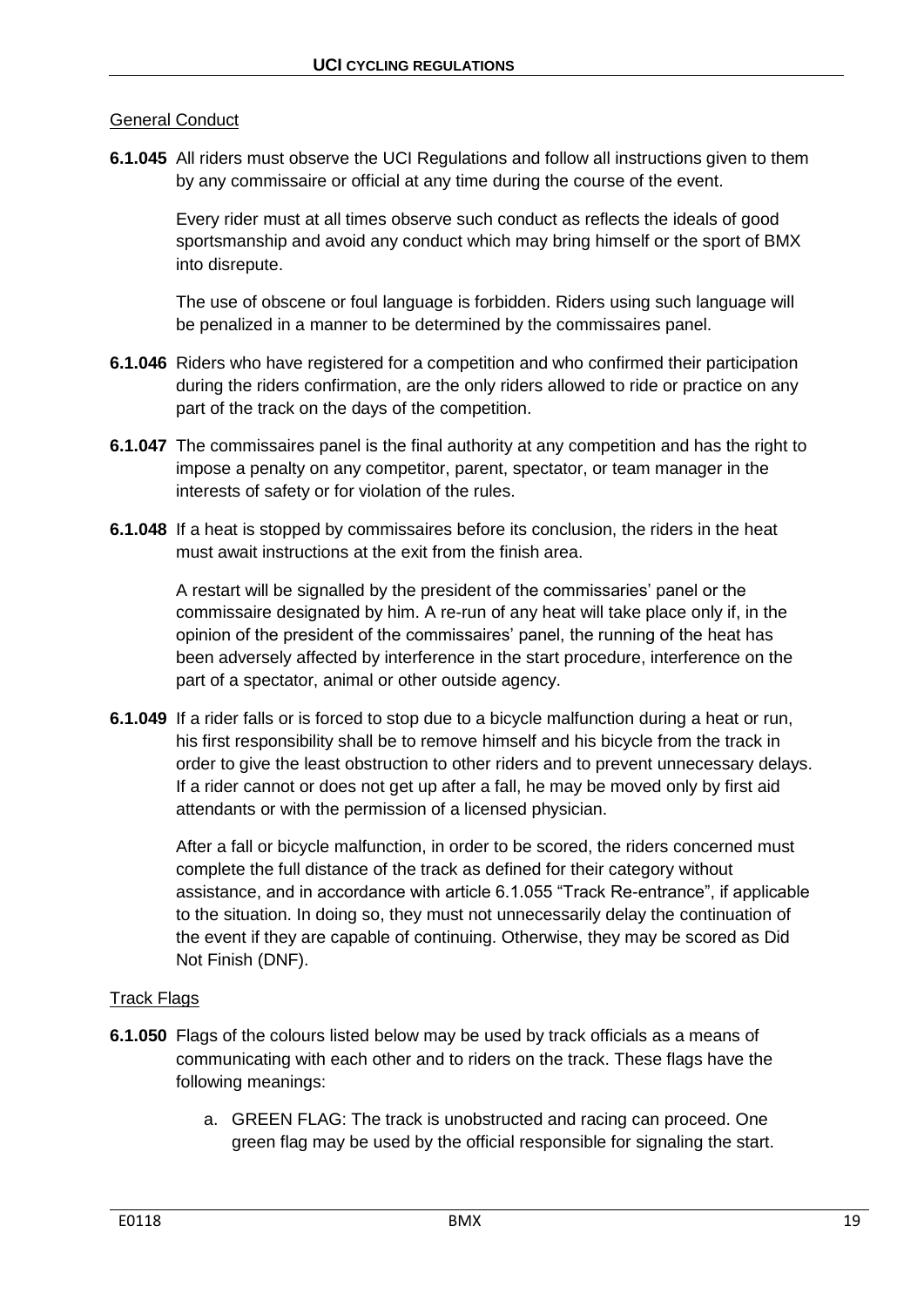General Conduct

**6.1.045** All riders must observe the UCI Regulations and follow all instructions given to them by any commissaire or official at any time during the course of the event.

Every rider must at all times observe such conduct as reflects the ideals of good sportsmanship and avoid any conduct which may bring himself or the sport of BMX into disrepute.

The use of obscene or foul language is forbidden. Riders using such language will be penalized in a manner to be determined by the commissaires panel.

**6.1.046** Riders who have registered for a competition and who confirmed their participation during the riders confirmation, are the only riders allowed to ride or practice on any part of the track on the days of the competition.

**6.1.047** The commissaires panel is the final authority at any competition and has the right to impose a penalty on any competitor, parent, spectator, or team manager in the interests of safety or for violation of the rules.

**6.1.048** If a heat is stopped by commissaires before its conclusion, the riders in the heat must await instructions at the exit from the finish area.

A restart will be signalled by the president of the commissaries' panel or the commissaire designated by him. A re-run of any heat will take place only if, in the opinion of the president of the commissaires' panel, the running of the heat has been adversely affected by interference in the start procedure, interference on the part of a spectator, animal or other outside agency.

**6.1.049** If a rider falls or is forced to stop due to a bicycle malfunction during a heat or run, his first responsibility shall be to remove himself and his bicycle from the track in order to give the least obstruction to other riders and to prevent unnecessary delays. If a rider cannot or does not get up after a fall, he may be moved only by first aid attendants or with the permission of a licensed physician.

After a fall or bicycle malfunction, in order to be scored, the riders concerned must complete the full distance of the track as defined for their category without assistance, and in accordance with article 6.1.055 "Track Re-entrance", if applicable to the situation. In doing so, they must not unnecessarily delay the continuation of the event if they are capable of continuing. Otherwise, they may be scored as Did Not Finish (DNF).

Track Flags

**6.1.050** Flags of the colours listed below may be used by track officials as a means of communicating with each other and to riders on the track. These flags have the following meanings:

a. GREEN FLAG: The track is unobstructed and racing can proceed. One green flag may be used by the official responsible for signaling the start.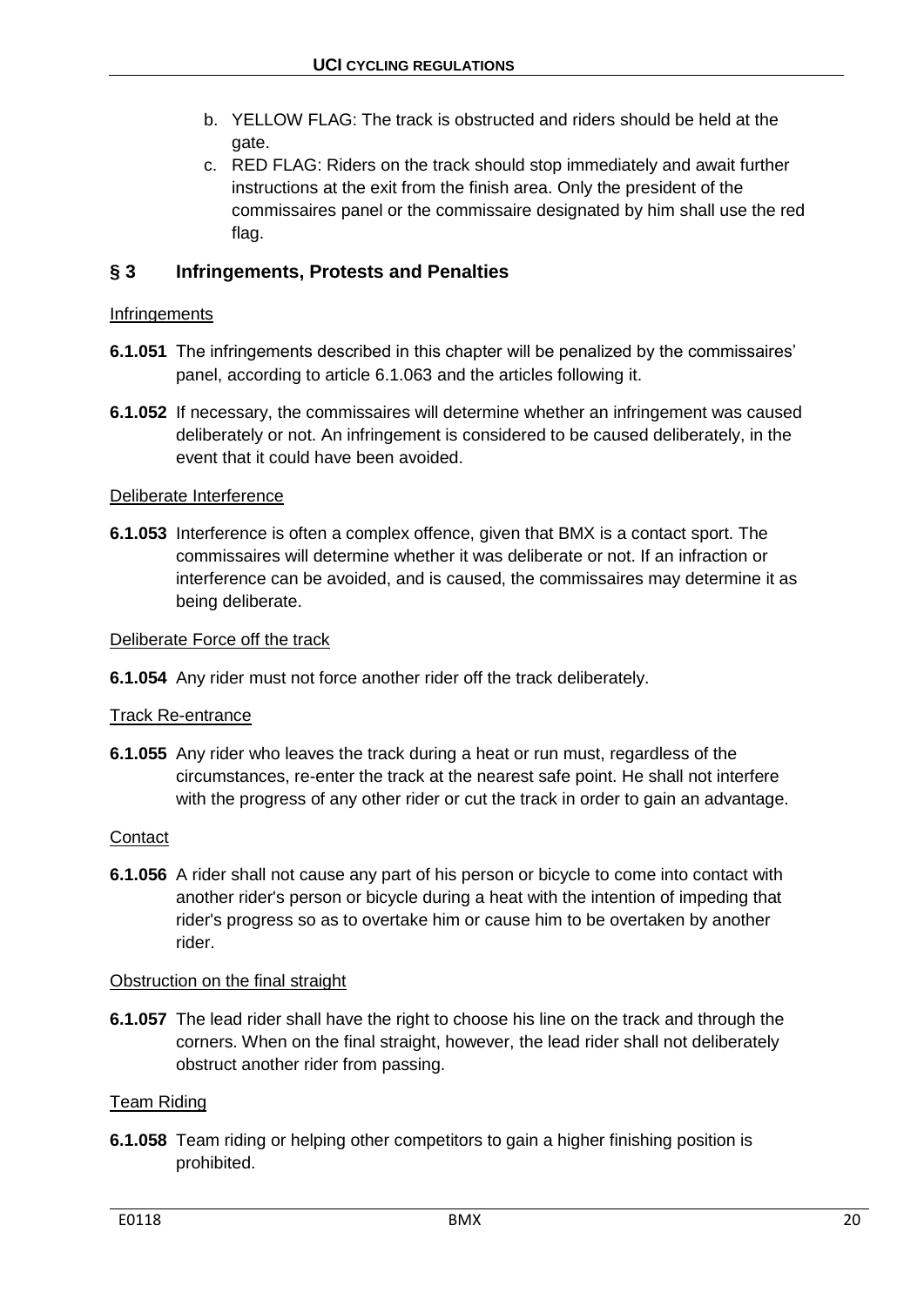b. YELLOW FLAG: The track is obstructed and riders should be held at the gate.
c. RED FLAG: Riders on the track should stop immediately and await further instructions at the exit from the finish area. Only the president of the commissaires panel or the commissaire designated by him shall use the red flag.

## § 3 Infringements, Protests and Penalties

Infringements

**6.1.051** The infringements described in this chapter will be penalized by the commissaires' panel, according to article 6.1.063 and the articles following it.

**6.1.052** If necessary, the commissaires will determine whether an infringement was caused deliberately or not. An infringement is considered to be caused deliberately, in the event that it could have been avoided.

Deliberate Interference

**6.1.053** Interference is often a complex offence, given that BMX is a contact sport. The commissaires will determine whether it was deliberate or not. If an infraction or interference can be avoided, and is caused, the commissaires may determine it as being deliberate.

Deliberate Force off the track

**6.1.054** Any rider must not force another rider off the track deliberately.

Track Re-entrance

**6.1.055** Any rider who leaves the track during a heat or run must, regardless of the circumstances, re-enter the track at the nearest safe point. He shall not interfere with the progress of any other rider or cut the track in order to gain an advantage.

Contact

**6.1.056** A rider shall not cause any part of his person or bicycle to come into contact with another rider's person or bicycle during a heat with the intention of impeding that rider's progress so as to overtake him or cause him to be overtaken by another rider.

Obstruction on the final straight

**6.1.057** The lead rider shall have the right to choose his line on the track and through the corners. When on the final straight, however, the lead rider shall not deliberately obstruct another rider from passing.

Team Riding

**6.1.058** Team riding or helping other competitors to gain a higher finishing position is prohibited.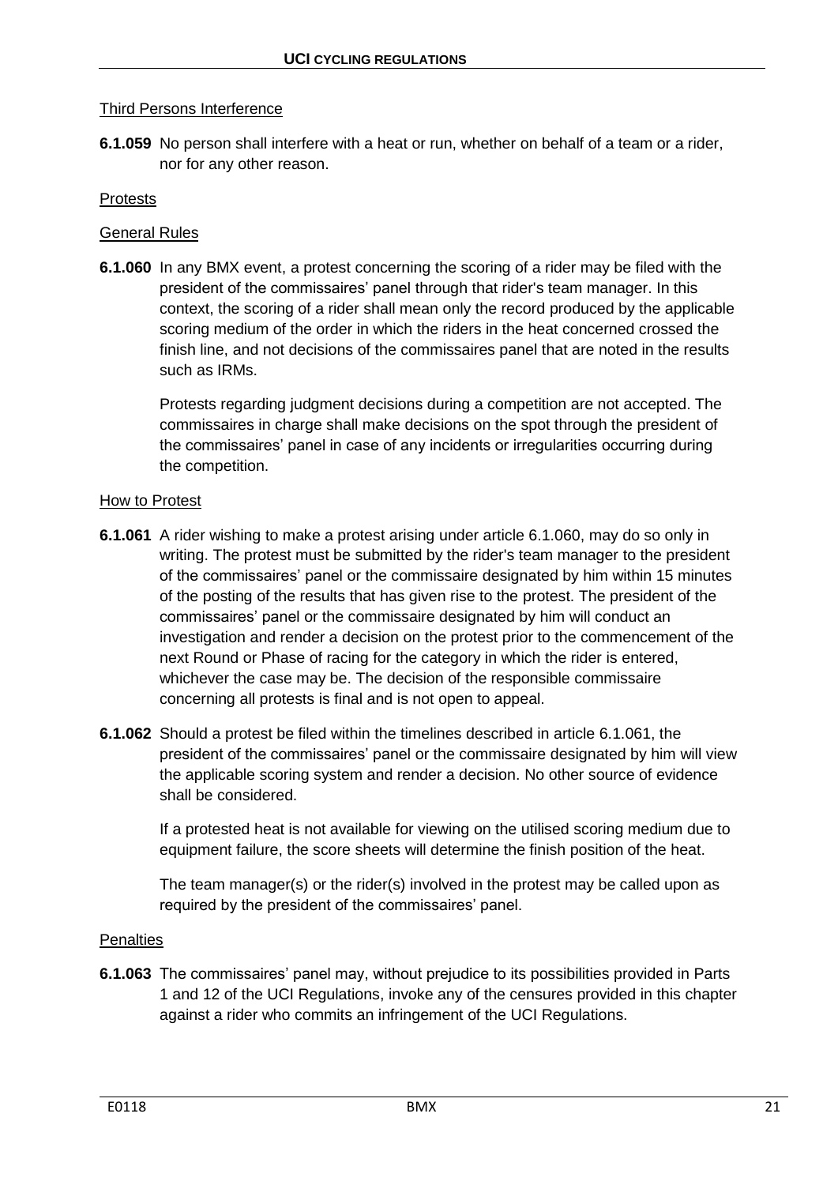Third Persons Interference

**6.1.059** No person shall interfere with a heat or run, whether on behalf of a team or a rider, nor for any other reason.

Protests

General Rules

**6.1.060** In any BMX event, a protest concerning the scoring of a rider may be filed with the president of the commissaires' panel through that rider's team manager. In this context, the scoring of a rider shall mean only the record produced by the applicable scoring medium of the order in which the riders in the heat concerned crossed the finish line, and not decisions of the commissaires panel that are noted in the results such as IRMs.

Protests regarding judgment decisions during a competition are not accepted. The commissaires in charge shall make decisions on the spot through the president of the commissaires' panel in case of any incidents or irregularities occurring during the competition.

How to Protest

**6.1.061** A rider wishing to make a protest arising under article 6.1.060, may do so only in writing. The protest must be submitted by the rider's team manager to the president of the commissaires' panel or the commissaire designated by him within 15 minutes of the posting of the results that has given rise to the protest. The president of the commissaires' panel or the commissaire designated by him will conduct an investigation and render a decision on the protest prior to the commencement of the next Round or Phase of racing for the category in which the rider is entered, whichever the case may be. The decision of the responsible commissaire concerning all protests is final and is not open to appeal.

**6.1.062** Should a protest be filed within the timelines described in article 6.1.061, the president of the commissaires' panel or the commissaire designated by him will view the applicable scoring system and render a decision. No other source of evidence shall be considered.

If a protested heat is not available for viewing on the utilised scoring medium due to equipment failure, the score sheets will determine the finish position of the heat.

The team manager(s) or the rider(s) involved in the protest may be called upon as required by the president of the commissaires' panel.

Penalties

**6.1.063** The commissaires' panel may, without prejudice to its possibilities provided in Parts 1 and 12 of the UCI Regulations, invoke any of the censures provided in this chapter against a rider who commits an infringement of the UCI Regulations.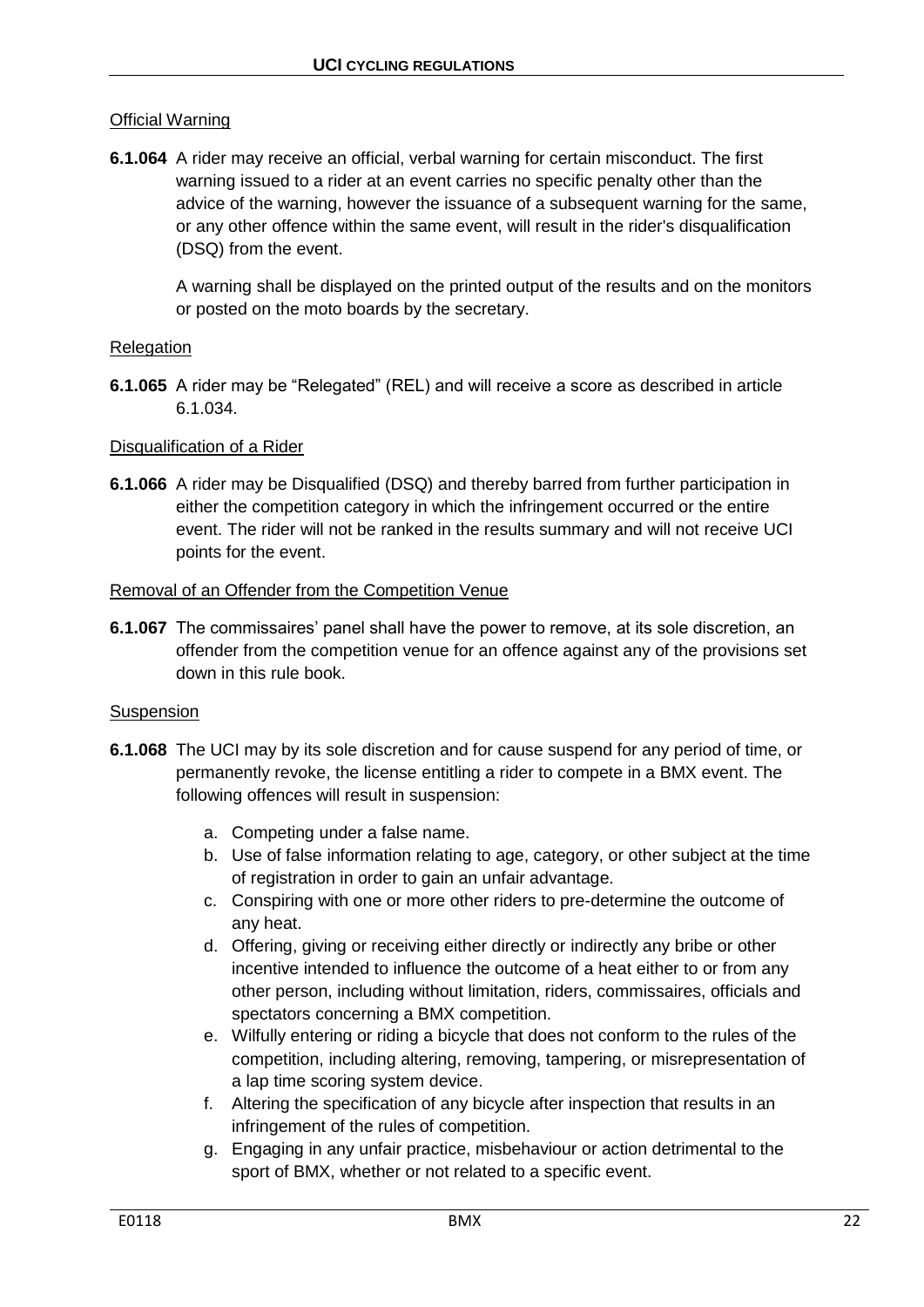Official Warning

**6.1.064** A rider may receive an official, verbal warning for certain misconduct. The first warning issued to a rider at an event carries no specific penalty other than the advice of the warning, however the issuance of a subsequent warning for the same, or any other offence within the same event, will result in the rider's disqualification (DSQ) from the event.

A warning shall be displayed on the printed output of the results and on the monitors or posted on the moto boards by the secretary.

Relegation

**6.1.065** A rider may be "Relegated" (REL) and will receive a score as described in article 6.1.034.

Disqualification of a Rider

**6.1.066** A rider may be Disqualified (DSQ) and thereby barred from further participation in either the competition category in which the infringement occurred or the entire event. The rider will not be ranked in the results summary and will not receive UCI points for the event.

Removal of an Offender from the Competition Venue

**6.1.067** The commissaires' panel shall have the power to remove, at its sole discretion, an offender from the competition venue for an offence against any of the provisions set down in this rule book.

Suspension

**6.1.068** The UCI may by its sole discretion and for cause suspend for any period of time, or permanently revoke, the license entitling a rider to compete in a BMX event. The following offences will result in suspension:

a. Competing under a false name.
b. Use of false information relating to age, category, or other subject at the time of registration in order to gain an unfair advantage.
c. Conspiring with one or more other riders to pre-determine the outcome of any heat.
d. Offering, giving or receiving either directly or indirectly any bribe or other incentive intended to influence the outcome of a heat either to or from any other person, including without limitation, riders, commissaires, officials and spectators concerning a BMX competition.
e. Wilfully entering or riding a bicycle that does not conform to the rules of the competition, including altering, removing, tampering, or misrepresentation of a lap time scoring system device.
f. Altering the specification of any bicycle after inspection that results in an infringement of the rules of competition.
g. Engaging in any unfair practice, misbehaviour or action detrimental to the sport of BMX, whether or not related to a specific event.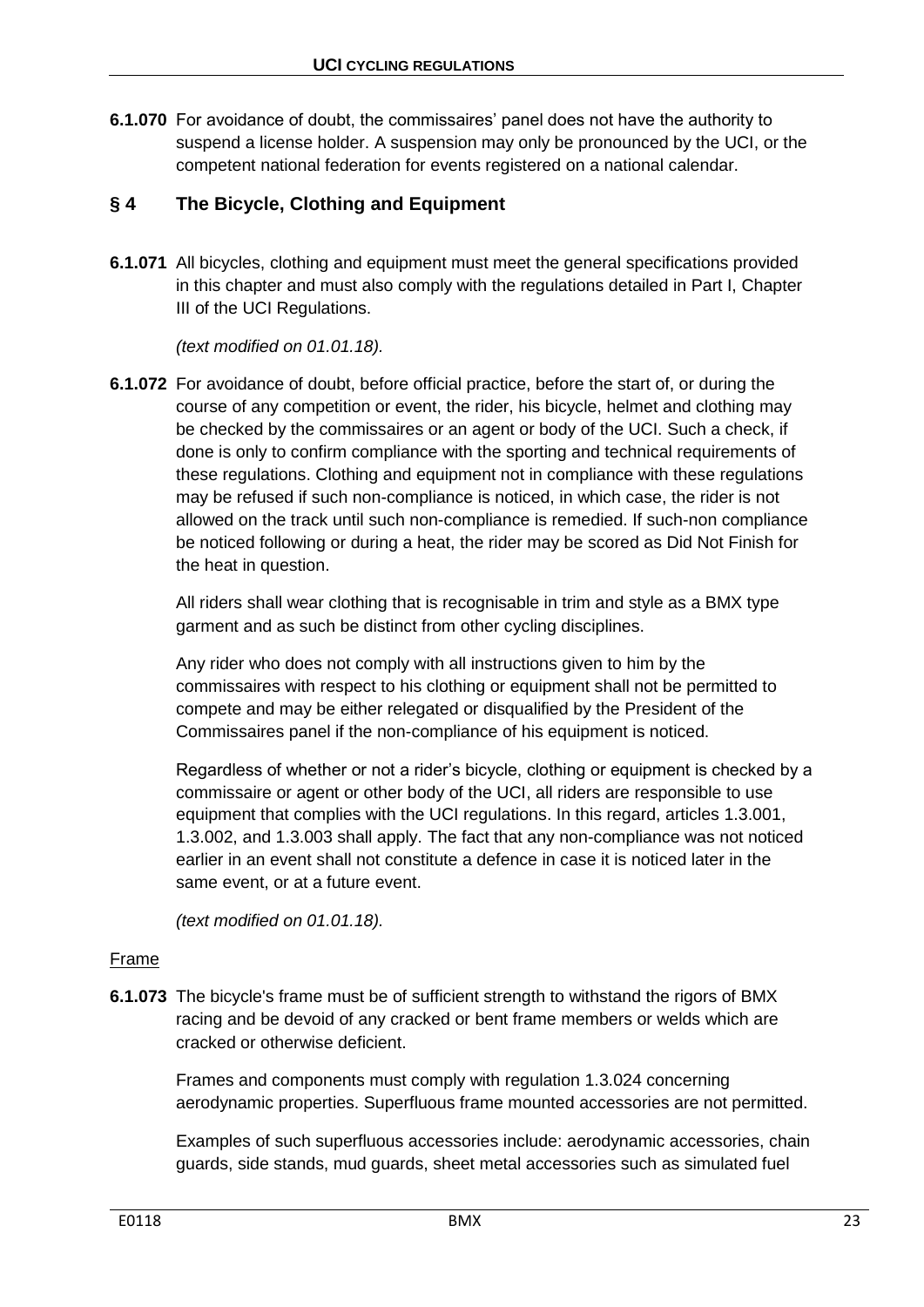**6.1.070** For avoidance of doubt, the commissaires' panel does not have the authority to suspend a license holder. A suspension may only be pronounced by the UCI, or the competent national federation for events registered on a national calendar.

## § 4 The Bicycle, Clothing and Equipment

**6.1.071** All bicycles, clothing and equipment must meet the general specifications provided in this chapter and must also comply with the regulations detailed in Part I, Chapter III of the UCI Regulations.

*(text modified on 01.01.18).*

**6.1.072** For avoidance of doubt, before official practice, before the start of, or during the course of any competition or event, the rider, his bicycle, helmet and clothing may be checked by the commissaires or an agent or body of the UCI. Such a check, if done is only to confirm compliance with the sporting and technical requirements of these regulations. Clothing and equipment not in compliance with these regulations may be refused if such non-compliance is noticed, in which case, the rider is not allowed on the track until such non-compliance is remedied. If such-non compliance be noticed following or during a heat, the rider may be scored as Did Not Finish for the heat in question.

All riders shall wear clothing that is recognisable in trim and style as a BMX type garment and as such be distinct from other cycling disciplines.

Any rider who does not comply with all instructions given to him by the commissaires with respect to his clothing or equipment shall not be permitted to compete and may be either relegated or disqualified by the President of the Commissaires panel if the non-compliance of his equipment is noticed.

Regardless of whether or not a rider's bicycle, clothing or equipment is checked by a commissaire or agent or other body of the UCI, all riders are responsible to use equipment that complies with the UCI regulations. In this regard, articles 1.3.001, 1.3.002, and 1.3.003 shall apply. The fact that any non-compliance was not noticed earlier in an event shall not constitute a defence in case it is noticed later in the same event, or at a future event.

*(text modified on 01.01.18).*

Frame

**6.1.073** The bicycle's frame must be of sufficient strength to withstand the rigors of BMX racing and be devoid of any cracked or bent frame members or welds which are cracked or otherwise deficient.

Frames and components must comply with regulation 1.3.024 concerning aerodynamic properties. Superfluous frame mounted accessories are not permitted.

Examples of such superfluous accessories include: aerodynamic accessories, chain guards, side stands, mud guards, sheet metal accessories such as simulated fuel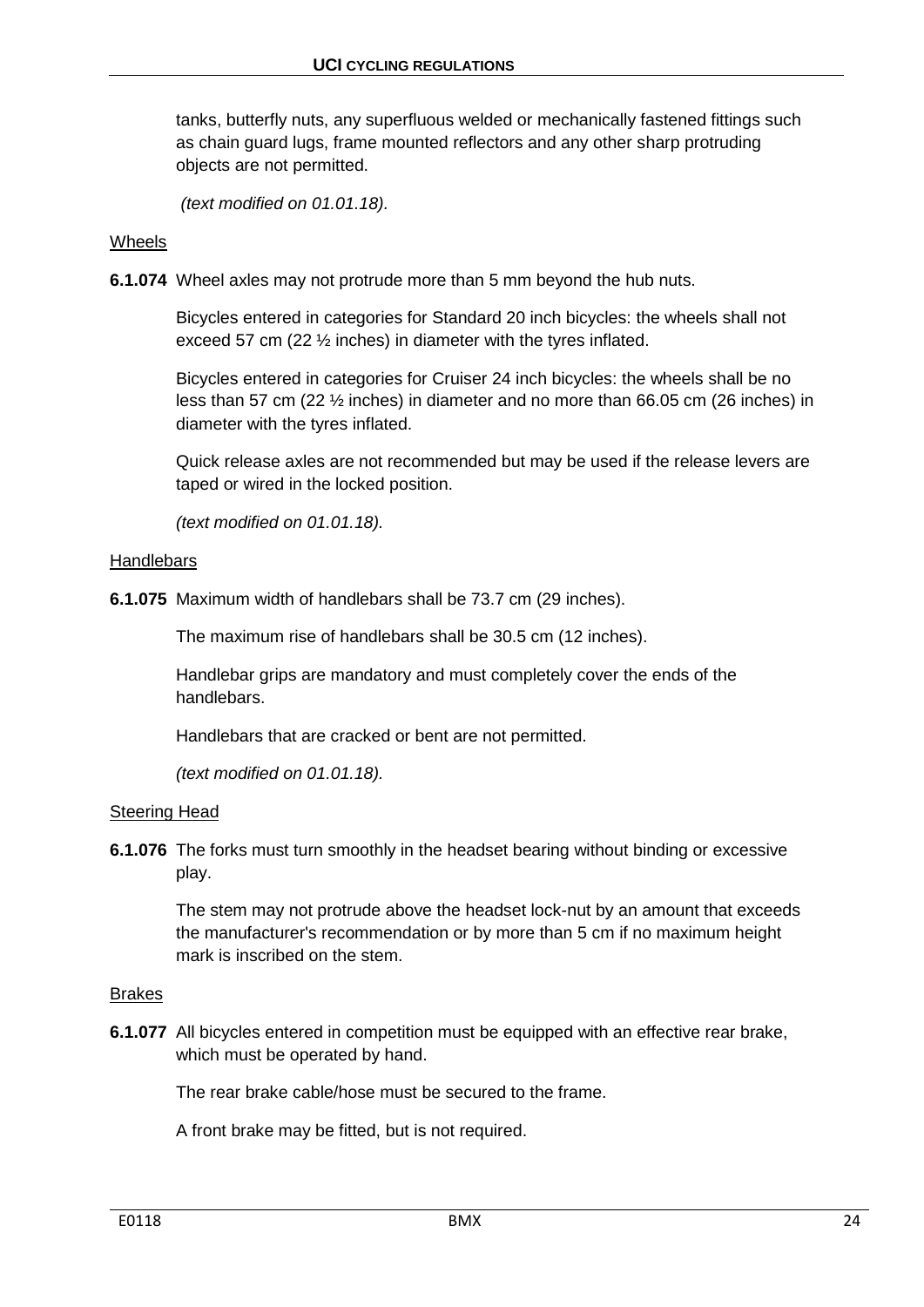tanks, butterfly nuts, any superfluous welded or mechanically fastened fittings such as chain guard lugs, frame mounted reflectors and any other sharp protruding objects are not permitted.

*(text modified on 01.01.18).*

Wheels

**6.1.074** Wheel axles may not protrude more than 5 mm beyond the hub nuts.

Bicycles entered in categories for Standard 20 inch bicycles: the wheels shall not exceed 57 cm (22 ½ inches) in diameter with the tyres inflated.

Bicycles entered in categories for Cruiser 24 inch bicycles: the wheels shall be no less than 57 cm (22 ½ inches) in diameter and no more than 66.05 cm (26 inches) in diameter with the tyres inflated.

Quick release axles are not recommended but may be used if the release levers are taped or wired in the locked position.

*(text modified on 01.01.18).*

Handlebars

**6.1.075** Maximum width of handlebars shall be 73.7 cm (29 inches).

The maximum rise of handlebars shall be 30.5 cm (12 inches).

Handlebar grips are mandatory and must completely cover the ends of the handlebars.

Handlebars that are cracked or bent are not permitted.

*(text modified on 01.01.18).*

Steering Head

**6.1.076** The forks must turn smoothly in the headset bearing without binding or excessive play.

The stem may not protrude above the headset lock-nut by an amount that exceeds the manufacturer's recommendation or by more than 5 cm if no maximum height mark is inscribed on the stem.

Brakes

**6.1.077** All bicycles entered in competition must be equipped with an effective rear brake, which must be operated by hand.

The rear brake cable/hose must be secured to the frame.

A front brake may be fitted, but is not required.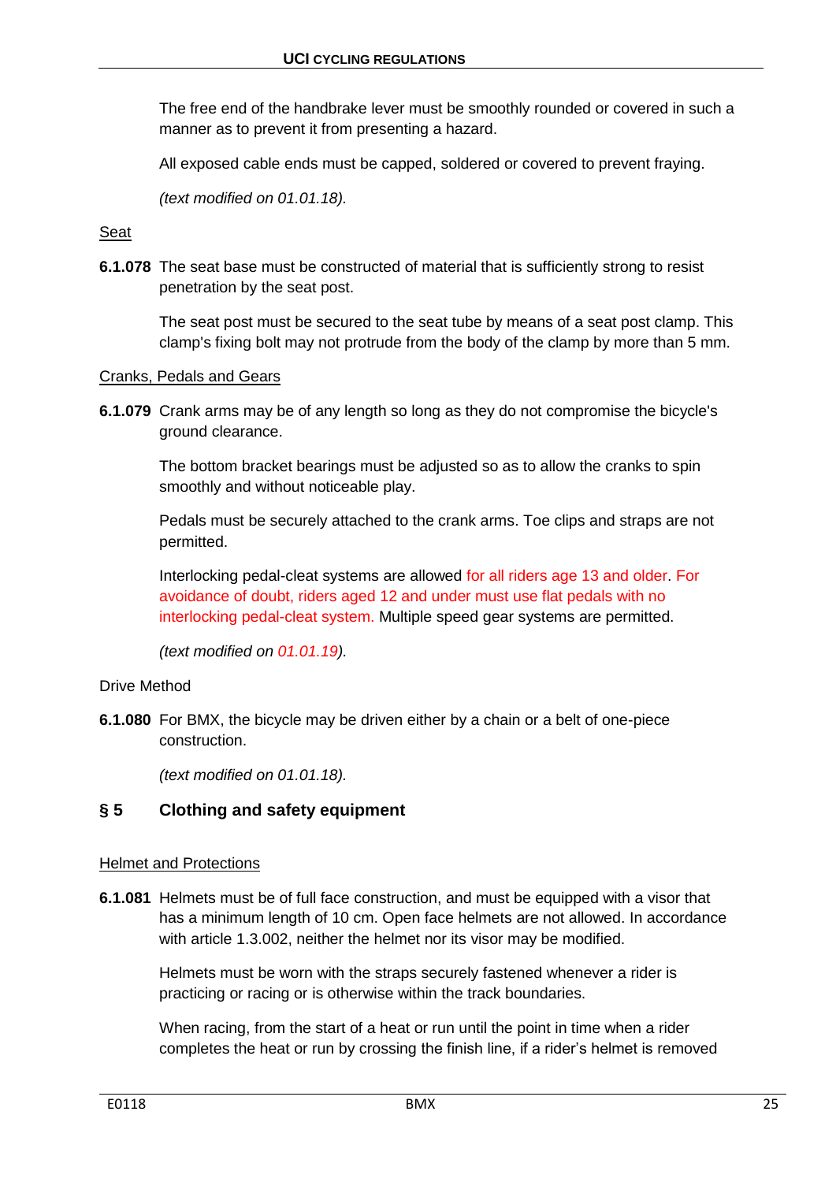The free end of the handbrake lever must be smoothly rounded or covered in such a manner as to prevent it from presenting a hazard.

All exposed cable ends must be capped, soldered or covered to prevent fraying.

*(text modified on 01.01.18).*

Seat

**6.1.078** The seat base must be constructed of material that is sufficiently strong to resist penetration by the seat post.

The seat post must be secured to the seat tube by means of a seat post clamp. This clamp's fixing bolt may not protrude from the body of the clamp by more than 5 mm.

Cranks, Pedals and Gears

**6.1.079** Crank arms may be of any length so long as they do not compromise the bicycle's ground clearance.

The bottom bracket bearings must be adjusted so as to allow the cranks to spin smoothly and without noticeable play.

Pedals must be securely attached to the crank arms. Toe clips and straps are not permitted.

Interlocking pedal-cleat systems are allowed for all riders age 13 and older. For avoidance of doubt, riders aged 12 and under must use flat pedals with no interlocking pedal-cleat system. Multiple speed gear systems are permitted.

*(text modified on 01.01.19).*

Drive Method

**6.1.080** For BMX, the bicycle may be driven either by a chain or a belt of one-piece construction.

*(text modified on 01.01.18).*

## § 5 Clothing and safety equipment

Helmet and Protections

**6.1.081** Helmets must be of full face construction, and must be equipped with a visor that has a minimum length of 10 cm. Open face helmets are not allowed. In accordance with article 1.3.002, neither the helmet nor its visor may be modified.

Helmets must be worn with the straps securely fastened whenever a rider is practicing or racing or is otherwise within the track boundaries.

When racing, from the start of a heat or run until the point in time when a rider completes the heat or run by crossing the finish line, if a rider's helmet is removed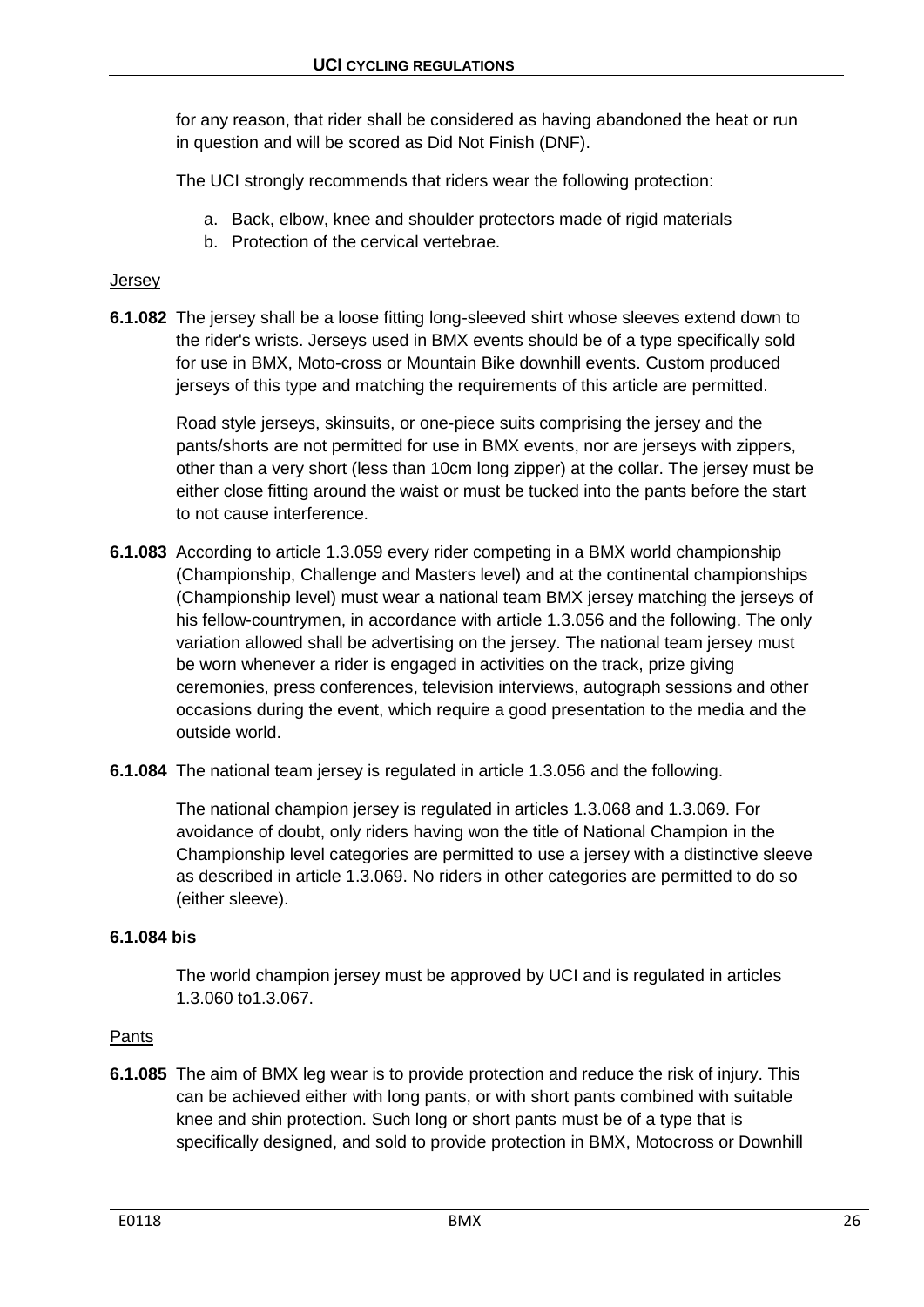for any reason, that rider shall be considered as having abandoned the heat or run in question and will be scored as Did Not Finish (DNF).

The UCI strongly recommends that riders wear the following protection:

a. Back, elbow, knee and shoulder protectors made of rigid materials
b. Protection of the cervical vertebrae.

Jersey

**6.1.082** The jersey shall be a loose fitting long-sleeved shirt whose sleeves extend down to the rider's wrists. Jerseys used in BMX events should be of a type specifically sold for use in BMX, Moto-cross or Mountain Bike downhill events. Custom produced jerseys of this type and matching the requirements of this article are permitted.

Road style jerseys, skinsuits, or one-piece suits comprising the jersey and the pants/shorts are not permitted for use in BMX events, nor are jerseys with zippers, other than a very short (less than 10cm long zipper) at the collar. The jersey must be either close fitting around the waist or must be tucked into the pants before the start to not cause interference.

**6.1.083** According to article 1.3.059 every rider competing in a BMX world championship (Championship, Challenge and Masters level) and at the continental championships (Championship level) must wear a national team BMX jersey matching the jerseys of his fellow-countrymen, in accordance with article 1.3.056 and the following. The only variation allowed shall be advertising on the jersey. The national team jersey must be worn whenever a rider is engaged in activities on the track, prize giving ceremonies, press conferences, television interviews, autograph sessions and other occasions during the event, which require a good presentation to the media and the outside world.

**6.1.084** The national team jersey is regulated in article 1.3.056 and the following.

The national champion jersey is regulated in articles 1.3.068 and 1.3.069. For avoidance of doubt, only riders having won the title of National Champion in the Championship level categories are permitted to use a jersey with a distinctive sleeve as described in article 1.3.069. No riders in other categories are permitted to do so (either sleeve).

**6.1.084 bis**

The world champion jersey must be approved by UCI and is regulated in articles 1.3.060 to1.3.067.

Pants

**6.1.085** The aim of BMX leg wear is to provide protection and reduce the risk of injury. This can be achieved either with long pants, or with short pants combined with suitable knee and shin protection. Such long or short pants must be of a type that is specifically designed, and sold to provide protection in BMX, Motocross or Downhill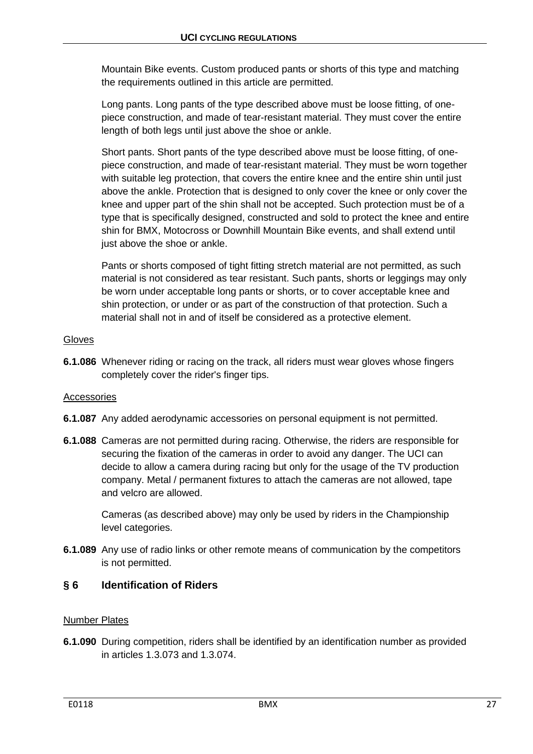Mountain Bike events. Custom produced pants or shorts of this type and matching the requirements outlined in this article are permitted.

Long pants. Long pants of the type described above must be loose fitting, of one-piece construction, and made of tear-resistant material. They must cover the entire length of both legs until just above the shoe or ankle.

Short pants. Short pants of the type described above must be loose fitting, of one-piece construction, and made of tear-resistant material. They must be worn together with suitable leg protection, that covers the entire knee and the entire shin until just above the ankle. Protection that is designed to only cover the knee or only cover the knee and upper part of the shin shall not be accepted. Such protection must be of a type that is specifically designed, constructed and sold to protect the knee and entire shin for BMX, Motocross or Downhill Mountain Bike events, and shall extend until just above the shoe or ankle.

Pants or shorts composed of tight fitting stretch material are not permitted, as such material is not considered as tear resistant. Such pants, shorts or leggings may only be worn under acceptable long pants or shorts, or to cover acceptable knee and shin protection, or under or as part of the construction of that protection. Such a material shall not in and of itself be considered as a protective element.

Gloves

**6.1.086** Whenever riding or racing on the track, all riders must wear gloves whose fingers completely cover the rider's finger tips.

Accessories

**6.1.087** Any added aerodynamic accessories on personal equipment is not permitted.

**6.1.088** Cameras are not permitted during racing. Otherwise, the riders are responsible for securing the fixation of the cameras in order to avoid any danger. The UCI can decide to allow a camera during racing but only for the usage of the TV production company. Metal / permanent fixtures to attach the cameras are not allowed, tape and velcro are allowed.

Cameras (as described above) may only be used by riders in the Championship level categories.

**6.1.089** Any use of radio links or other remote means of communication by the competitors is not permitted.

## § 6 Identification of Riders

Number Plates

**6.1.090** During competition, riders shall be identified by an identification number as provided in articles 1.3.073 and 1.3.074.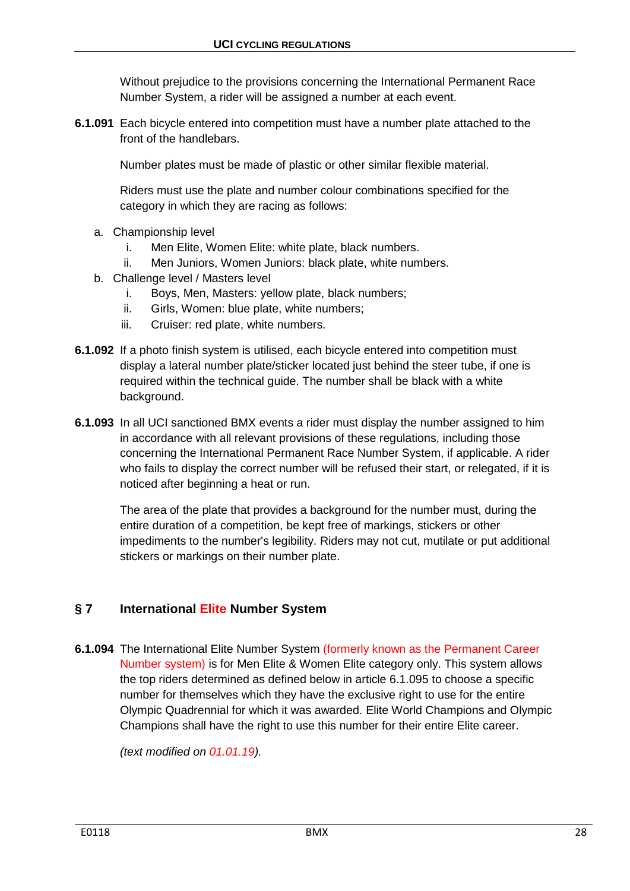Without prejudice to the provisions concerning the International Permanent Race Number System, a rider will be assigned a number at each event.

**6.1.091** Each bicycle entered into competition must have a number plate attached to the front of the handlebars.

Number plates must be made of plastic or other similar flexible material.

Riders must use the plate and number colour combinations specified for the category in which they are racing as follows:

a. Championship level
   i. Men Elite, Women Elite: white plate, black numbers.
   ii. Men Juniors, Women Juniors: black plate, white numbers.
b. Challenge level / Masters level
   i. Boys, Men, Masters: yellow plate, black numbers;
   ii. Girls, Women: blue plate, white numbers;
   iii. Cruiser: red plate, white numbers.

**6.1.092** If a photo finish system is utilised, each bicycle entered into competition must display a lateral number plate/sticker located just behind the steer tube, if one is required within the technical guide. The number shall be black with a white background.

**6.1.093** In all UCI sanctioned BMX events a rider must display the number assigned to him in accordance with all relevant provisions of these regulations, including those concerning the International Permanent Race Number System, if applicable. A rider who fails to display the correct number will be refused their start, or relegated, if it is noticed after beginning a heat or run.

The area of the plate that provides a background for the number must, during the entire duration of a competition, be kept free of markings, stickers or other impediments to the number's legibility. Riders may not cut, mutilate or put additional stickers or markings on their number plate.

## § 7 International Elite Number System

**6.1.094** The International Elite Number System (formerly known as the Permanent Career Number system) is for Men Elite & Women Elite category only. This system allows the top riders determined as defined below in article 6.1.095 to choose a specific number for themselves which they have the exclusive right to use for the entire Olympic Quadrennial for which it was awarded. Elite World Champions and Olympic Champions shall have the right to use this number for their entire Elite career.

*(text modified on 01.01.19).*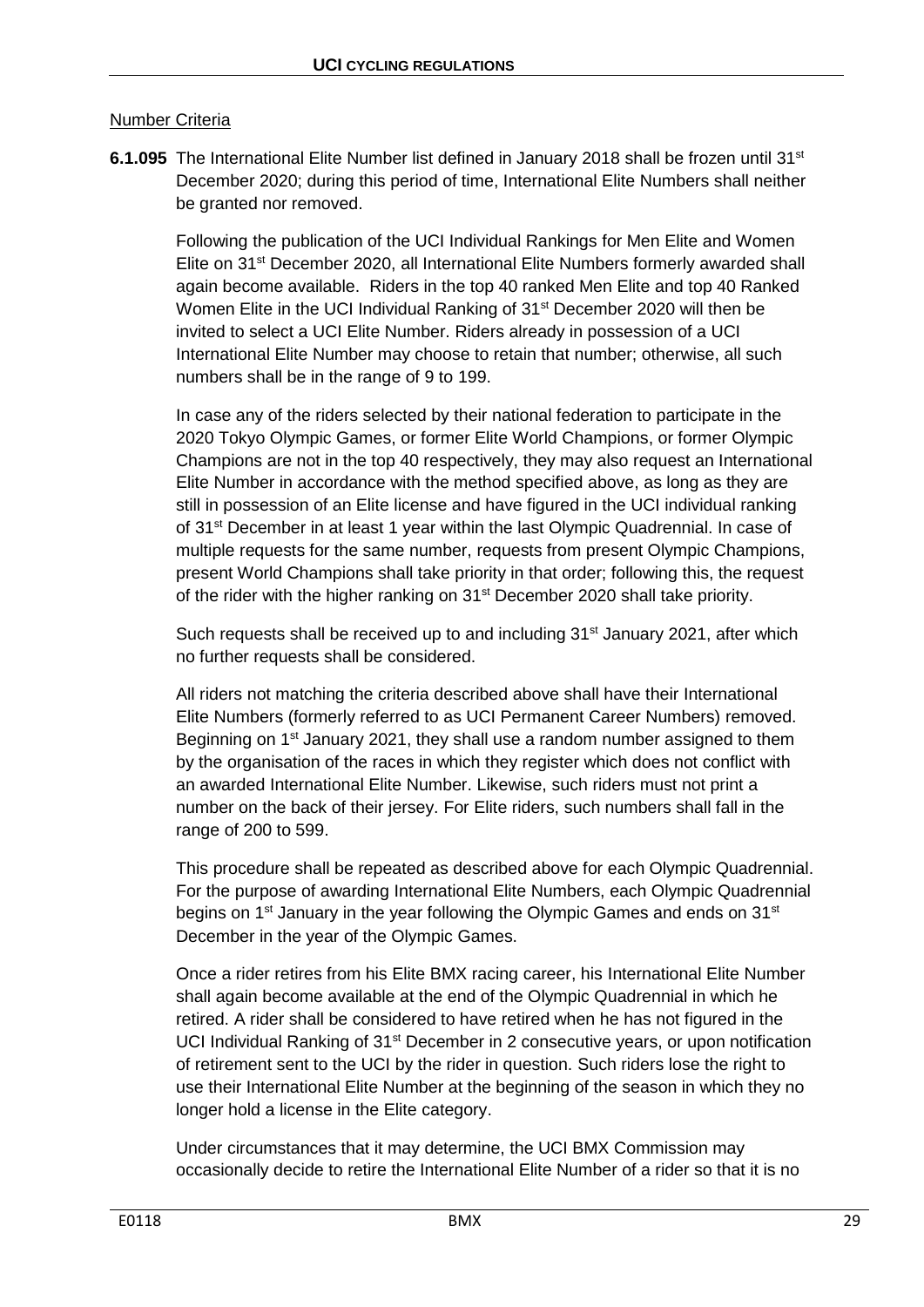Number Criteria

**6.1.095** The International Elite Number list defined in January 2018 shall be frozen until 31st December 2020; during this period of time, International Elite Numbers shall neither be granted nor removed.

Following the publication of the UCI Individual Rankings for Men Elite and Women Elite on 31st December 2020, all International Elite Numbers formerly awarded shall again become available. Riders in the top 40 ranked Men Elite and top 40 Ranked Women Elite in the UCI Individual Ranking of 31st December 2020 will then be invited to select a UCI Elite Number. Riders already in possession of a UCI International Elite Number may choose to retain that number; otherwise, all such numbers shall be in the range of 9 to 199.

In case any of the riders selected by their national federation to participate in the 2020 Tokyo Olympic Games, or former Elite World Champions, or former Olympic Champions are not in the top 40 respectively, they may also request an International Elite Number in accordance with the method specified above, as long as they are still in possession of an Elite license and have figured in the UCI individual ranking of 31st December in at least 1 year within the last Olympic Quadrennial. In case of multiple requests for the same number, requests from present Olympic Champions, present World Champions shall take priority in that order; following this, the request of the rider with the higher ranking on 31st December 2020 shall take priority.

Such requests shall be received up to and including 31st January 2021, after which no further requests shall be considered.

All riders not matching the criteria described above shall have their International Elite Numbers (formerly referred to as UCI Permanent Career Numbers) removed. Beginning on 1st January 2021, they shall use a random number assigned to them by the organisation of the races in which they register which does not conflict with an awarded International Elite Number. Likewise, such riders must not print a number on the back of their jersey. For Elite riders, such numbers shall fall in the range of 200 to 599.

This procedure shall be repeated as described above for each Olympic Quadrennial. For the purpose of awarding International Elite Numbers, each Olympic Quadrennial begins on 1st January in the year following the Olympic Games and ends on 31st December in the year of the Olympic Games.

Once a rider retires from his Elite BMX racing career, his International Elite Number shall again become available at the end of the Olympic Quadrennial in which he retired. A rider shall be considered to have retired when he has not figured in the UCI Individual Ranking of 31st December in 2 consecutive years, or upon notification of retirement sent to the UCI by the rider in question. Such riders lose the right to use their International Elite Number at the beginning of the season in which they no longer hold a license in the Elite category.

Under circumstances that it may determine, the UCI BMX Commission may occasionally decide to retire the International Elite Number of a rider so that it is no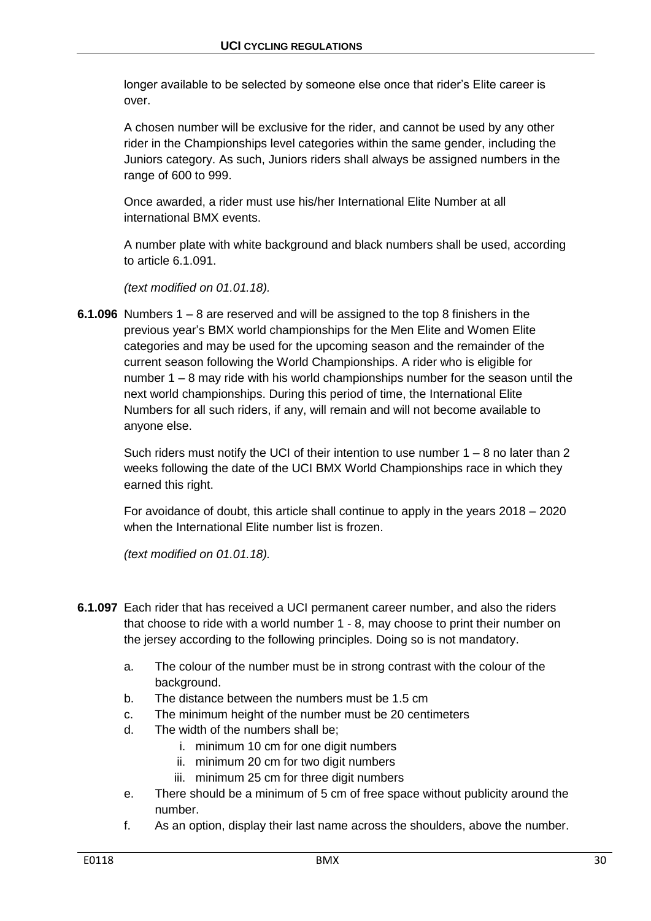longer available to be selected by someone else once that rider's Elite career is over.

A chosen number will be exclusive for the rider, and cannot be used by any other rider in the Championships level categories within the same gender, including the Juniors category. As such, Juniors riders shall always be assigned numbers in the range of 600 to 999.

Once awarded, a rider must use his/her International Elite Number at all international BMX events.

A number plate with white background and black numbers shall be used, according to article 6.1.091.

*(text modified on 01.01.18).*

**6.1.096** Numbers 1 – 8 are reserved and will be assigned to the top 8 finishers in the previous year's BMX world championships for the Men Elite and Women Elite categories and may be used for the upcoming season and the remainder of the current season following the World Championships. A rider who is eligible for number 1 – 8 may ride with his world championships number for the season until the next world championships. During this period of time, the International Elite Numbers for all such riders, if any, will remain and will not become available to anyone else.

Such riders must notify the UCI of their intention to use number 1 – 8 no later than 2 weeks following the date of the UCI BMX World Championships race in which they earned this right.

For avoidance of doubt, this article shall continue to apply in the years 2018 – 2020 when the International Elite number list is frozen.

*(text modified on 01.01.18).*

**6.1.097** Each rider that has received a UCI permanent career number, and also the riders that choose to ride with a world number 1 - 8, may choose to print their number on the jersey according to the following principles. Doing so is not mandatory.

a. The colour of the number must be in strong contrast with the colour of the background.
b. The distance between the numbers must be 1.5 cm
c. The minimum height of the number must be 20 centimeters
d. The width of the numbers shall be;
   i. minimum 10 cm for one digit numbers
   ii. minimum 20 cm for two digit numbers
   iii. minimum 25 cm for three digit numbers
e. There should be a minimum of 5 cm of free space without publicity around the number.
f. As an option, display their last name across the shoulders, above the number.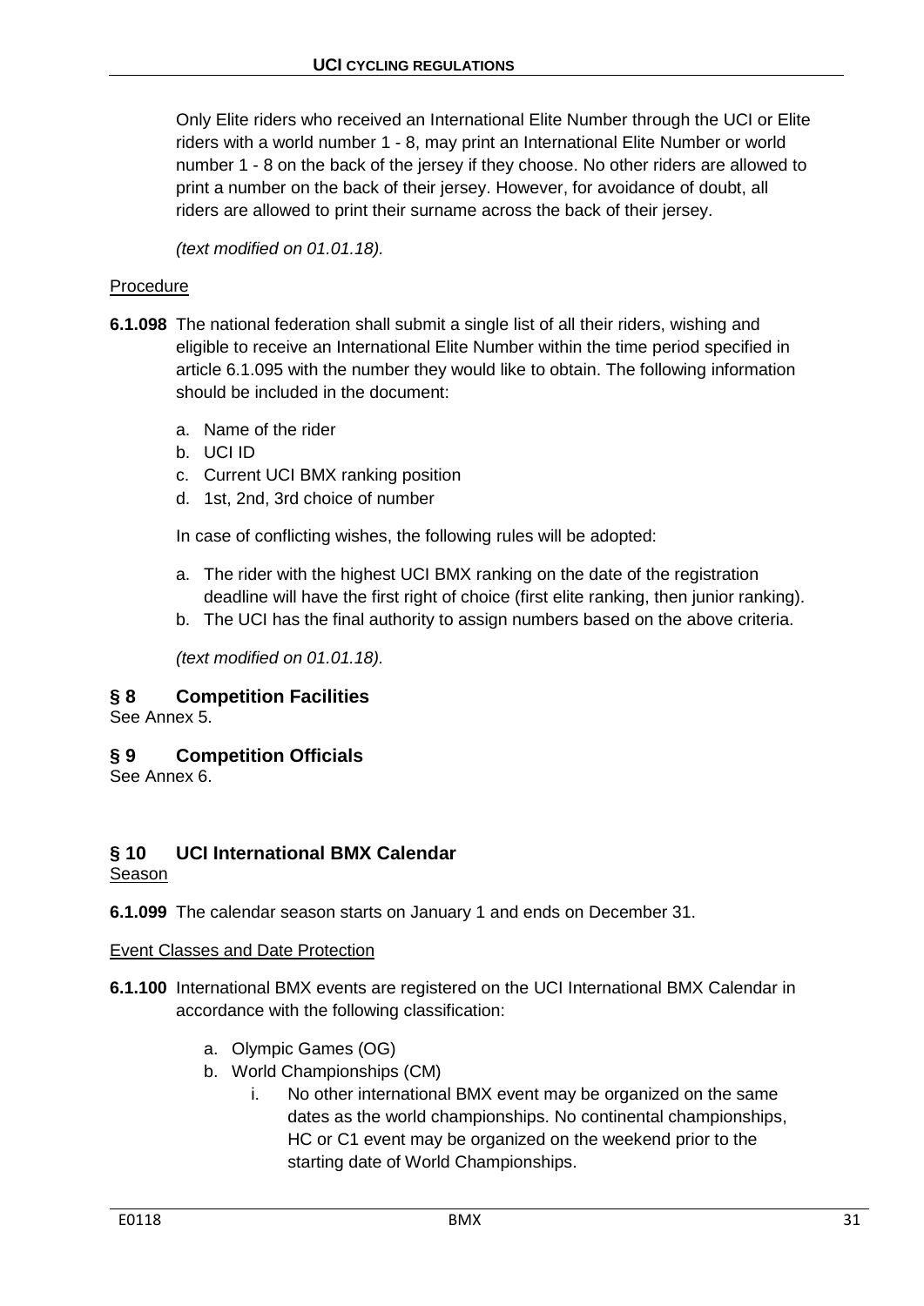Only Elite riders who received an International Elite Number through the UCI or Elite riders with a world number 1 - 8, may print an International Elite Number or world number 1 - 8 on the back of the jersey if they choose. No other riders are allowed to print a number on the back of their jersey. However, for avoidance of doubt, all riders are allowed to print their surname across the back of their jersey.

*(text modified on 01.01.18).*

Procedure

**6.1.098** The national federation shall submit a single list of all their riders, wishing and eligible to receive an International Elite Number within the time period specified in article 6.1.095 with the number they would like to obtain. The following information should be included in the document:

a. Name of the rider
b. UCI ID
c. Current UCI BMX ranking position
d. 1st, 2nd, 3rd choice of number

In case of conflicting wishes, the following rules will be adopted:

a. The rider with the highest UCI BMX ranking on the date of the registration deadline will have the first right of choice (first elite ranking, then junior ranking).
b. The UCI has the final authority to assign numbers based on the above criteria.

*(text modified on 01.01.18).*

## § 8 Competition Facilities

See Annex 5.

## § 9 Competition Officials

See Annex 6.

## § 10 UCI International BMX Calendar

Season

**6.1.099** The calendar season starts on January 1 and ends on December 31.

Event Classes and Date Protection

**6.1.100** International BMX events are registered on the UCI International BMX Calendar in accordance with the following classification:

a. Olympic Games (OG)
b. World Championships (CM)
   i. No other international BMX event may be organized on the same dates as the world championships. No continental championships, HC or C1 event may be organized on the weekend prior to the starting date of World Championships.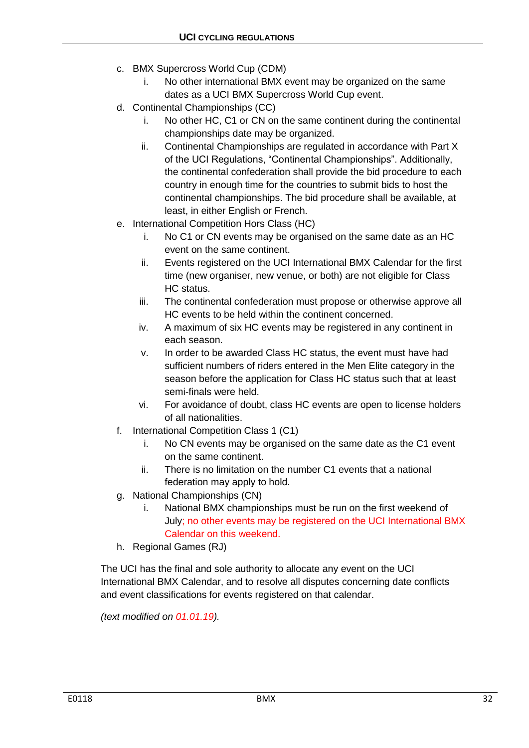c. BMX Supercross World Cup (CDM)
   i. No other international BMX event may be organized on the same dates as a UCI BMX Supercross World Cup event.
d. Continental Championships (CC)
   i. No other HC, C1 or CN on the same continent during the continental championships date may be organized.
   ii. Continental Championships are regulated in accordance with Part X of the UCI Regulations, "Continental Championships". Additionally, the continental confederation shall provide the bid procedure to each country in enough time for the countries to submit bids to host the continental championships. The bid procedure shall be available, at least, in either English or French.
e. International Competition Hors Class (HC)
   i. No C1 or CN events may be organised on the same date as an HC event on the same continent.
   ii. Events registered on the UCI International BMX Calendar for the first time (new organiser, new venue, or both) are not eligible for Class HC status.
   iii. The continental confederation must propose or otherwise approve all HC events to be held within the continent concerned.
   iv. A maximum of six HC events may be registered in any continent in each season.
   v. In order to be awarded Class HC status, the event must have had sufficient numbers of riders entered in the Men Elite category in the season before the application for Class HC status such that at least semi-finals were held.
   vi. For avoidance of doubt, class HC events are open to license holders of all nationalities.
f. International Competition Class 1 (C1)
   i. No CN events may be organised on the same date as the C1 event on the same continent.
   ii. There is no limitation on the number C1 events that a national federation may apply to hold.
g. National Championships (CN)
   i. National BMX championships must be run on the first weekend of July; no other events may be registered on the UCI International BMX Calendar on this weekend.
h. Regional Games (RJ)

The UCI has the final and sole authority to allocate any event on the UCI International BMX Calendar, and to resolve all disputes concerning date conflicts and event classifications for events registered on that calendar.

*(text modified on 01.01.19).*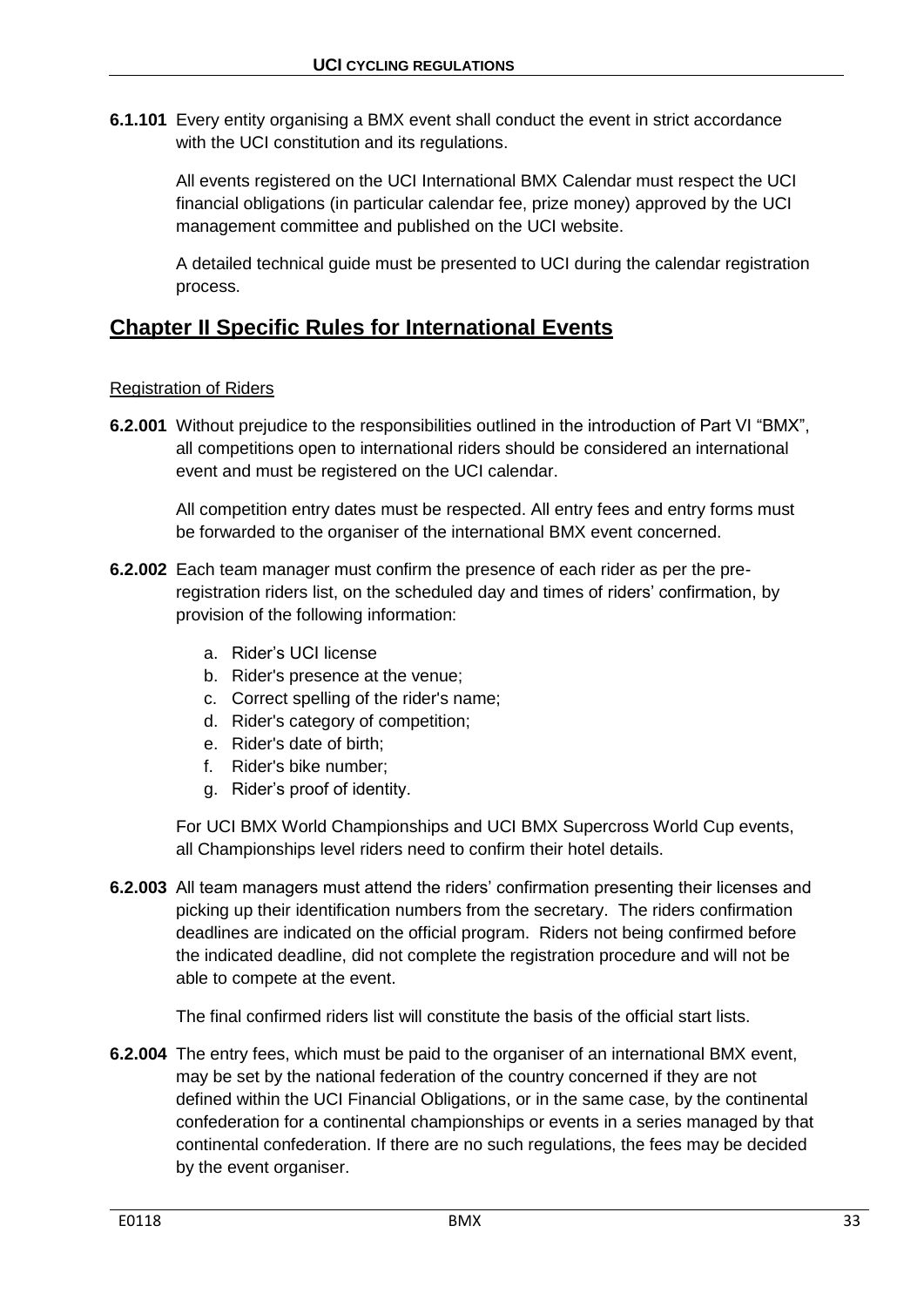**6.1.101** Every entity organising a BMX event shall conduct the event in strict accordance with the UCI constitution and its regulations.

All events registered on the UCI International BMX Calendar must respect the UCI financial obligations (in particular calendar fee, prize money) approved by the UCI management committee and published on the UCI website.

A detailed technical guide must be presented to UCI during the calendar registration process.

## Chapter II Specific Rules for International Events

Registration of Riders

**6.2.001** Without prejudice to the responsibilities outlined in the introduction of Part VI "BMX", all competitions open to international riders should be considered an international event and must be registered on the UCI calendar.

All competition entry dates must be respected. All entry fees and entry forms must be forwarded to the organiser of the international BMX event concerned.

**6.2.002** Each team manager must confirm the presence of each rider as per the pre-registration riders list, on the scheduled day and times of riders' confirmation, by provision of the following information:

a. Rider's UCI license
b. Rider's presence at the venue;
c. Correct spelling of the rider's name;
d. Rider's category of competition;
e. Rider's date of birth;
f. Rider's bike number;
g. Rider's proof of identity.

For UCI BMX World Championships and UCI BMX Supercross World Cup events, all Championships level riders need to confirm their hotel details.

**6.2.003** All team managers must attend the riders' confirmation presenting their licenses and picking up their identification numbers from the secretary. The riders confirmation deadlines are indicated on the official program. Riders not being confirmed before the indicated deadline, did not complete the registration procedure and will not be able to compete at the event.

The final confirmed riders list will constitute the basis of the official start lists.

**6.2.004** The entry fees, which must be paid to the organiser of an international BMX event, may be set by the national federation of the country concerned if they are not defined within the UCI Financial Obligations, or in the same case, by the continental confederation for a continental championships or events in a series managed by that continental confederation. If there are no such regulations, the fees may be decided by the event organiser.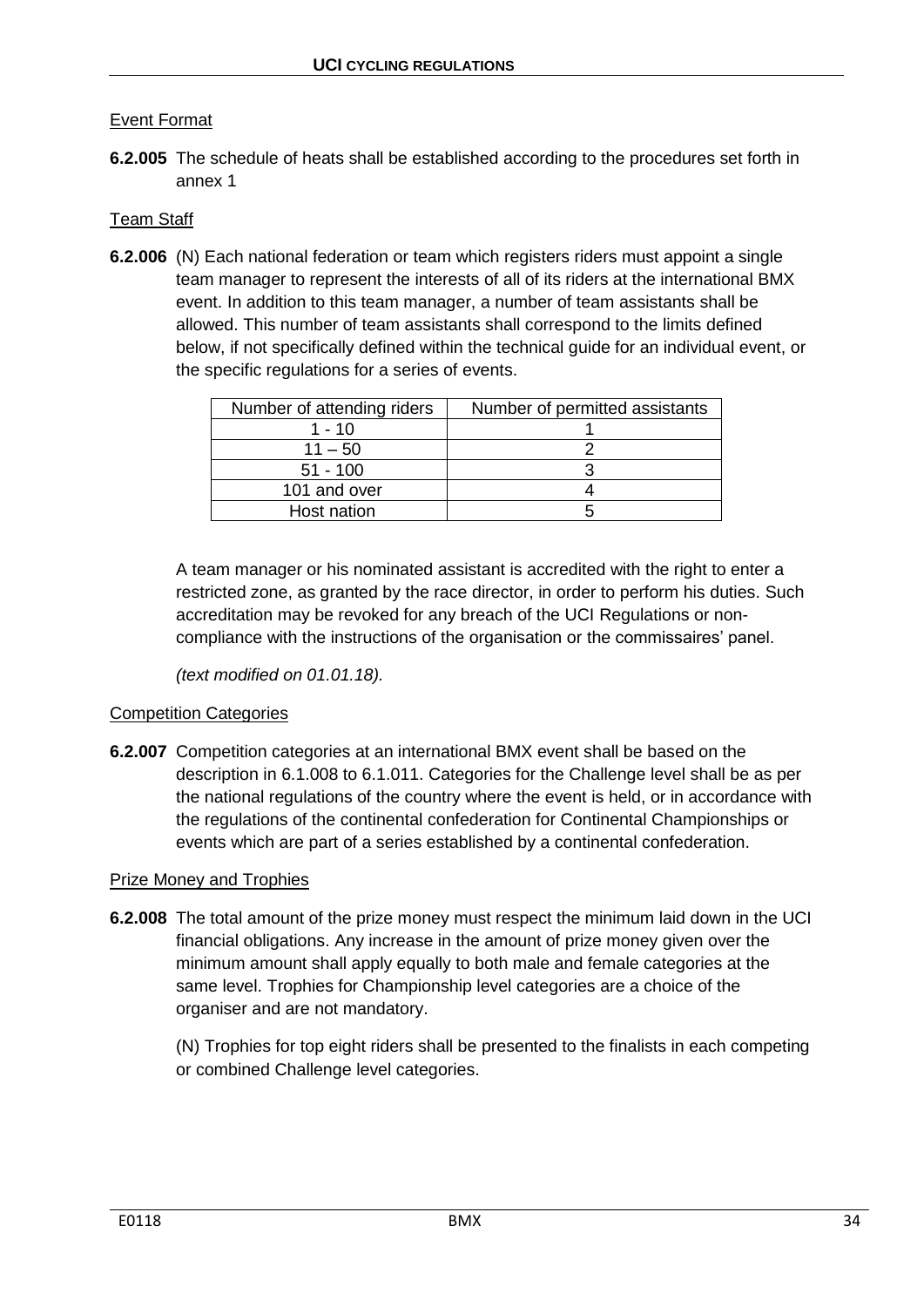Event Format

**6.2.005** The schedule of heats shall be established according to the procedures set forth in annex 1

Team Staff

**6.2.006** (N) Each national federation or team which registers riders must appoint a single team manager to represent the interests of all of its riders at the international BMX event. In addition to this team manager, a number of team assistants shall be allowed. This number of team assistants shall correspond to the limits defined below, if not specifically defined within the technical guide for an individual event, or the specific regulations for a series of events.

| Number of attending riders | Number of permitted assistants |
|---|---|
| 1 - 10 | 1 |
| 11 – 50 | 2 |
| 51 - 100 | 3 |
| 101 and over | 4 |
| Host nation | 5 |

A team manager or his nominated assistant is accredited with the right to enter a restricted zone, as granted by the race director, in order to perform his duties. Such accreditation may be revoked for any breach of the UCI Regulations or non-compliance with the instructions of the organisation or the commissaires' panel.

*(text modified on 01.01.18).*

Competition Categories

**6.2.007** Competition categories at an international BMX event shall be based on the description in 6.1.008 to 6.1.011. Categories for the Challenge level shall be as per the national regulations of the country where the event is held, or in accordance with the regulations of the continental confederation for Continental Championships or events which are part of a series established by a continental confederation.

Prize Money and Trophies

**6.2.008** The total amount of the prize money must respect the minimum laid down in the UCI financial obligations. Any increase in the amount of prize money given over the minimum amount shall apply equally to both male and female categories at the same level. Trophies for Championship level categories are a choice of the organiser and are not mandatory.

(N) Trophies for top eight riders shall be presented to the finalists in each competing or combined Challenge level categories.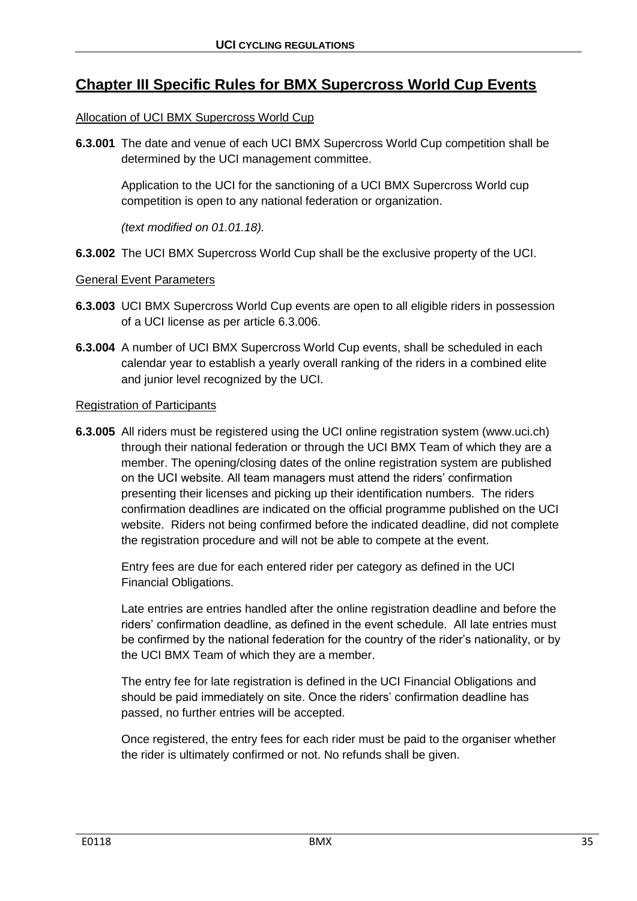# Chapter III Specific Rules for BMX Supercross World Cup Events

Allocation of UCI BMX Supercross World Cup

**6.3.001** The date and venue of each UCI BMX Supercross World Cup competition shall be determined by the UCI management committee.

Application to the UCI for the sanctioning of a UCI BMX Supercross World cup competition is open to any national federation or organization.

*(text modified on 01.01.18).*

**6.3.002** The UCI BMX Supercross World Cup shall be the exclusive property of the UCI.

General Event Parameters

**6.3.003** UCI BMX Supercross World Cup events are open to all eligible riders in possession of a UCI license as per article 6.3.006.

**6.3.004** A number of UCI BMX Supercross World Cup events, shall be scheduled in each calendar year to establish a yearly overall ranking of the riders in a combined elite and junior level recognized by the UCI.

Registration of Participants

**6.3.005** All riders must be registered using the UCI online registration system (www.uci.ch) through their national federation or through the UCI BMX Team of which they are a member. The opening/closing dates of the online registration system are published on the UCI website. All team managers must attend the riders' confirmation presenting their licenses and picking up their identification numbers. The riders confirmation deadlines are indicated on the official programme published on the UCI website. Riders not being confirmed before the indicated deadline, did not complete the registration procedure and will not be able to compete at the event.

Entry fees are due for each entered rider per category as defined in the UCI Financial Obligations.

Late entries are entries handled after the online registration deadline and before the riders' confirmation deadline, as defined in the event schedule. All late entries must be confirmed by the national federation for the country of the rider's nationality, or by the UCI BMX Team of which they are a member.

The entry fee for late registration is defined in the UCI Financial Obligations and should be paid immediately on site. Once the riders' confirmation deadline has passed, no further entries will be accepted.

Once registered, the entry fees for each rider must be paid to the organiser whether the rider is ultimately confirmed or not. No refunds shall be given.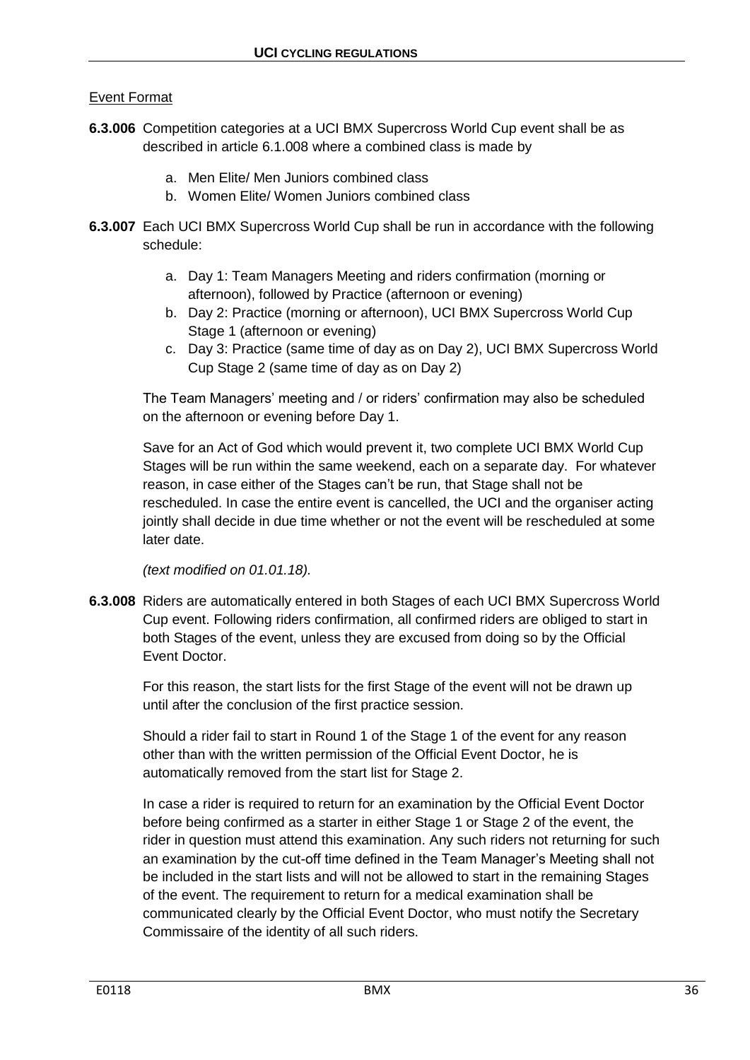Event Format

**6.3.006** Competition categories at a UCI BMX Supercross World Cup event shall be as described in article 6.1.008 where a combined class is made by

a. Men Elite/ Men Juniors combined class
b. Women Elite/ Women Juniors combined class

**6.3.007** Each UCI BMX Supercross World Cup shall be run in accordance with the following schedule:

a. Day 1: Team Managers Meeting and riders confirmation (morning or afternoon), followed by Practice (afternoon or evening)
b. Day 2: Practice (morning or afternoon), UCI BMX Supercross World Cup Stage 1 (afternoon or evening)
c. Day 3: Practice (same time of day as on Day 2), UCI BMX Supercross World Cup Stage 2 (same time of day as on Day 2)

The Team Managers' meeting and / or riders' confirmation may also be scheduled on the afternoon or evening before Day 1.

Save for an Act of God which would prevent it, two complete UCI BMX World Cup Stages will be run within the same weekend, each on a separate day. For whatever reason, in case either of the Stages can't be run, that Stage shall not be rescheduled. In case the entire event is cancelled, the UCI and the organiser acting jointly shall decide in due time whether or not the event will be rescheduled at some later date.

*(text modified on 01.01.18).*

**6.3.008** Riders are automatically entered in both Stages of each UCI BMX Supercross World Cup event. Following riders confirmation, all confirmed riders are obliged to start in both Stages of the event, unless they are excused from doing so by the Official Event Doctor.

For this reason, the start lists for the first Stage of the event will not be drawn up until after the conclusion of the first practice session.

Should a rider fail to start in Round 1 of the Stage 1 of the event for any reason other than with the written permission of the Official Event Doctor, he is automatically removed from the start list for Stage 2.

In case a rider is required to return for an examination by the Official Event Doctor before being confirmed as a starter in either Stage 1 or Stage 2 of the event, the rider in question must attend this examination. Any such riders not returning for such an examination by the cut-off time defined in the Team Manager's Meeting shall not be included in the start lists and will not be allowed to start in the remaining Stages of the event. The requirement to return for a medical examination shall be communicated clearly by the Official Event Doctor, who must notify the Secretary Commissaire of the identity of all such riders.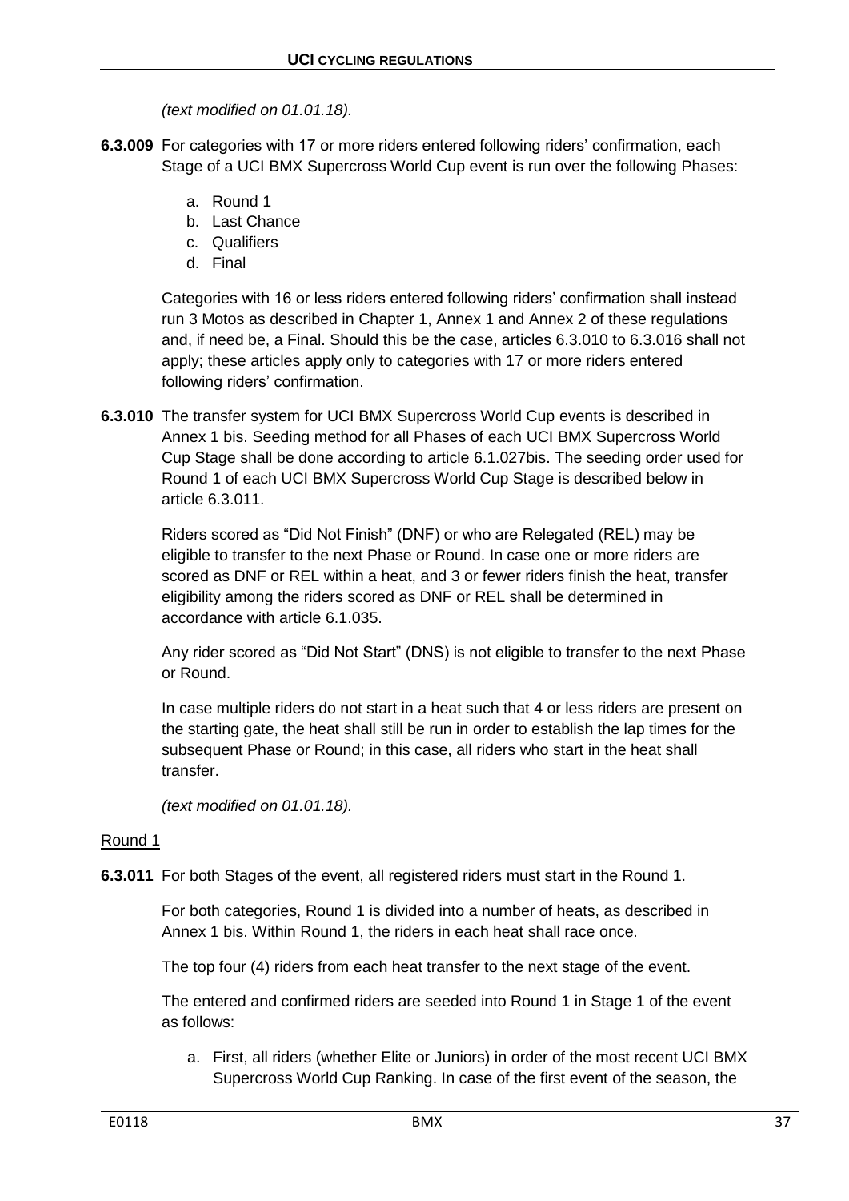*(text modified on 01.01.18).*

**6.3.009** For categories with 17 or more riders entered following riders' confirmation, each Stage of a UCI BMX Supercross World Cup event is run over the following Phases:

a. Round 1
b. Last Chance
c. Qualifiers
d. Final

Categories with 16 or less riders entered following riders' confirmation shall instead run 3 Motos as described in Chapter 1, Annex 1 and Annex 2 of these regulations and, if need be, a Final. Should this be the case, articles 6.3.010 to 6.3.016 shall not apply; these articles apply only to categories with 17 or more riders entered following riders' confirmation.

**6.3.010** The transfer system for UCI BMX Supercross World Cup events is described in Annex 1 bis. Seeding method for all Phases of each UCI BMX Supercross World Cup Stage shall be done according to article 6.1.027bis. The seeding order used for Round 1 of each UCI BMX Supercross World Cup Stage is described below in article 6.3.011.

Riders scored as "Did Not Finish" (DNF) or who are Relegated (REL) may be eligible to transfer to the next Phase or Round. In case one or more riders are scored as DNF or REL within a heat, and 3 or fewer riders finish the heat, transfer eligibility among the riders scored as DNF or REL shall be determined in accordance with article 6.1.035.

Any rider scored as "Did Not Start" (DNS) is not eligible to transfer to the next Phase or Round.

In case multiple riders do not start in a heat such that 4 or less riders are present on the starting gate, the heat shall still be run in order to establish the lap times for the subsequent Phase or Round; in this case, all riders who start in the heat shall transfer.

*(text modified on 01.01.18).*

Round 1

**6.3.011** For both Stages of the event, all registered riders must start in the Round 1.

For both categories, Round 1 is divided into a number of heats, as described in Annex 1 bis. Within Round 1, the riders in each heat shall race once.

The top four (4) riders from each heat transfer to the next stage of the event.

The entered and confirmed riders are seeded into Round 1 in Stage 1 of the event as follows:

a. First, all riders (whether Elite or Juniors) in order of the most recent UCI BMX Supercross World Cup Ranking. In case of the first event of the season, the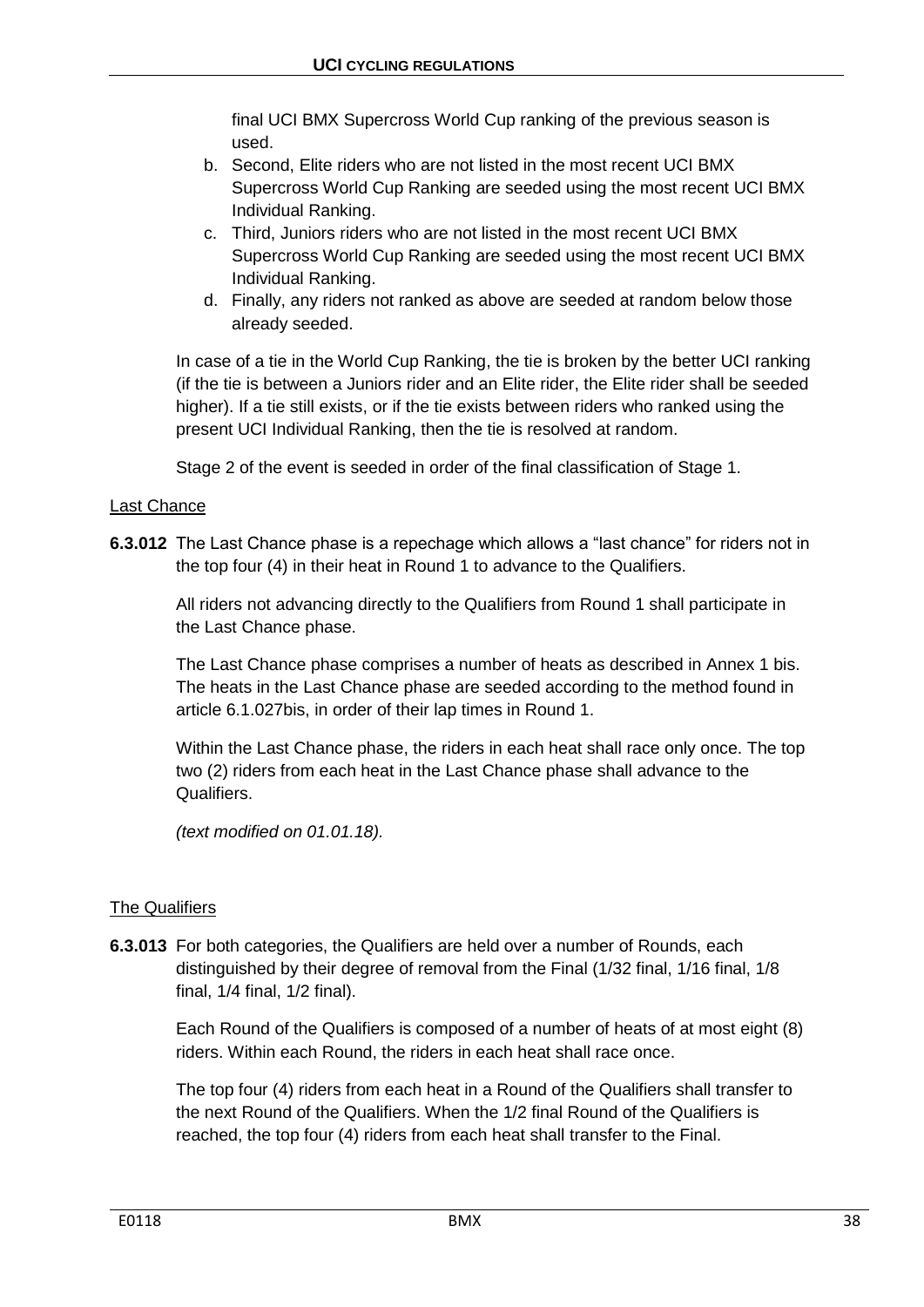final UCI BMX Supercross World Cup ranking of the previous season is used.

b. Second, Elite riders who are not listed in the most recent UCI BMX Supercross World Cup Ranking are seeded using the most recent UCI BMX Individual Ranking.
c. Third, Juniors riders who are not listed in the most recent UCI BMX Supercross World Cup Ranking are seeded using the most recent UCI BMX Individual Ranking.
d. Finally, any riders not ranked as above are seeded at random below those already seeded.

In case of a tie in the World Cup Ranking, the tie is broken by the better UCI ranking (if the tie is between a Juniors rider and an Elite rider, the Elite rider shall be seeded higher). If a tie still exists, or if the tie exists between riders who ranked using the present UCI Individual Ranking, then the tie is resolved at random.

Stage 2 of the event is seeded in order of the final classification of Stage 1.

Last Chance

**6.3.012** The Last Chance phase is a repechage which allows a "last chance" for riders not in the top four (4) in their heat in Round 1 to advance to the Qualifiers.

All riders not advancing directly to the Qualifiers from Round 1 shall participate in the Last Chance phase.

The Last Chance phase comprises a number of heats as described in Annex 1 bis. The heats in the Last Chance phase are seeded according to the method found in article 6.1.027bis, in order of their lap times in Round 1.

Within the Last Chance phase, the riders in each heat shall race only once. The top two (2) riders from each heat in the Last Chance phase shall advance to the Qualifiers.

*(text modified on 01.01.18).*

The Qualifiers

**6.3.013** For both categories, the Qualifiers are held over a number of Rounds, each distinguished by their degree of removal from the Final (1/32 final, 1/16 final, 1/8 final, 1/4 final, 1/2 final).

Each Round of the Qualifiers is composed of a number of heats of at most eight (8) riders. Within each Round, the riders in each heat shall race once.

The top four (4) riders from each heat in a Round of the Qualifiers shall transfer to the next Round of the Qualifiers. When the 1/2 final Round of the Qualifiers is reached, the top four (4) riders from each heat shall transfer to the Final.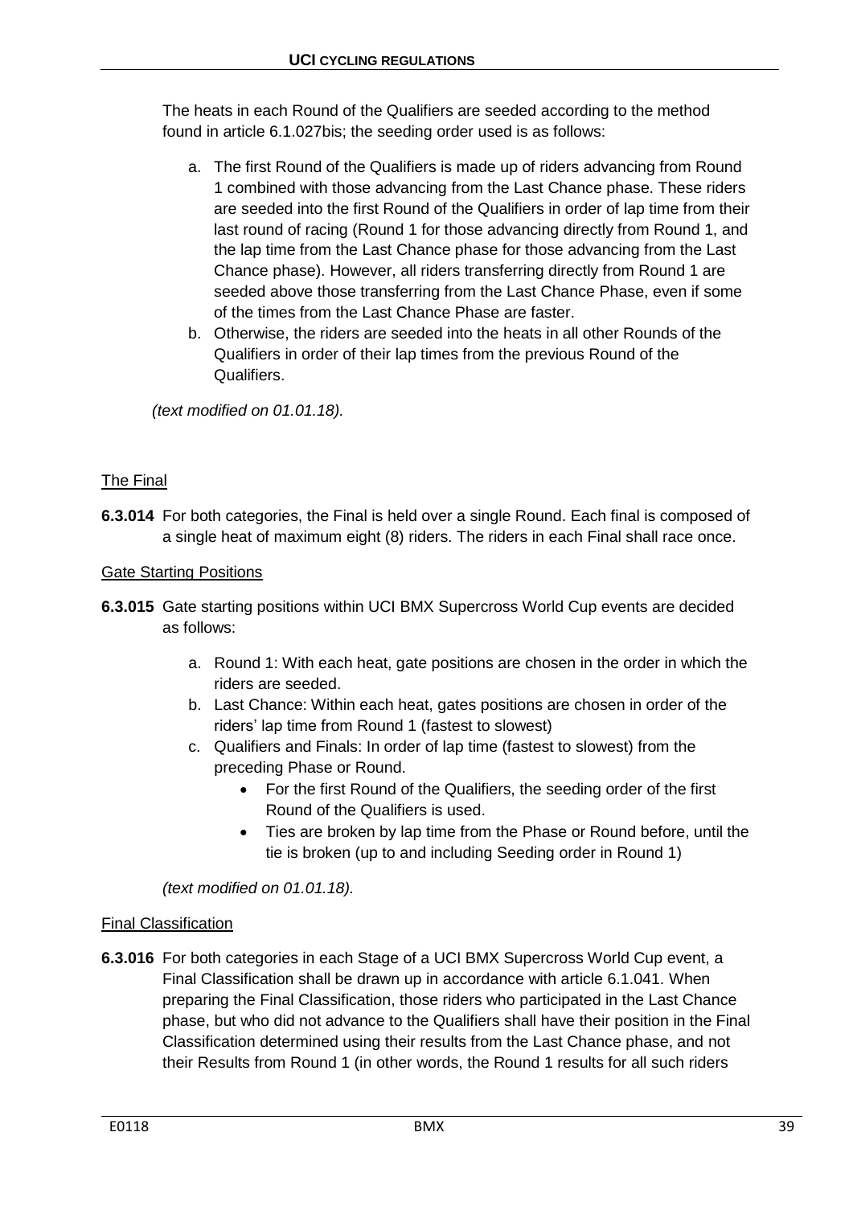The heats in each Round of the Qualifiers are seeded according to the method found in article 6.1.027bis; the seeding order used is as follows:

a. The first Round of the Qualifiers is made up of riders advancing from Round 1 combined with those advancing from the Last Chance phase. These riders are seeded into the first Round of the Qualifiers in order of lap time from their last round of racing (Round 1 for those advancing directly from Round 1, and the lap time from the Last Chance phase for those advancing from the Last Chance phase). However, all riders transferring directly from Round 1 are seeded above those transferring from the Last Chance Phase, even if some of the times from the Last Chance Phase are faster.
b. Otherwise, the riders are seeded into the heats in all other Rounds of the Qualifiers in order of their lap times from the previous Round of the Qualifiers.

*(text modified on 01.01.18).*

<u>The Final</u>

**6.3.014** For both categories, the Final is held over a single Round. Each final is composed of a single heat of maximum eight (8) riders. The riders in each Final shall race once.

<u>Gate Starting Positions</u>

**6.3.015** Gate starting positions within UCI BMX Supercross World Cup events are decided as follows:

a. Round 1: With each heat, gate positions are chosen in the order in which the riders are seeded.
b. Last Chance: Within each heat, gates positions are chosen in order of the riders' lap time from Round 1 (fastest to slowest)
c. Qualifiers and Finals: In order of lap time (fastest to slowest) from the preceding Phase or Round.
   - For the first Round of the Qualifiers, the seeding order of the first Round of the Qualifiers is used.
   - Ties are broken by lap time from the Phase or Round before, until the tie is broken (up to and including Seeding order in Round 1)

*(text modified on 01.01.18).*

<u>Final Classification</u>

**6.3.016** For both categories in each Stage of a UCI BMX Supercross World Cup event, a Final Classification shall be drawn up in accordance with article 6.1.041. When preparing the Final Classification, those riders who participated in the Last Chance phase, but who did not advance to the Qualifiers shall have their position in the Final Classification determined using their results from the Last Chance phase, and not their Results from Round 1 (in other words, the Round 1 results for all such riders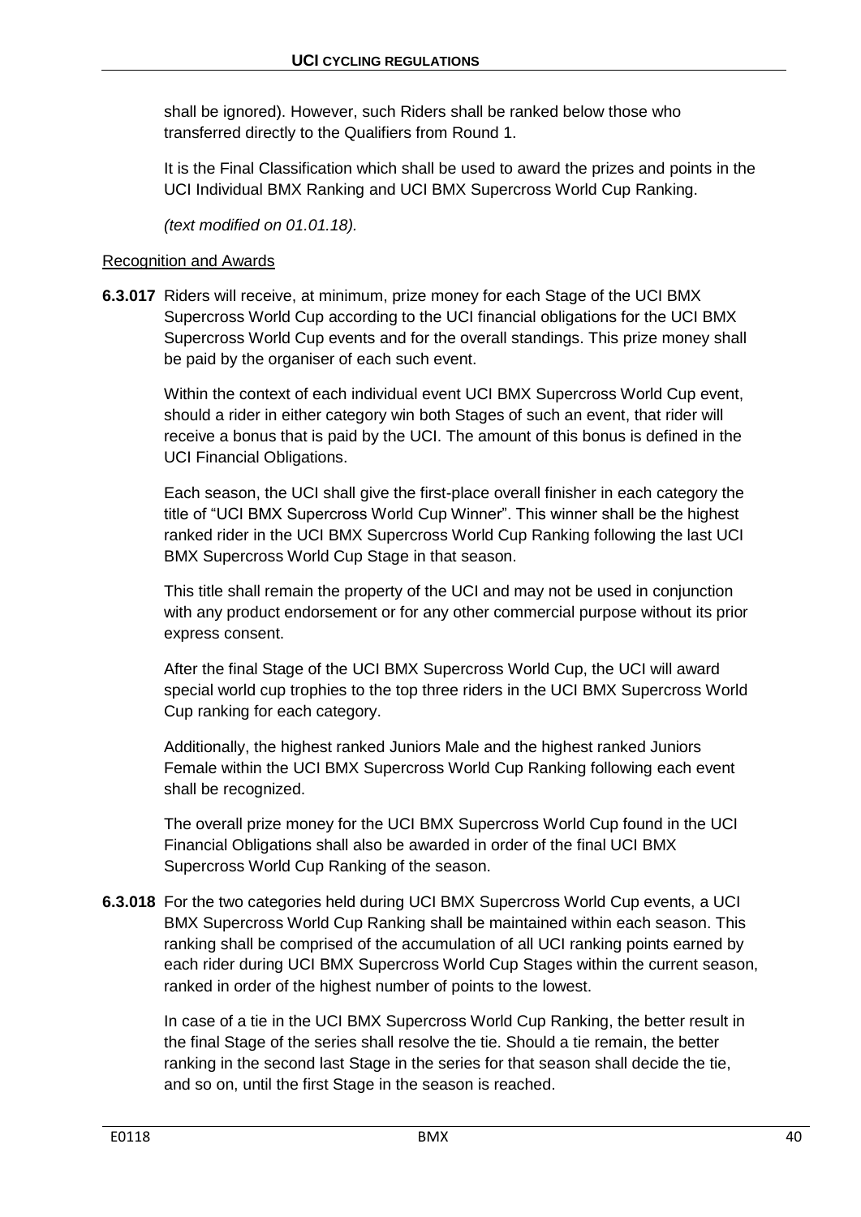shall be ignored). However, such Riders shall be ranked below those who transferred directly to the Qualifiers from Round 1.

It is the Final Classification which shall be used to award the prizes and points in the UCI Individual BMX Ranking and UCI BMX Supercross World Cup Ranking.

*(text modified on 01.01.18).*

Recognition and Awards

**6.3.017** Riders will receive, at minimum, prize money for each Stage of the UCI BMX Supercross World Cup according to the UCI financial obligations for the UCI BMX Supercross World Cup events and for the overall standings. This prize money shall be paid by the organiser of each such event.

Within the context of each individual event UCI BMX Supercross World Cup event, should a rider in either category win both Stages of such an event, that rider will receive a bonus that is paid by the UCI. The amount of this bonus is defined in the UCI Financial Obligations.

Each season, the UCI shall give the first-place overall finisher in each category the title of “UCI BMX Supercross World Cup Winner”. This winner shall be the highest ranked rider in the UCI BMX Supercross World Cup Ranking following the last UCI BMX Supercross World Cup Stage in that season.

This title shall remain the property of the UCI and may not be used in conjunction with any product endorsement or for any other commercial purpose without its prior express consent.

After the final Stage of the UCI BMX Supercross World Cup, the UCI will award special world cup trophies to the top three riders in the UCI BMX Supercross World Cup ranking for each category.

Additionally, the highest ranked Juniors Male and the highest ranked Juniors Female within the UCI BMX Supercross World Cup Ranking following each event shall be recognized.

The overall prize money for the UCI BMX Supercross World Cup found in the UCI Financial Obligations shall also be awarded in order of the final UCI BMX Supercross World Cup Ranking of the season.

**6.3.018** For the two categories held during UCI BMX Supercross World Cup events, a UCI BMX Supercross World Cup Ranking shall be maintained within each season. This ranking shall be comprised of the accumulation of all UCI ranking points earned by each rider during UCI BMX Supercross World Cup Stages within the current season, ranked in order of the highest number of points to the lowest.

In case of a tie in the UCI BMX Supercross World Cup Ranking, the better result in the final Stage of the series shall resolve the tie. Should a tie remain, the better ranking in the second last Stage in the series for that season shall decide the tie, and so on, until the first Stage in the season is reached.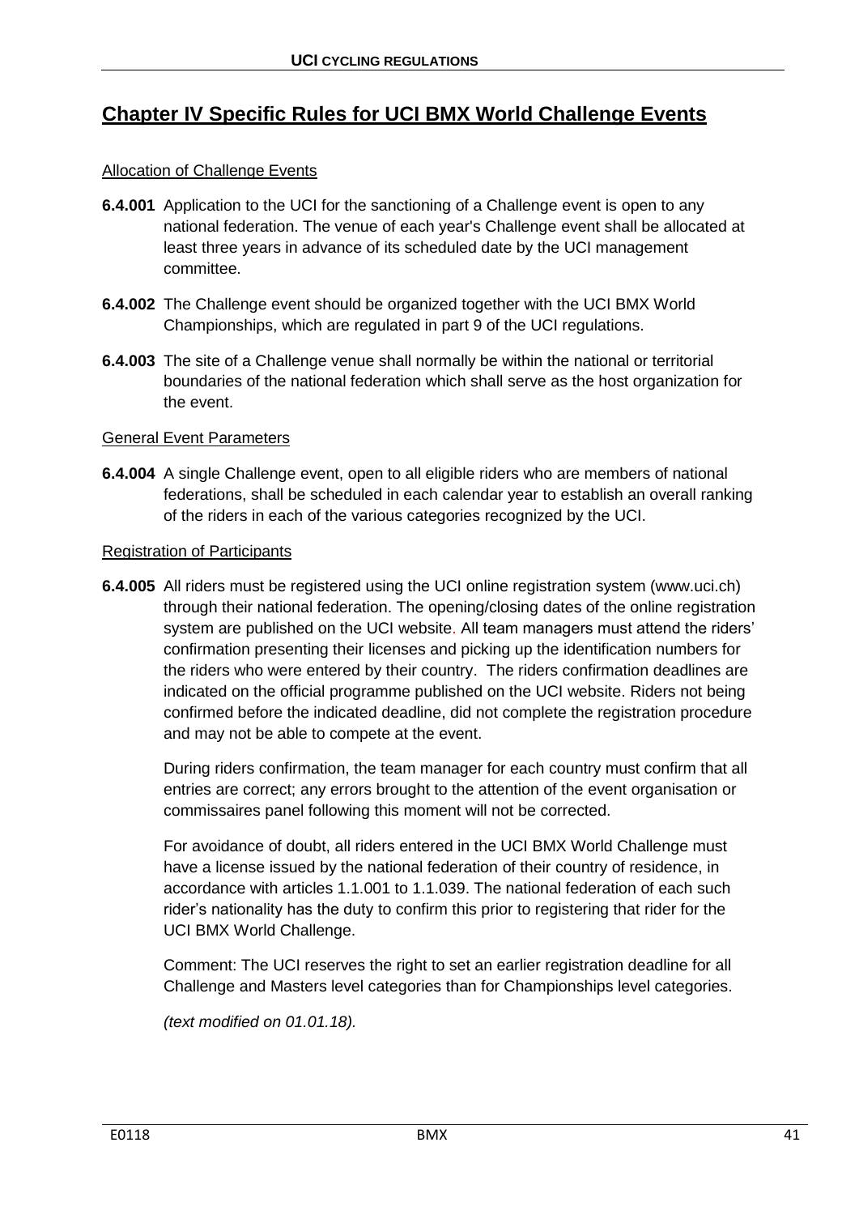## Chapter IV Specific Rules for UCI BMX World Challenge Events

### Allocation of Challenge Events

**6.4.001** Application to the UCI for the sanctioning of a Challenge event is open to any national federation. The venue of each year's Challenge event shall be allocated at least three years in advance of its scheduled date by the UCI management committee.

**6.4.002** The Challenge event should be organized together with the UCI BMX World Championships, which are regulated in part 9 of the UCI regulations.

**6.4.003** The site of a Challenge venue shall normally be within the national or territorial boundaries of the national federation which shall serve as the host organization for the event.

### General Event Parameters

**6.4.004** A single Challenge event, open to all eligible riders who are members of national federations, shall be scheduled in each calendar year to establish an overall ranking of the riders in each of the various categories recognized by the UCI.

### Registration of Participants

**6.4.005** All riders must be registered using the UCI online registration system (www.uci.ch) through their national federation. The opening/closing dates of the online registration system are published on the UCI website. All team managers must attend the riders' confirmation presenting their licenses and picking up the identification numbers for the riders who were entered by their country. The riders confirmation deadlines are indicated on the official programme published on the UCI website. Riders not being confirmed before the indicated deadline, did not complete the registration procedure and may not be able to compete at the event.

During riders confirmation, the team manager for each country must confirm that all entries are correct; any errors brought to the attention of the event organisation or commissaires panel following this moment will not be corrected.

For avoidance of doubt, all riders entered in the UCI BMX World Challenge must have a license issued by the national federation of their country of residence, in accordance with articles 1.1.001 to 1.1.039. The national federation of each such rider's nationality has the duty to confirm this prior to registering that rider for the UCI BMX World Challenge.

Comment: The UCI reserves the right to set an earlier registration deadline for all Challenge and Masters level categories than for Championships level categories.

*(text modified on 01.01.18).*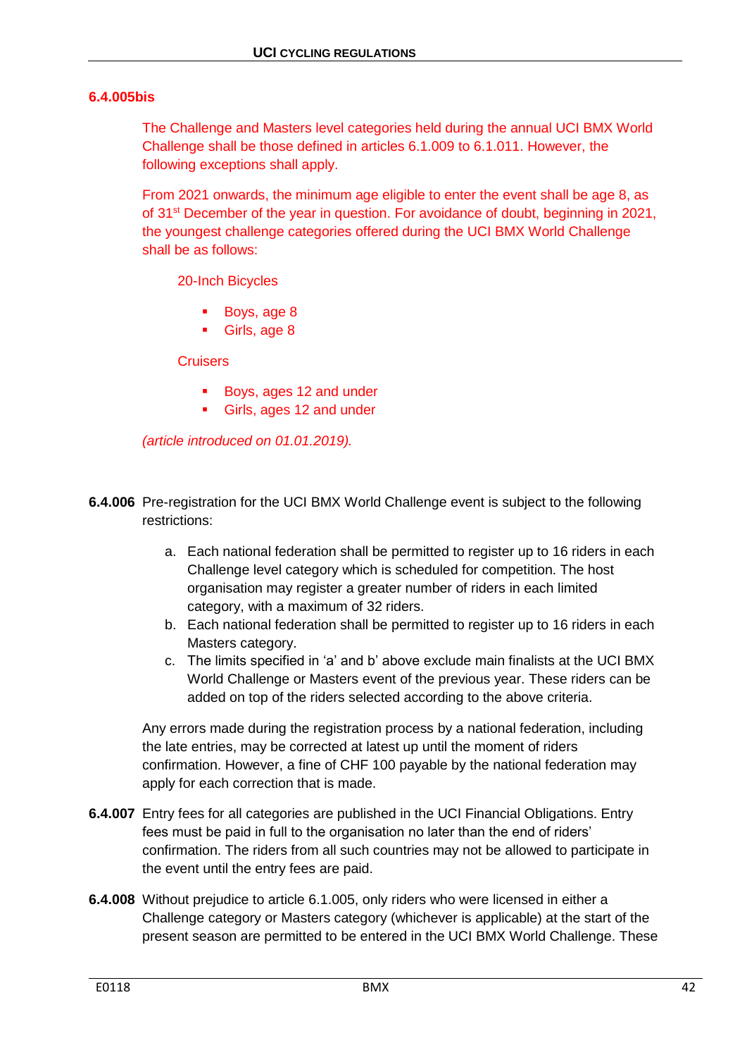**6.4.005bis**

The Challenge and Masters level categories held during the annual UCI BMX World Challenge shall be those defined in articles 6.1.009 to 6.1.011. However, the following exceptions shall apply.

From 2021 onwards, the minimum age eligible to enter the event shall be age 8, as of 31st December of the year in question. For avoidance of doubt, beginning in 2021, the youngest challenge categories offered during the UCI BMX World Challenge shall be as follows:

20-Inch Bicycles

- Boys, age 8
- Girls, age 8

Cruisers

- Boys, ages 12 and under
- Girls, ages 12 and under

*(article introduced on 01.01.2019).*

**6.4.006** Pre-registration for the UCI BMX World Challenge event is subject to the following restrictions:

a. Each national federation shall be permitted to register up to 16 riders in each Challenge level category which is scheduled for competition. The host organisation may register a greater number of riders in each limited category, with a maximum of 32 riders.
b. Each national federation shall be permitted to register up to 16 riders in each Masters category.
c. The limits specified in 'a' and b' above exclude main finalists at the UCI BMX World Challenge or Masters event of the previous year. These riders can be added on top of the riders selected according to the above criteria.

Any errors made during the registration process by a national federation, including the late entries, may be corrected at latest up until the moment of riders confirmation. However, a fine of CHF 100 payable by the national federation may apply for each correction that is made.

**6.4.007** Entry fees for all categories are published in the UCI Financial Obligations. Entry fees must be paid in full to the organisation no later than the end of riders' confirmation. The riders from all such countries may not be allowed to participate in the event until the entry fees are paid.

**6.4.008** Without prejudice to article 6.1.005, only riders who were licensed in either a Challenge category or Masters category (whichever is applicable) at the start of the present season are permitted to be entered in the UCI BMX World Challenge. These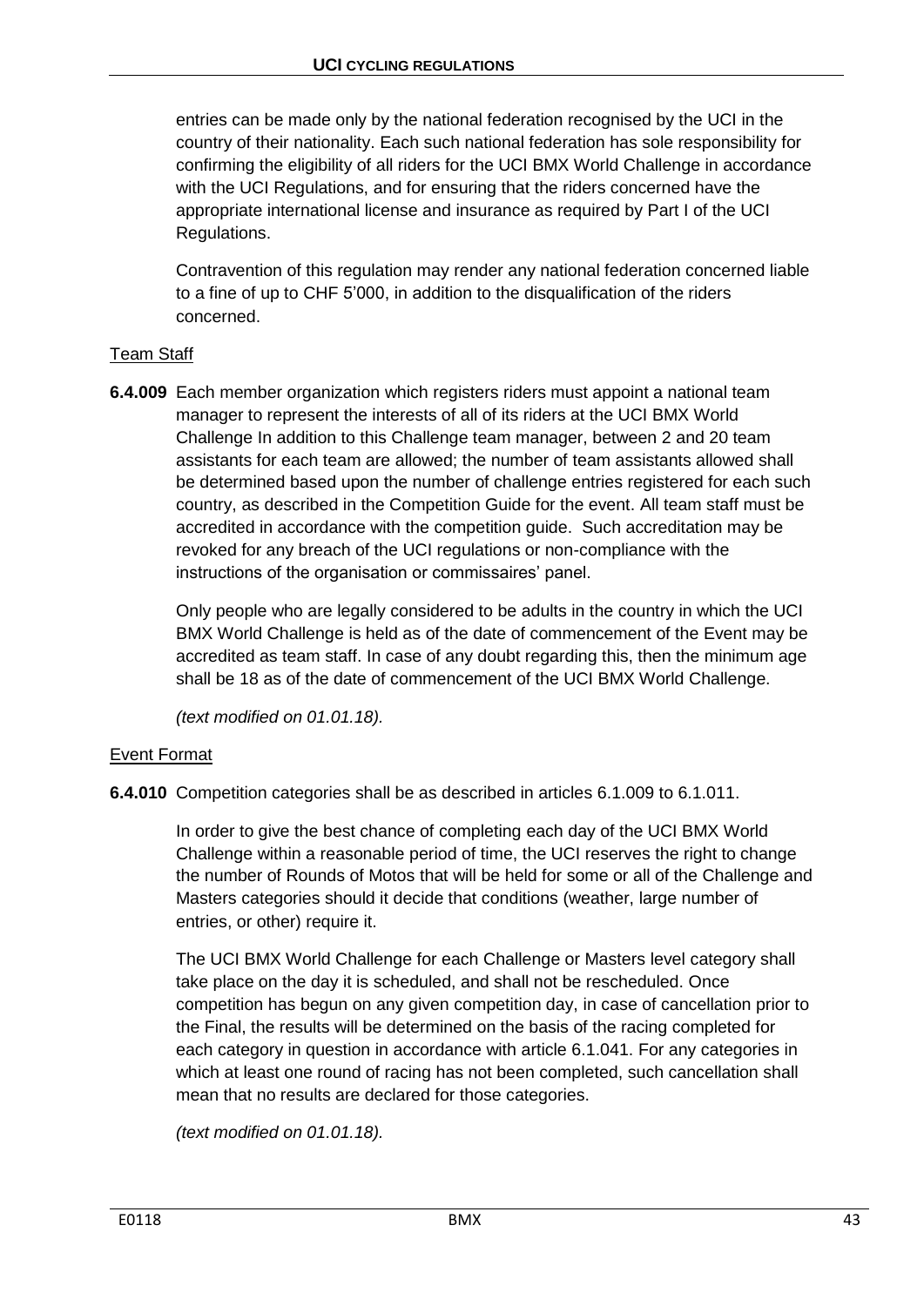entries can be made only by the national federation recognised by the UCI in the country of their nationality. Each such national federation has sole responsibility for confirming the eligibility of all riders for the UCI BMX World Challenge in accordance with the UCI Regulations, and for ensuring that the riders concerned have the appropriate international license and insurance as required by Part I of the UCI Regulations.

Contravention of this regulation may render any national federation concerned liable to a fine of up to CHF 5'000, in addition to the disqualification of the riders concerned.

## Team Staff

**6.4.009** Each member organization which registers riders must appoint a national team manager to represent the interests of all of its riders at the UCI BMX World Challenge In addition to this Challenge team manager, between 2 and 20 team assistants for each team are allowed; the number of team assistants allowed shall be determined based upon the number of challenge entries registered for each such country, as described in the Competition Guide for the event. All team staff must be accredited in accordance with the competition guide. Such accreditation may be revoked for any breach of the UCI regulations or non-compliance with the instructions of the organisation or commissaires' panel.

Only people who are legally considered to be adults in the country in which the UCI BMX World Challenge is held as of the date of commencement of the Event may be accredited as team staff. In case of any doubt regarding this, then the minimum age shall be 18 as of the date of commencement of the UCI BMX World Challenge.

*(text modified on 01.01.18).*

## Event Format

**6.4.010** Competition categories shall be as described in articles 6.1.009 to 6.1.011.

In order to give the best chance of completing each day of the UCI BMX World Challenge within a reasonable period of time, the UCI reserves the right to change the number of Rounds of Motos that will be held for some or all of the Challenge and Masters categories should it decide that conditions (weather, large number of entries, or other) require it.

The UCI BMX World Challenge for each Challenge or Masters level category shall take place on the day it is scheduled, and shall not be rescheduled. Once competition has begun on any given competition day, in case of cancellation prior to the Final, the results will be determined on the basis of the racing completed for each category in question in accordance with article 6.1.041. For any categories in which at least one round of racing has not been completed, such cancellation shall mean that no results are declared for those categories.

*(text modified on 01.01.18).*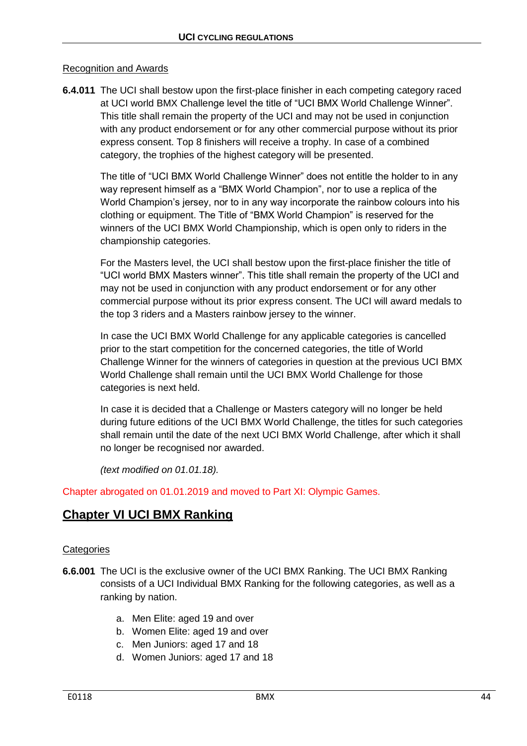Recognition and Awards

**6.4.011** The UCI shall bestow upon the first-place finisher in each competing category raced at UCI world BMX Challenge level the title of “UCI BMX World Challenge Winner”. This title shall remain the property of the UCI and may not be used in conjunction with any product endorsement or for any other commercial purpose without its prior express consent. Top 8 finishers will receive a trophy. In case of a combined category, the trophies of the highest category will be presented.

The title of “UCI BMX World Challenge Winner” does not entitle the holder to in any way represent himself as a “BMX World Champion”, nor to use a replica of the World Champion’s jersey, nor to in any way incorporate the rainbow colours into his clothing or equipment. The Title of “BMX World Champion” is reserved for the winners of the UCI BMX World Championship, which is open only to riders in the championship categories.

For the Masters level, the UCI shall bestow upon the first-place finisher the title of “UCI world BMX Masters winner”. This title shall remain the property of the UCI and may not be used in conjunction with any product endorsement or for any other commercial purpose without its prior express consent. The UCI will award medals to the top 3 riders and a Masters rainbow jersey to the winner.

In case the UCI BMX World Challenge for any applicable categories is cancelled prior to the start competition for the concerned categories, the title of World Challenge Winner for the winners of categories in question at the previous UCI BMX World Challenge shall remain until the UCI BMX World Challenge for those categories is next held.

In case it is decided that a Challenge or Masters category will no longer be held during future editions of the UCI BMX World Challenge, the titles for such categories shall remain until the date of the next UCI BMX World Challenge, after which it shall no longer be recognised nor awarded.

*(text modified on 01.01.18).*

Chapter abrogated on 01.01.2019 and moved to Part XI: Olympic Games.

## Chapter VI UCI BMX Ranking

Categories

**6.6.001** The UCI is the exclusive owner of the UCI BMX Ranking. The UCI BMX Ranking consists of a UCI Individual BMX Ranking for the following categories, as well as a ranking by nation.

a. Men Elite: aged 19 and over
b. Women Elite: aged 19 and over
c. Men Juniors: aged 17 and 18
d. Women Juniors: aged 17 and 18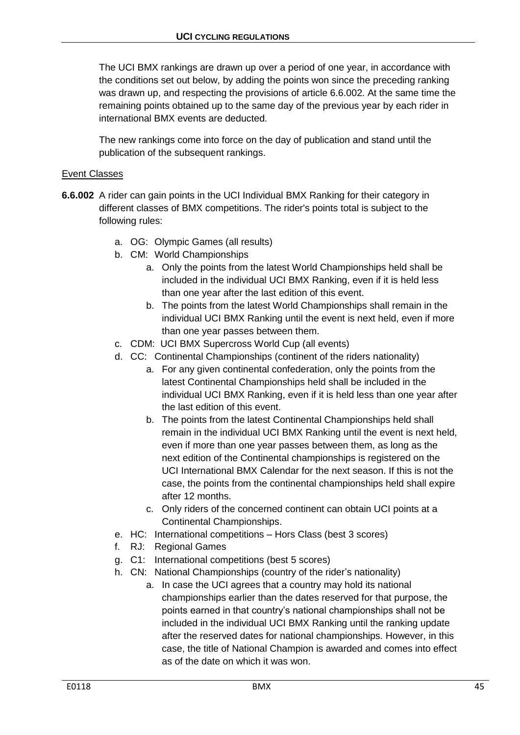The UCI BMX rankings are drawn up over a period of one year, in accordance with the conditions set out below, by adding the points won since the preceding ranking was drawn up, and respecting the provisions of article 6.6.002. At the same time the remaining points obtained up to the same day of the previous year by each rider in international BMX events are deducted.

The new rankings come into force on the day of publication and stand until the publication of the subsequent rankings.

Event Classes

**6.6.002** A rider can gain points in the UCI Individual BMX Ranking for their category in different classes of BMX competitions. The rider's points total is subject to the following rules:

a. OG: Olympic Games (all results)
b. CM: World Championships
    a. Only the points from the latest World Championships held shall be included in the individual UCI BMX Ranking, even if it is held less than one year after the last edition of this event.
    b. The points from the latest World Championships shall remain in the individual UCI BMX Ranking until the event is next held, even if more than one year passes between them.
c. CDM: UCI BMX Supercross World Cup (all events)
d. CC: Continental Championships (continent of the riders nationality)
    a. For any given continental confederation, only the points from the latest Continental Championships held shall be included in the individual UCI BMX Ranking, even if it is held less than one year after the last edition of this event.
    b. The points from the latest Continental Championships held shall remain in the individual UCI BMX Ranking until the event is next held, even if more than one year passes between them, as long as the next edition of the Continental championships is registered on the UCI International BMX Calendar for the next season. If this is not the case, the points from the continental championships held shall expire after 12 months.
    c. Only riders of the concerned continent can obtain UCI points at a Continental Championships.
e. HC: International competitions – Hors Class (best 3 scores)
f. RJ: Regional Games
g. C1: International competitions (best 5 scores)
h. CN: National Championships (country of the rider's nationality)
    a. In case the UCI agrees that a country may hold its national championships earlier than the dates reserved for that purpose, the points earned in that country's national championships shall not be included in the individual UCI BMX Ranking until the ranking update after the reserved dates for national championships. However, in this case, the title of National Champion is awarded and comes into effect as of the date on which it was won.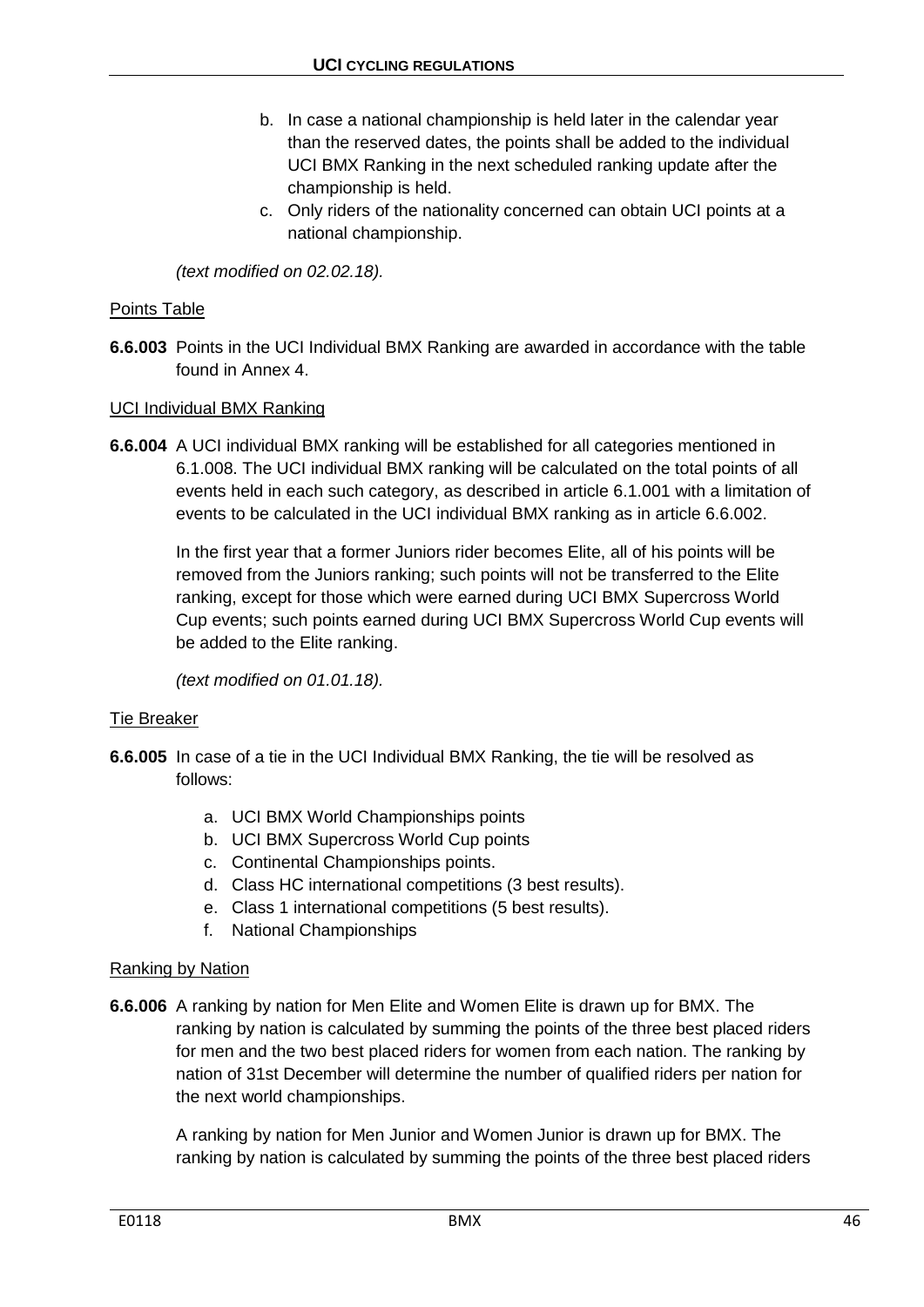b. In case a national championship is held later in the calendar year than the reserved dates, the points shall be added to the individual UCI BMX Ranking in the next scheduled ranking update after the championship is held.

c. Only riders of the nationality concerned can obtain UCI points at a national championship.

*(text modified on 02.02.18).*

Points Table

**6.6.003** Points in the UCI Individual BMX Ranking are awarded in accordance with the table found in Annex 4.

UCI Individual BMX Ranking

**6.6.004** A UCI individual BMX ranking will be established for all categories mentioned in 6.1.008. The UCI individual BMX ranking will be calculated on the total points of all events held in each such category, as described in article 6.1.001 with a limitation of events to be calculated in the UCI individual BMX ranking as in article 6.6.002.

In the first year that a former Juniors rider becomes Elite, all of his points will be removed from the Juniors ranking; such points will not be transferred to the Elite ranking, except for those which were earned during UCI BMX Supercross World Cup events; such points earned during UCI BMX Supercross World Cup events will be added to the Elite ranking.

*(text modified on 01.01.18).*

Tie Breaker

**6.6.005** In case of a tie in the UCI Individual BMX Ranking, the tie will be resolved as follows:

a. UCI BMX World Championships points
b. UCI BMX Supercross World Cup points
c. Continental Championships points.
d. Class HC international competitions (3 best results).
e. Class 1 international competitions (5 best results).
f. National Championships

Ranking by Nation

**6.6.006** A ranking by nation for Men Elite and Women Elite is drawn up for BMX. The ranking by nation is calculated by summing the points of the three best placed riders for men and the two best placed riders for women from each nation. The ranking by nation of 31st December will determine the number of qualified riders per nation for the next world championships.

A ranking by nation for Men Junior and Women Junior is drawn up for BMX. The ranking by nation is calculated by summing the points of the three best placed riders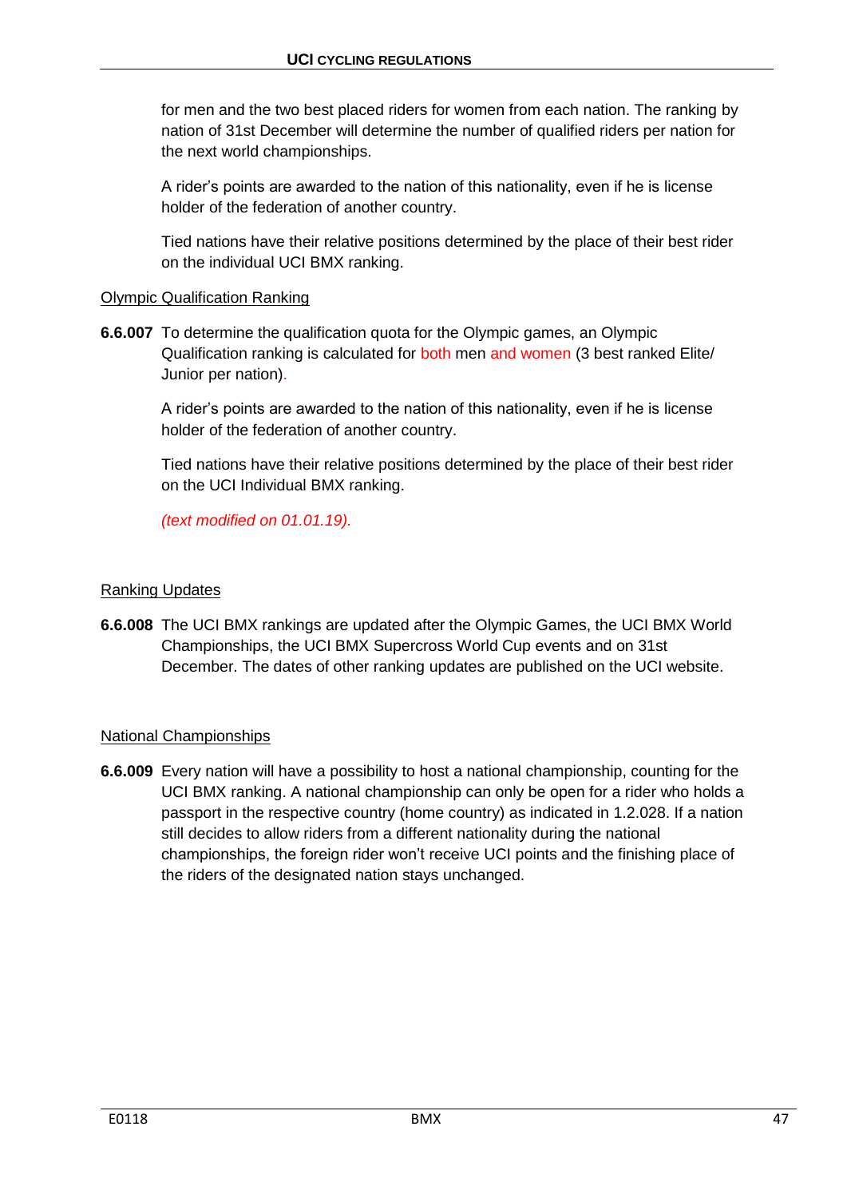for men and the two best placed riders for women from each nation. The ranking by nation of 31st December will determine the number of qualified riders per nation for the next world championships.

A rider's points are awarded to the nation of this nationality, even if he is license holder of the federation of another country.

Tied nations have their relative positions determined by the place of their best rider on the individual UCI BMX ranking.

Olympic Qualification Ranking

**6.6.007** To determine the qualification quota for the Olympic games, an Olympic Qualification ranking is calculated for both men and women (3 best ranked Elite/ Junior per nation).

A rider's points are awarded to the nation of this nationality, even if he is license holder of the federation of another country.

Tied nations have their relative positions determined by the place of their best rider on the UCI Individual BMX ranking.

*(text modified on 01.01.19).*

Ranking Updates

**6.6.008** The UCI BMX rankings are updated after the Olympic Games, the UCI BMX World Championships, the UCI BMX Supercross World Cup events and on 31st December. The dates of other ranking updates are published on the UCI website.

National Championships

**6.6.009** Every nation will have a possibility to host a national championship, counting for the UCI BMX ranking. A national championship can only be open for a rider who holds a passport in the respective country (home country) as indicated in 1.2.028. If a nation still decides to allow riders from a different nationality during the national championships, the foreign rider won't receive UCI points and the finishing place of the riders of the designated nation stays unchanged.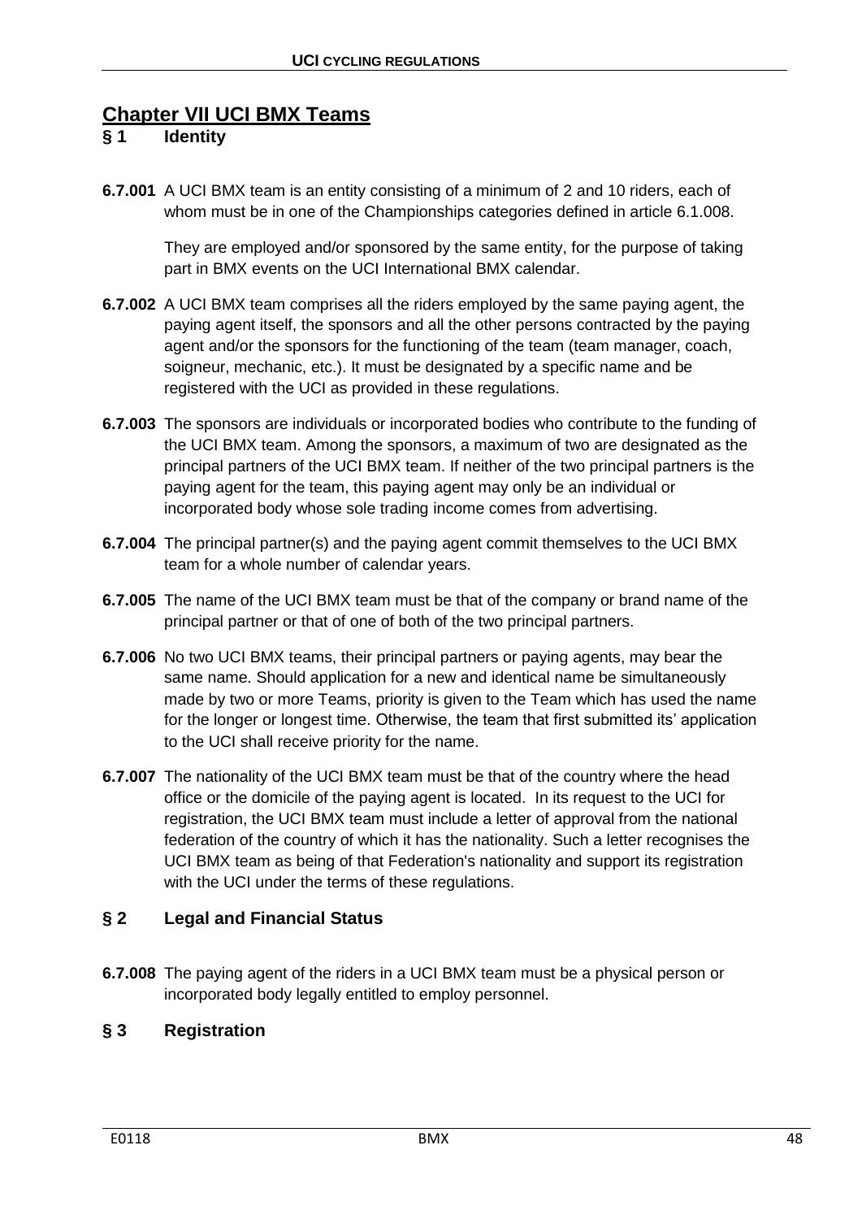## Chapter VII UCI BMX Teams

### § 1 Identity

**6.7.001** A UCI BMX team is an entity consisting of a minimum of 2 and 10 riders, each of whom must be in one of the Championships categories defined in article 6.1.008.

They are employed and/or sponsored by the same entity, for the purpose of taking part in BMX events on the UCI International BMX calendar.

**6.7.002** A UCI BMX team comprises all the riders employed by the same paying agent, the paying agent itself, the sponsors and all the other persons contracted by the paying agent and/or the sponsors for the functioning of the team (team manager, coach, soigneur, mechanic, etc.). It must be designated by a specific name and be registered with the UCI as provided in these regulations.

**6.7.003** The sponsors are individuals or incorporated bodies who contribute to the funding of the UCI BMX team. Among the sponsors, a maximum of two are designated as the principal partners of the UCI BMX team. If neither of the two principal partners is the paying agent for the team, this paying agent may only be an individual or incorporated body whose sole trading income comes from advertising.

**6.7.004** The principal partner(s) and the paying agent commit themselves to the UCI BMX team for a whole number of calendar years.

**6.7.005** The name of the UCI BMX team must be that of the company or brand name of the principal partner or that of one of both of the two principal partners.

**6.7.006** No two UCI BMX teams, their principal partners or paying agents, may bear the same name. Should application for a new and identical name be simultaneously made by two or more Teams, priority is given to the Team which has used the name for the longer or longest time. Otherwise, the team that first submitted its' application to the UCI shall receive priority for the name.

**6.7.007** The nationality of the UCI BMX team must be that of the country where the head office or the domicile of the paying agent is located. In its request to the UCI for registration, the UCI BMX team must include a letter of approval from the national federation of the country of which it has the nationality. Such a letter recognises the UCI BMX team as being of that Federation's nationality and support its registration with the UCI under the terms of these regulations.

### § 2 Legal and Financial Status

**6.7.008** The paying agent of the riders in a UCI BMX team must be a physical person or incorporated body legally entitled to employ personnel.

### § 3 Registration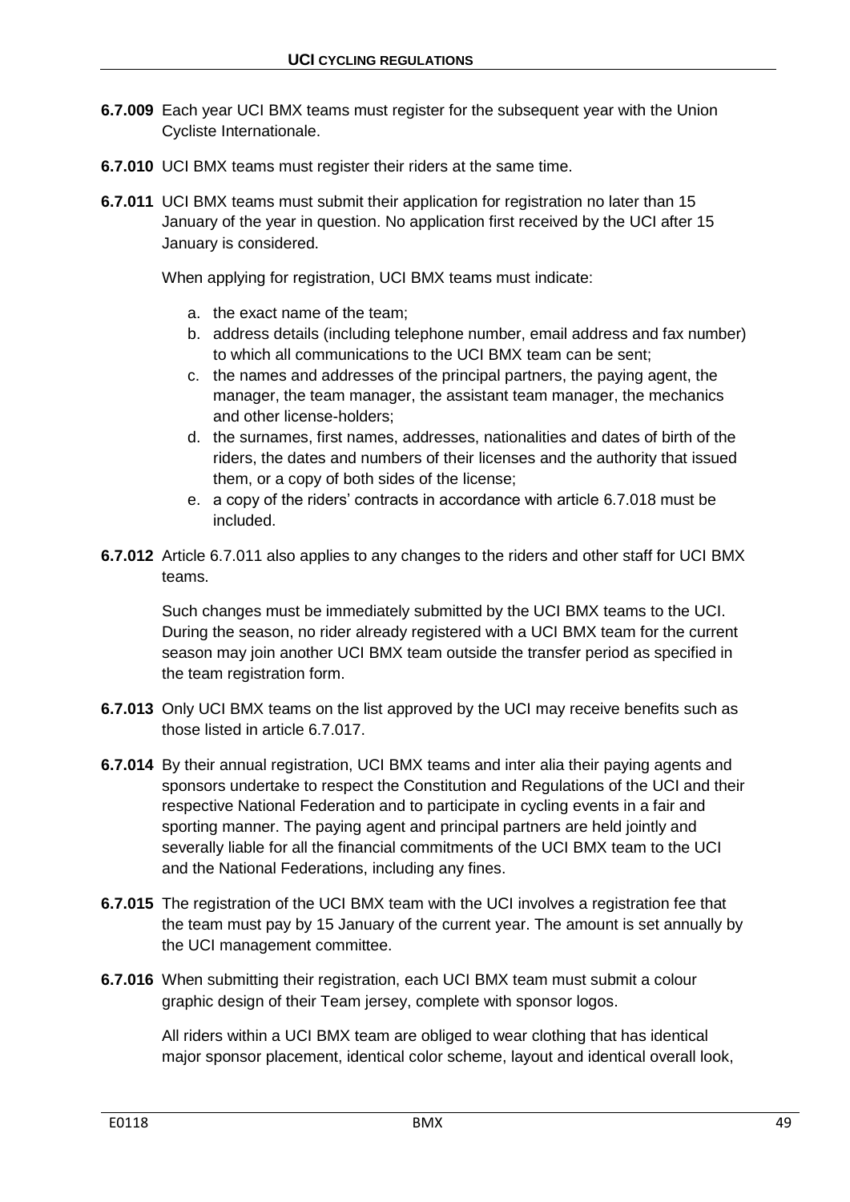**6.7.009** Each year UCI BMX teams must register for the subsequent year with the Union Cycliste Internationale.

**6.7.010** UCI BMX teams must register their riders at the same time.

**6.7.011** UCI BMX teams must submit their application for registration no later than 15 January of the year in question. No application first received by the UCI after 15 January is considered.

When applying for registration, UCI BMX teams must indicate:

a. the exact name of the team;
b. address details (including telephone number, email address and fax number) to which all communications to the UCI BMX team can be sent;
c. the names and addresses of the principal partners, the paying agent, the manager, the team manager, the assistant team manager, the mechanics and other license-holders;
d. the surnames, first names, addresses, nationalities and dates of birth of the riders, the dates and numbers of their licenses and the authority that issued them, or a copy of both sides of the license;
e. a copy of the riders' contracts in accordance with article 6.7.018 must be included.

**6.7.012** Article 6.7.011 also applies to any changes to the riders and other staff for UCI BMX teams.

Such changes must be immediately submitted by the UCI BMX teams to the UCI. During the season, no rider already registered with a UCI BMX team for the current season may join another UCI BMX team outside the transfer period as specified in the team registration form.

**6.7.013** Only UCI BMX teams on the list approved by the UCI may receive benefits such as those listed in article 6.7.017.

**6.7.014** By their annual registration, UCI BMX teams and inter alia their paying agents and sponsors undertake to respect the Constitution and Regulations of the UCI and their respective National Federation and to participate in cycling events in a fair and sporting manner. The paying agent and principal partners are held jointly and severally liable for all the financial commitments of the UCI BMX team to the UCI and the National Federations, including any fines.

**6.7.015** The registration of the UCI BMX team with the UCI involves a registration fee that the team must pay by 15 January of the current year. The amount is set annually by the UCI management committee.

**6.7.016** When submitting their registration, each UCI BMX team must submit a colour graphic design of their Team jersey, complete with sponsor logos.

All riders within a UCI BMX team are obliged to wear clothing that has identical major sponsor placement, identical color scheme, layout and identical overall look,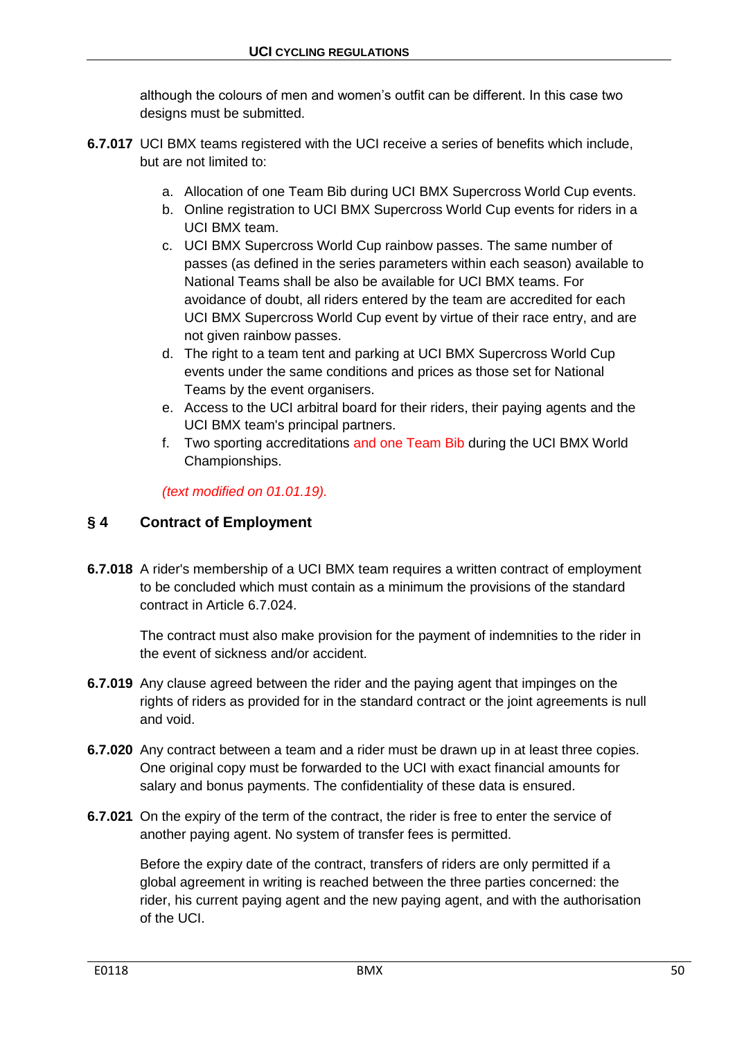although the colours of men and women's outfit can be different. In this case two designs must be submitted.

**6.7.017** UCI BMX teams registered with the UCI receive a series of benefits which include, but are not limited to:

a. Allocation of one Team Bib during UCI BMX Supercross World Cup events.
b. Online registration to UCI BMX Supercross World Cup events for riders in a UCI BMX team.
c. UCI BMX Supercross World Cup rainbow passes. The same number of passes (as defined in the series parameters within each season) available to National Teams shall be also be available for UCI BMX teams. For avoidance of doubt, all riders entered by the team are accredited for each UCI BMX Supercross World Cup event by virtue of their race entry, and are not given rainbow passes.
d. The right to a team tent and parking at UCI BMX Supercross World Cup events under the same conditions and prices as those set for National Teams by the event organisers.
e. Access to the UCI arbitral board for their riders, their paying agents and the UCI BMX team's principal partners.
f. Two sporting accreditations and one Team Bib during the UCI BMX World Championships.

*(text modified on 01.01.19).*

## § 4 Contract of Employment

**6.7.018** A rider's membership of a UCI BMX team requires a written contract of employment to be concluded which must contain as a minimum the provisions of the standard contract in Article 6.7.024.

The contract must also make provision for the payment of indemnities to the rider in the event of sickness and/or accident.

**6.7.019** Any clause agreed between the rider and the paying agent that impinges on the rights of riders as provided for in the standard contract or the joint agreements is null and void.

**6.7.020** Any contract between a team and a rider must be drawn up in at least three copies. One original copy must be forwarded to the UCI with exact financial amounts for salary and bonus payments. The confidentiality of these data is ensured.

**6.7.021** On the expiry of the term of the contract, the rider is free to enter the service of another paying agent. No system of transfer fees is permitted.

Before the expiry date of the contract, transfers of riders are only permitted if a global agreement in writing is reached between the three parties concerned: the rider, his current paying agent and the new paying agent, and with the authorisation of the UCI.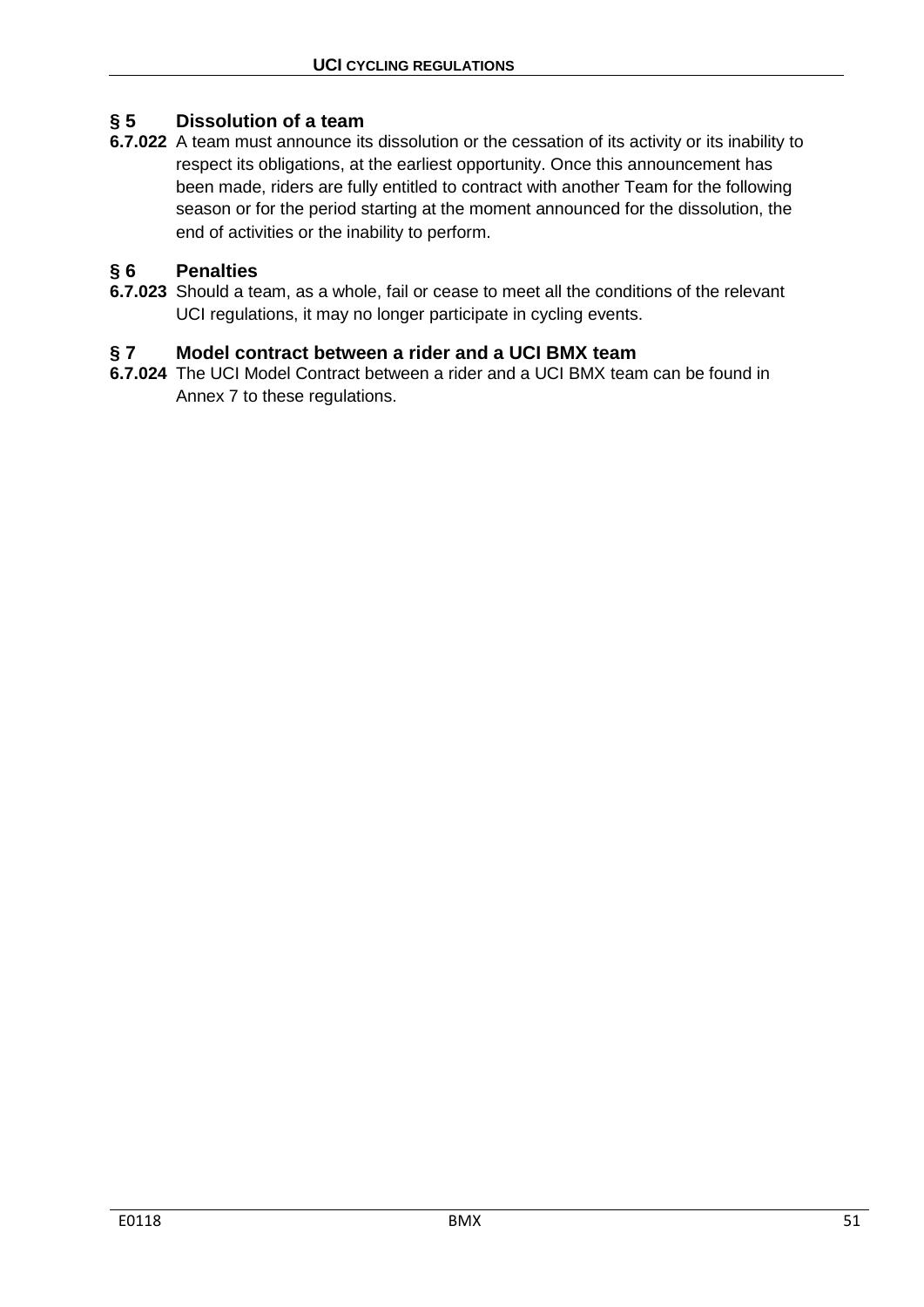## § 5 Dissolution of a team

**6.7.022** A team must announce its dissolution or the cessation of its activity or its inability to respect its obligations, at the earliest opportunity. Once this announcement has been made, riders are fully entitled to contract with another Team for the following season or for the period starting at the moment announced for the dissolution, the end of activities or the inability to perform.

## § 6 Penalties

**6.7.023** Should a team, as a whole, fail or cease to meet all the conditions of the relevant UCI regulations, it may no longer participate in cycling events.

## § 7 Model contract between a rider and a UCI BMX team

**6.7.024** The UCI Model Contract between a rider and a UCI BMX team can be found in Annex 7 to these regulations.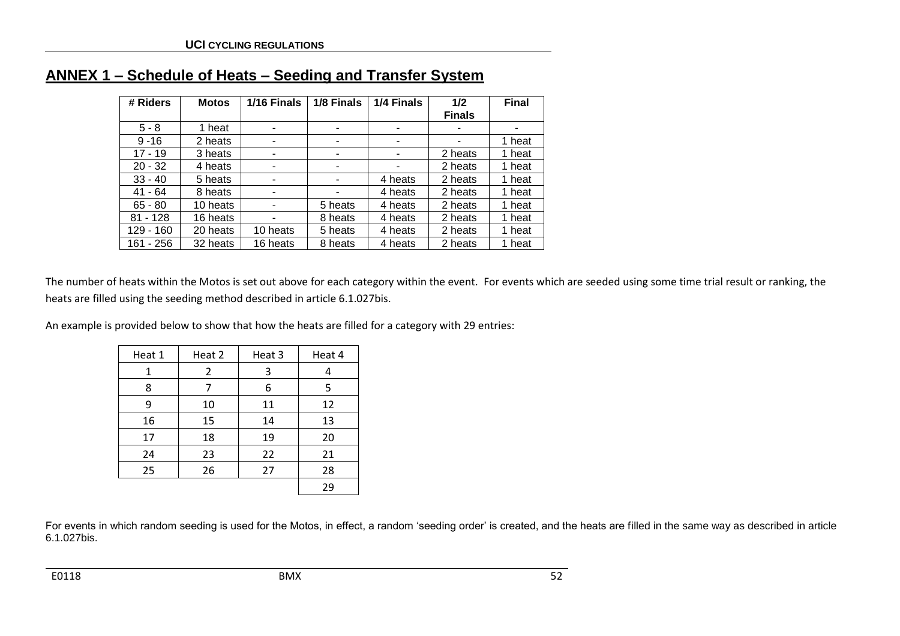## ANNEX 1 – Schedule of Heats – Seeding and Transfer System

| # Riders | Motos | 1/16 Finals | 1/8 Finals | 1/4 Finals | 1/2 Finals | Final |
|---|---|---|---|---|---|---|
| 5 - 8 | 1 heat | - | - | - | - | - |
| 9 -16 | 2 heats | - | - | - | - | 1 heat |
| 17 - 19 | 3 heats | - | - | - | 2 heats | 1 heat |
| 20 - 32 | 4 heats | - | - | - | 2 heats | 1 heat |
| 33 - 40 | 5 heats | - | - | 4 heats | 2 heats | 1 heat |
| 41 - 64 | 8 heats | - | - | 4 heats | 2 heats | 1 heat |
| 65 - 80 | 10 heats | - | 5 heats | 4 heats | 2 heats | 1 heat |
| 81 - 128 | 16 heats | - | 8 heats | 4 heats | 2 heats | 1 heat |
| 129 - 160 | 20 heats | 10 heats | 5 heats | 4 heats | 2 heats | 1 heat |
| 161 - 256 | 32 heats | 16 heats | 8 heats | 4 heats | 2 heats | 1 heat |

The number of heats within the Motos is set out above for each category within the event. For events which are seeded using some time trial result or ranking, the heats are filled using the seeding method described in article 6.1.027bis.

An example is provided below to show that how the heats are filled for a category with 29 entries:

| Heat 1 | Heat 2 | Heat 3 | Heat 4 |
|---|---|---|---|
| 1 | 2 | 3 | 4 |
| 8 | 7 | 6 | 5 |
| 9 | 10 | 11 | 12 |
| 16 | 15 | 14 | 13 |
| 17 | 18 | 19 | 20 |
| 24 | 23 | 22 | 21 |
| 25 | 26 | 27 | 28 |
| | | | 29 |

For events in which random seeding is used for the Motos, in effect, a random 'seeding order' is created, and the heats are filled in the same way as described in article 6.1.027bis.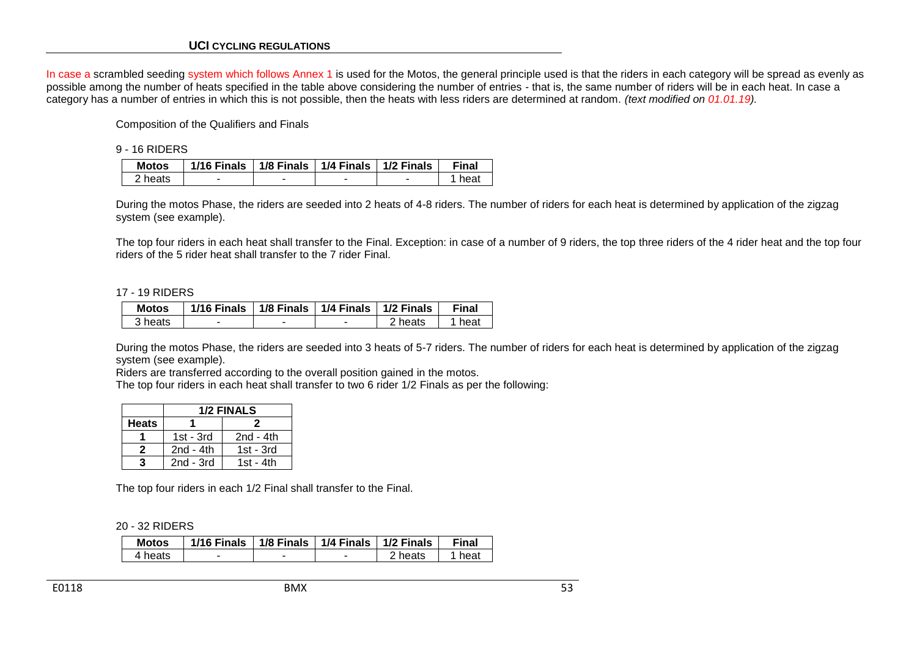In case a scrambled seeding system which follows Annex 1 is used for the Motos, the general principle used is that the riders in each category will be spread as evenly as possible among the number of heats specified in the table above considering the number of entries - that is, the same number of riders will be in each heat. In case a category has a number of entries in which this is not possible, then the heats with less riders are determined at random. *(text modified on 01.01.19).*

Composition of the Qualifiers and Finals

9 - 16 RIDERS

| Motos | 1/16 Finals | 1/8 Finals | 1/4 Finals | 1/2 Finals | Final |
|---|---|---|---|---|---|
| 2 heats | - | - | - | - | 1 heat |

During the motos Phase, the riders are seeded into 2 heats of 4-8 riders. The number of riders for each heat is determined by application of the zigzag system (see example).

The top four riders in each heat shall transfer to the Final. Exception: in case of a number of 9 riders, the top three riders of the 4 rider heat and the top four riders of the 5 rider heat shall transfer to the 7 rider Final.

17 - 19 RIDERS

| Motos | 1/16 Finals | 1/8 Finals | 1/4 Finals | 1/2 Finals | Final |
|---|---|---|---|---|---|
| 3 heats | - | - | - | 2 heats | 1 heat |

During the motos Phase, the riders are seeded into 3 heats of 5-7 riders. The number of riders for each heat is determined by application of the zigzag system (see example).

Riders are transferred according to the overall position gained in the motos.

The top four riders in each heat shall transfer to two 6 rider 1/2 Finals as per the following:

| | 1/2 FINALS | |
|---|---|---|
| **Heats** | **1** | **2** |
| **1** | 1st - 3rd | 2nd - 4th |
| **2** | 2nd - 4th | 1st - 3rd |
| **3** | 2nd - 3rd | 1st - 4th |

The top four riders in each 1/2 Final shall transfer to the Final.

20 - 32 RIDERS

| Motos | 1/16 Finals | 1/8 Finals | 1/4 Finals | 1/2 Finals | Final |
|---|---|---|---|---|---|
| 4 heats | - | - | - | 2 heats | 1 heat |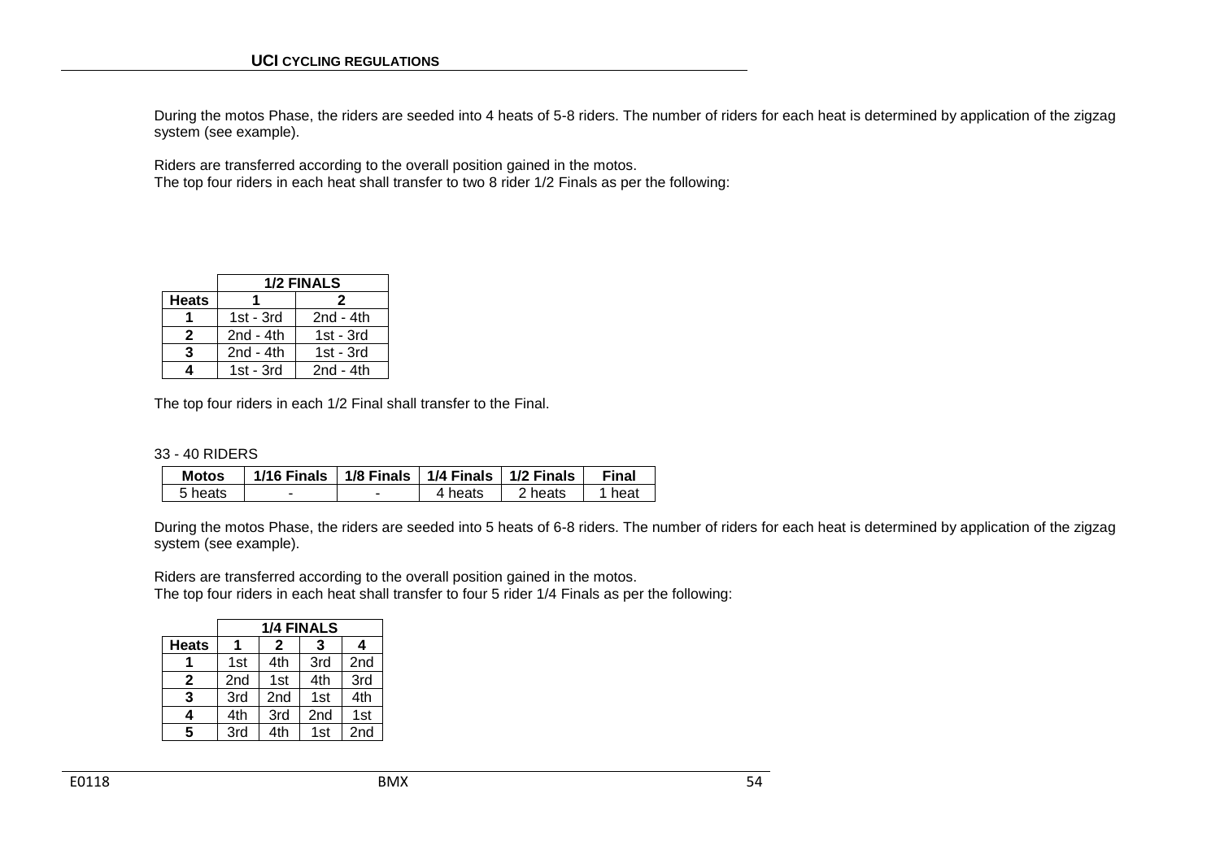During the motos Phase, the riders are seeded into 4 heats of 5-8 riders. The number of riders for each heat is determined by application of the zigzag system (see example).

Riders are transferred according to the overall position gained in the motos.
The top four riders in each heat shall transfer to two 8 rider 1/2 Finals as per the following:

| | 1/2 FINALS | |
|---|---|---|
| **Heats** | **1** | **2** |
| **1** | 1st - 3rd | 2nd - 4th |
| **2** | 2nd - 4th | 1st - 3rd |
| **3** | 2nd - 4th | 1st - 3rd |
| **4** | 1st - 3rd | 2nd - 4th |

The top four riders in each 1/2 Final shall transfer to the Final.

33 - 40 RIDERS

| Motos | 1/16 Finals | 1/8 Finals | 1/4 Finals | 1/2 Finals | Final |
|---|---|---|---|---|---|
| 5 heats | - | - | 4 heats | 2 heats | 1 heat |

During the motos Phase, the riders are seeded into 5 heats of 6-8 riders. The number of riders for each heat is determined by application of the zigzag system (see example).

Riders are transferred according to the overall position gained in the motos.
The top four riders in each heat shall transfer to four 5 rider 1/4 Finals as per the following:

| | 1/4 FINALS | | | |
|---|---|---|---|---|
| **Heats** | **1** | **2** | **3** | **4** |
| **1** | 1st | 4th | 3rd | 2nd |
| **2** | 2nd | 1st | 4th | 3rd |
| **3** | 3rd | 2nd | 1st | 4th |
| **4** | 4th | 3rd | 2nd | 1st |
| **5** | 3rd | 4th | 1st | 2nd |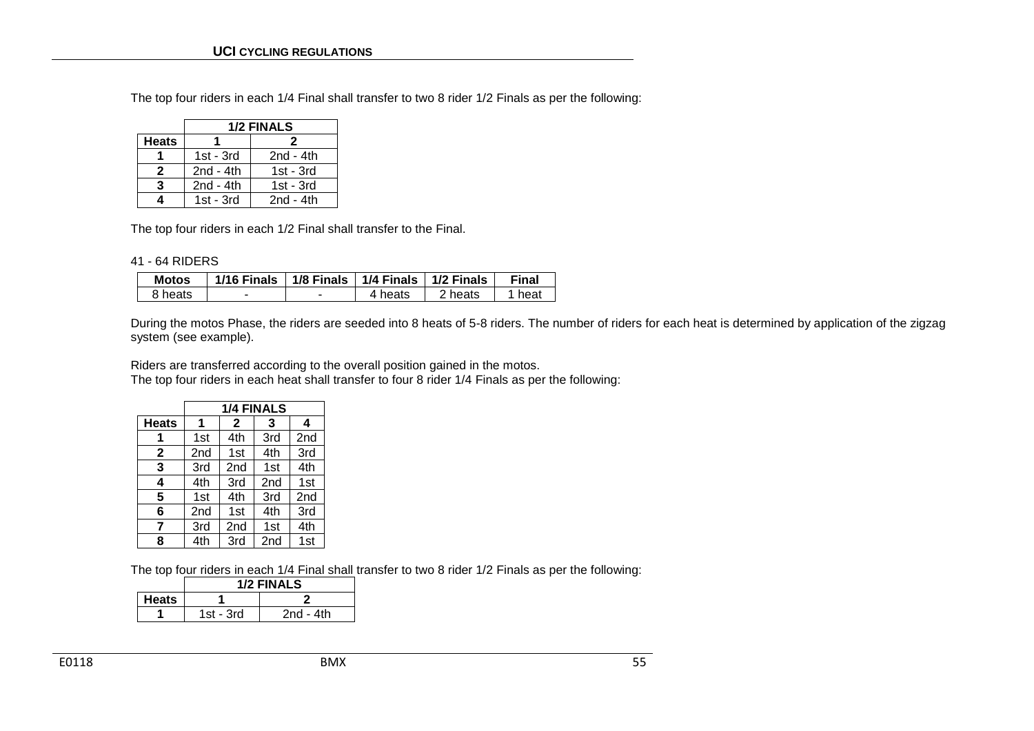The top four riders in each 1/4 Final shall transfer to two 8 rider 1/2 Finals as per the following:

| | 1/2 FINALS | |
|---|---|---|
| **Heats** | **1** | **2** |
| **1** | 1st - 3rd | 2nd - 4th |
| **2** | 2nd - 4th | 1st - 3rd |
| **3** | 2nd - 4th | 1st - 3rd |
| **4** | 1st - 3rd | 2nd - 4th |

The top four riders in each 1/2 Final shall transfer to the Final.

41 - 64 RIDERS

| Motos | 1/16 Finals | 1/8 Finals | 1/4 Finals | 1/2 Finals | Final |
|---|---|---|---|---|---|
| 8 heats | - | - | 4 heats | 2 heats | 1 heat |

During the motos Phase, the riders are seeded into 8 heats of 5-8 riders. The number of riders for each heat is determined by application of the zigzag system (see example).

Riders are transferred according to the overall position gained in the motos.
The top four riders in each heat shall transfer to four 8 rider 1/4 Finals as per the following:

| | 1/4 FINALS | | | |
|---|---|---|---|---|
| **Heats** | **1** | **2** | **3** | **4** |
| **1** | 1st | 4th | 3rd | 2nd |
| **2** | 2nd | 1st | 4th | 3rd |
| **3** | 3rd | 2nd | 1st | 4th |
| **4** | 4th | 3rd | 2nd | 1st |
| **5** | 1st | 4th | 3rd | 2nd |
| **6** | 2nd | 1st | 4th | 3rd |
| **7** | 3rd | 2nd | 1st | 4th |
| **8** | 4th | 3rd | 2nd | 1st |

The top four riders in each 1/4 Final shall transfer to two 8 rider 1/2 Finals as per the following:

| | 1/2 FINALS | |
|---|---|---|
| **Heats** | **1** | **2** |
| **1** | 1st - 3rd | 2nd - 4th |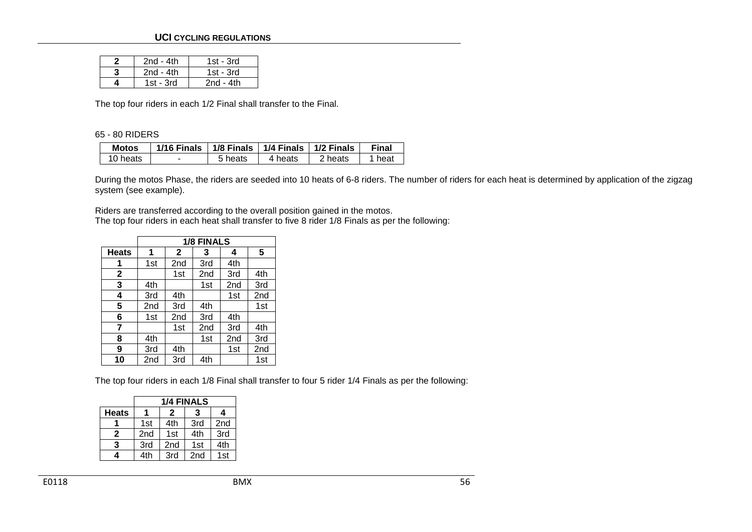| 2 | 2nd - 4th | 1st - 3rd |
|---|---|---|
| 3 | 2nd - 4th | 1st - 3rd |
| 4 | 1st - 3rd | 2nd - 4th |

The top four riders in each 1/2 Final shall transfer to the Final.

65 - 80 RIDERS

| Motos | 1/16 Finals | 1/8 Finals | 1/4 Finals | 1/2 Finals | Final |
|---|---|---|---|---|---|
| 10 heats | - | 5 heats | 4 heats | 2 heats | 1 heat |

During the motos Phase, the riders are seeded into 10 heats of 6-8 riders. The number of riders for each heat is determined by application of the zigzag system (see example).

Riders are transferred according to the overall position gained in the motos.
The top four riders in each heat shall transfer to five 8 rider 1/8 Finals as per the following:

| | 1/8 FINALS | | | | |
|---|---|---|---|---|---|
| **Heats** | **1** | **2** | **3** | **4** | **5** |
| **1** | 1st | 2nd | 3rd | 4th | |
| **2** | | 1st | 2nd | 3rd | 4th |
| **3** | 4th | | 1st | 2nd | 3rd |
| **4** | 3rd | 4th | | 1st | 2nd |
| **5** | 2nd | 3rd | 4th | | 1st |
| **6** | 1st | 2nd | 3rd | 4th | |
| **7** | | 1st | 2nd | 3rd | 4th |
| **8** | 4th | | 1st | 2nd | 3rd |
| **9** | 3rd | 4th | | 1st | 2nd |
| **10** | 2nd | 3rd | 4th | | 1st |

The top four riders in each 1/8 Final shall transfer to four 5 rider 1/4 Finals as per the following:

| | 1/4 FINALS | | | |
|---|---|---|---|---|
| **Heats** | **1** | **2** | **3** | **4** |
| **1** | 1st | 4th | 3rd | 2nd |
| **2** | 2nd | 1st | 4th | 3rd |
| **3** | 3rd | 2nd | 1st | 4th |
| **4** | 4th | 3rd | 2nd | 1st |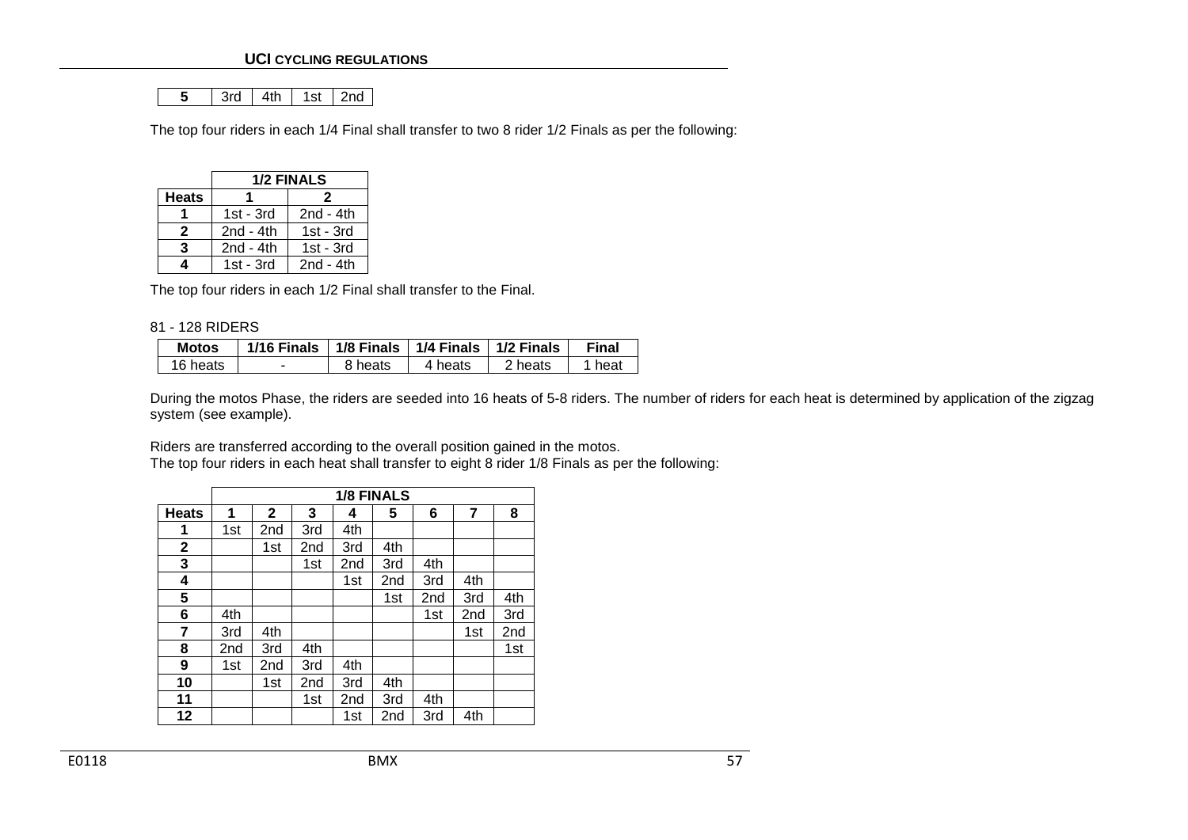| 5 | 3rd | 4th | 1st | 2nd |
|---|---|---|---|---|

The top four riders in each 1/4 Final shall transfer to two 8 rider 1/2 Finals as per the following:

| | 1/2 FINALS | |
|---|---|---|
| **Heats** | **1** | **2** |
| **1** | 1st - 3rd | 2nd - 4th |
| **2** | 2nd - 4th | 1st - 3rd |
| **3** | 2nd - 4th | 1st - 3rd |
| **4** | 1st - 3rd | 2nd - 4th |

The top four riders in each 1/2 Final shall transfer to the Final.

81 - 128 RIDERS

| Motos | 1/16 Finals | 1/8 Finals | 1/4 Finals | 1/2 Finals | Final |
|---|---|---|---|---|---|
| 16 heats | - | 8 heats | 4 heats | 2 heats | 1 heat |

During the motos Phase, the riders are seeded into 16 heats of 5-8 riders. The number of riders for each heat is determined by application of the zigzag system (see example).

Riders are transferred according to the overall position gained in the motos.
The top four riders in each heat shall transfer to eight 8 rider 1/8 Finals as per the following:

| | 1/8 FINALS | | | | | | | |
|---|---|---|---|---|---|---|---|---|
| **Heats** | **1** | **2** | **3** | **4** | **5** | **6** | **7** | **8** |
| **1** | 1st | 2nd | 3rd | 4th | | | | |
| **2** | | 1st | 2nd | 3rd | 4th | | | |
| **3** | | | 1st | 2nd | 3rd | 4th | | |
| **4** | | | | 1st | 2nd | 3rd | 4th | |
| **5** | | | | | 1st | 2nd | 3rd | 4th |
| **6** | 4th | | | | | 1st | 2nd | 3rd |
| **7** | 3rd | 4th | | | | | 1st | 2nd |
| **8** | 2nd | 3rd | 4th | | | | | 1st |
| **9** | 1st | 2nd | 3rd | 4th | | | | |
| **10** | | 1st | 2nd | 3rd | 4th | | | |
| **11** | | | 1st | 2nd | 3rd | 4th | | |
| **12** | | | | 1st | 2nd | 3rd | 4th | |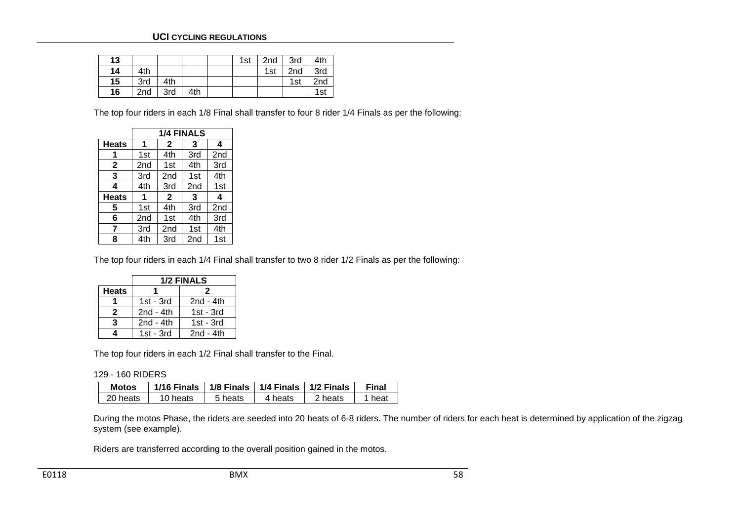| 13 | | | | | 1st | 2nd | 3rd | 4th |
|---|---|---|---|---|---|---|---|---|
| 14 | 4th | | | | | 1st | 2nd | 3rd |
| 15 | 3rd | 4th | | | | | 1st | 2nd |
| 16 | 2nd | 3rd | 4th | | | | | 1st |

The top four riders in each 1/8 Final shall transfer to four 8 rider 1/4 Finals as per the following:

| | 1/4 FINALS | | | |
|---|---|---|---|---|
| **Heats** | **1** | **2** | **3** | **4** |
| **1** | 1st | 4th | 3rd | 2nd |
| **2** | 2nd | 1st | 4th | 3rd |
| **3** | 3rd | 2nd | 1st | 4th |
| **4** | 4th | 3rd | 2nd | 1st |
| **Heats** | **1** | **2** | **3** | **4** |
| **5** | 1st | 4th | 3rd | 2nd |
| **6** | 2nd | 1st | 4th | 3rd |
| **7** | 3rd | 2nd | 1st | 4th |
| **8** | 4th | 3rd | 2nd | 1st |

The top four riders in each 1/4 Final shall transfer to two 8 rider 1/2 Finals as per the following:

| | 1/2 FINALS | |
|---|---|---|
| **Heats** | **1** | **2** |
| **1** | 1st - 3rd | 2nd - 4th |
| **2** | 2nd - 4th | 1st - 3rd |
| **3** | 2nd - 4th | 1st - 3rd |
| **4** | 1st - 3rd | 2nd - 4th |

The top four riders in each 1/2 Final shall transfer to the Final.

129 - 160 RIDERS

| Motos | 1/16 Finals | 1/8 Finals | 1/4 Finals | 1/2 Finals | Final |
|---|---|---|---|---|---|
| 20 heats | 10 heats | 5 heats | 4 heats | 2 heats | 1 heat |

During the motos Phase, the riders are seeded into 20 heats of 6-8 riders. The number of riders for each heat is determined by application of the zigzag system (see example).

Riders are transferred according to the overall position gained in the motos.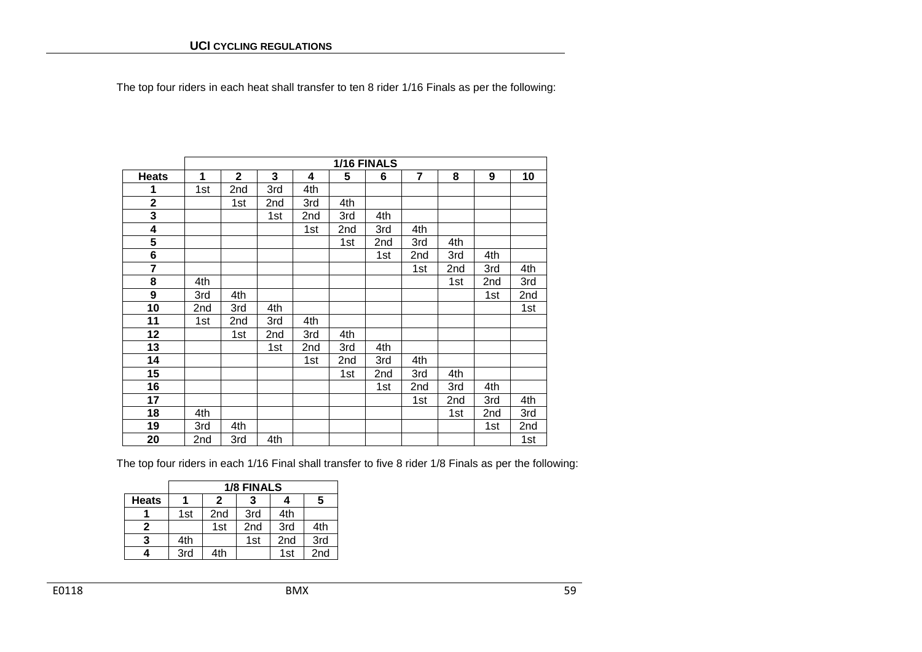The top four riders in each heat shall transfer to ten 8 rider 1/16 Finals as per the following:

| | 1/16 FINALS | | | | | | | | | |
|---|---|---|---|---|---|---|---|---|---|---|
| **Heats** | **1** | **2** | **3** | **4** | **5** | **6** | **7** | **8** | **9** | **10** |
| **1** | 1st | 2nd | 3rd | 4th | | | | | | |
| **2** | | 1st | 2nd | 3rd | 4th | | | | | |
| **3** | | | 1st | 2nd | 3rd | 4th | | | | |
| **4** | | | | 1st | 2nd | 3rd | 4th | | | |
| **5** | | | | | 1st | 2nd | 3rd | 4th | | |
| **6** | | | | | | 1st | 2nd | 3rd | 4th | |
| **7** | | | | | | | 1st | 2nd | 3rd | 4th |
| **8** | 4th | | | | | | | 1st | 2nd | 3rd |
| **9** | 3rd | 4th | | | | | | | 1st | 2nd |
| **10** | 2nd | 3rd | 4th | | | | | | | 1st |
| **11** | 1st | 2nd | 3rd | 4th | | | | | | |
| **12** | | 1st | 2nd | 3rd | 4th | | | | | |
| **13** | | | 1st | 2nd | 3rd | 4th | | | | |
| **14** | | | | 1st | 2nd | 3rd | 4th | | | |
| **15** | | | | | 1st | 2nd | 3rd | 4th | | |
| **16** | | | | | | 1st | 2nd | 3rd | 4th | |
| **17** | | | | | | | 1st | 2nd | 3rd | 4th |
| **18** | 4th | | | | | | | 1st | 2nd | 3rd |
| **19** | 3rd | 4th | | | | | | | 1st | 2nd |
| **20** | 2nd | 3rd | 4th | | | | | | | 1st |

The top four riders in each 1/16 Final shall transfer to five 8 rider 1/8 Finals as per the following:

| | 1/8 FINALS | | | | |
|---|---|---|---|---|---|
| **Heats** | **1** | **2** | **3** | **4** | **5** |
| **1** | 1st | 2nd | 3rd | 4th | |
| **2** | | 1st | 2nd | 3rd | 4th |
| **3** | 4th | | 1st | 2nd | 3rd |
| **4** | 3rd | 4th | | 1st | 2nd |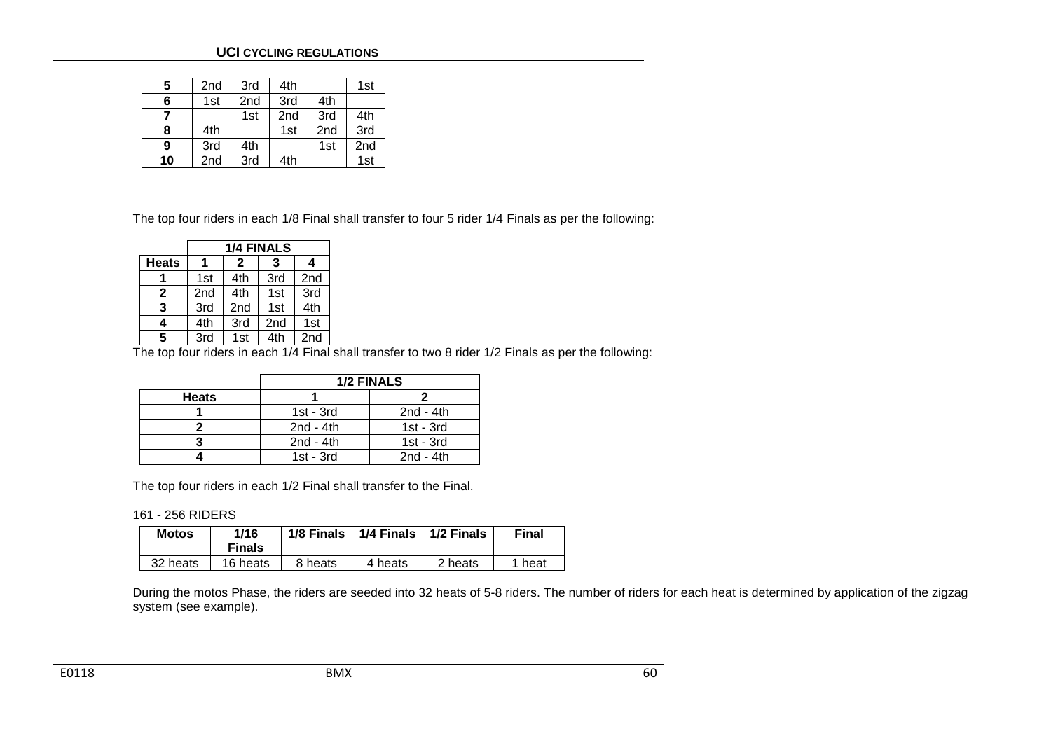| 5 | 2nd | 3rd | 4th | | 1st |
|---|---|---|---|---|---|
| 6 | 1st | 2nd | 3rd | 4th | |
| 7 | | 1st | 2nd | 3rd | 4th |
| 8 | 4th | | 1st | 2nd | 3rd |
| 9 | 3rd | 4th | | 1st | 2nd |
| 10 | 2nd | 3rd | 4th | | 1st |

The top four riders in each 1/8 Final shall transfer to four 5 rider 1/4 Finals as per the following:

| | 1/4 FINALS | | | |
|---|---|---|---|---|
| **Heats** | **1** | **2** | **3** | **4** |
| **1** | 1st | 4th | 3rd | 2nd |
| **2** | 2nd | 4th | 1st | 3rd |
| **3** | 3rd | 2nd | 1st | 4th |
| **4** | 4th | 3rd | 2nd | 1st |
| **5** | 3rd | 1st | 4th | 2nd |

The top four riders in each 1/4 Final shall transfer to two 8 rider 1/2 Finals as per the following:

| | 1/2 FINALS | |
|---|---|---|
| **Heats** | **1** | **2** |
| **1** | 1st - 3rd | 2nd - 4th |
| **2** | 2nd - 4th | 1st - 3rd |
| **3** | 2nd - 4th | 1st - 3rd |
| **4** | 1st - 3rd | 2nd - 4th |

The top four riders in each 1/2 Final shall transfer to the Final.

161 - 256 RIDERS

| Motos | 1/16 Finals | 1/8 Finals | 1/4 Finals | 1/2 Finals | Final |
|---|---|---|---|---|---|
| 32 heats | 16 heats | 8 heats | 4 heats | 2 heats | 1 heat |

During the motos Phase, the riders are seeded into 32 heats of 5-8 riders. The number of riders for each heat is determined by application of the zigzag system (see example).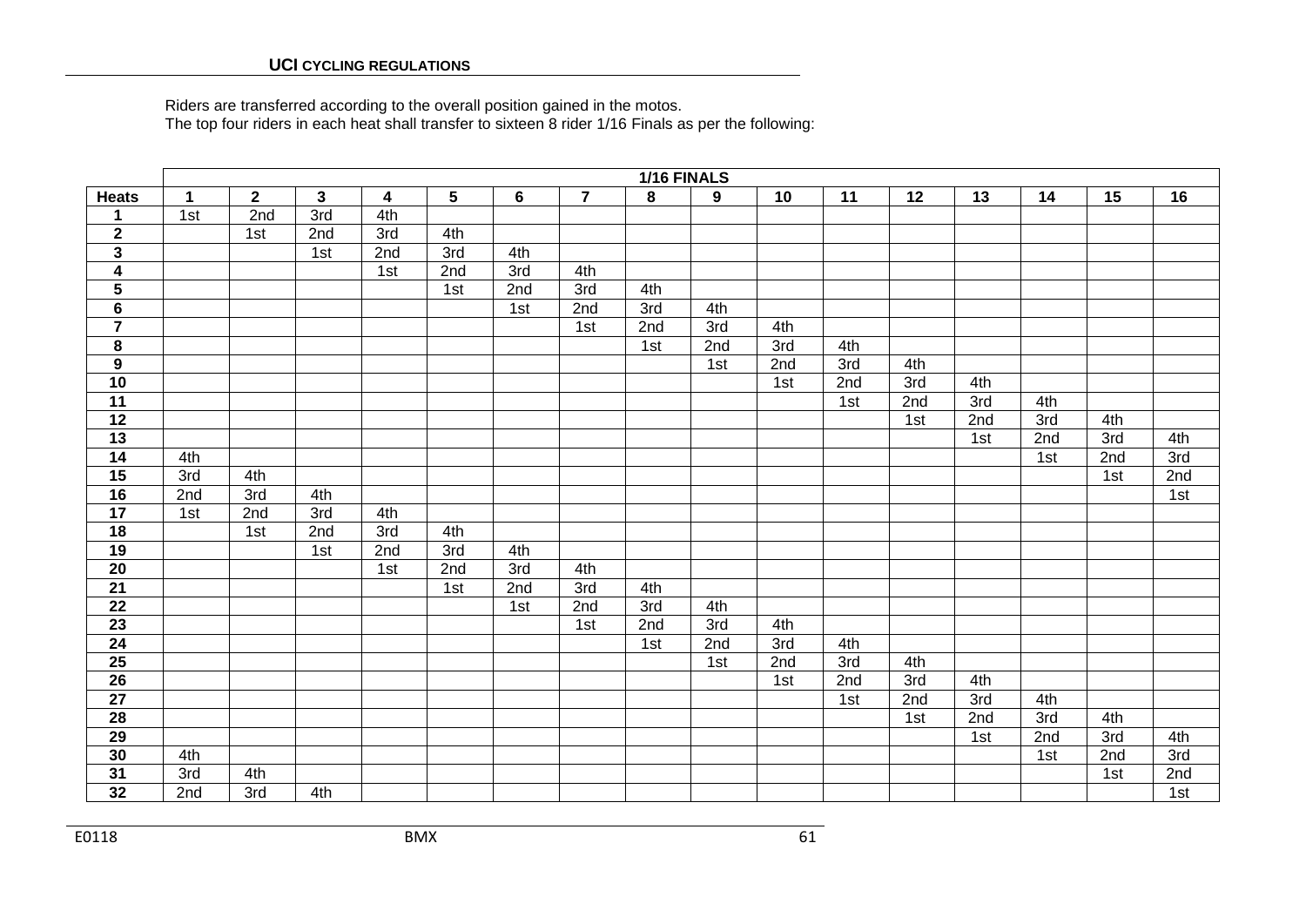Riders are transferred according to the overall position gained in the motos.
The top four riders in each heat shall transfer to sixteen 8 rider 1/16 Finals as per the following:

| | 1/16 FINALS | | | | | | | | | | | | | | | |
|---|---|---|---|---|---|---|---|---|---|---|---|---|---|---|---|---|
| **Heats** | **1** | **2** | **3** | **4** | **5** | **6** | **7** | **8** | **9** | **10** | **11** | **12** | **13** | **14** | **15** | **16** |
| **1** | 1st | 2nd | 3rd | 4th | | | | | | | | | | | | |
| **2** | | 1st | 2nd | 3rd | 4th | | | | | | | | | | | |
| **3** | | | 1st | 2nd | 3rd | 4th | | | | | | | | | | |
| **4** | | | | 1st | 2nd | 3rd | 4th | | | | | | | | | |
| **5** | | | | | 1st | 2nd | 3rd | 4th | | | | | | | | |
| **6** | | | | | | 1st | 2nd | 3rd | 4th | | | | | | | |
| **7** | | | | | | | 1st | 2nd | 3rd | 4th | | | | | | |
| **8** | | | | | | | | 1st | 2nd | 3rd | 4th | | | | | |
| **9** | | | | | | | | | 1st | 2nd | 3rd | 4th | | | | |
| **10** | | | | | | | | | | 1st | 2nd | 3rd | 4th | | | |
| **11** | | | | | | | | | | | 1st | 2nd | 3rd | 4th | | |
| **12** | | | | | | | | | | | | 1st | 2nd | 3rd | 4th | |
| **13** | | | | | | | | | | | | | 1st | 2nd | 3rd | 4th |
| **14** | 4th | | | | | | | | | | | | | 1st | 2nd | 3rd |
| **15** | 3rd | 4th | | | | | | | | | | | | | 1st | 2nd |
| **16** | 2nd | 3rd | 4th | | | | | | | | | | | | | 1st |
| **17** | 1st | 2nd | 3rd | 4th | | | | | | | | | | | | |
| **18** | | 1st | 2nd | 3rd | 4th | | | | | | | | | | | |
| **19** | | | 1st | 2nd | 3rd | 4th | | | | | | | | | | |
| **20** | | | | 1st | 2nd | 3rd | 4th | | | | | | | | | |
| **21** | | | | | 1st | 2nd | 3rd | 4th | | | | | | | | |
| **22** | | | | | | 1st | 2nd | 3rd | 4th | | | | | | | |
| **23** | | | | | | | 1st | 2nd | 3rd | 4th | | | | | | |
| **24** | | | | | | | | 1st | 2nd | 3rd | 4th | | | | | |
| **25** | | | | | | | | | 1st | 2nd | 3rd | 4th | | | | |
| **26** | | | | | | | | | | 1st | 2nd | 3rd | 4th | | | |
| **27** | | | | | | | | | | | 1st | 2nd | 3rd | 4th | | |
| **28** | | | | | | | | | | | | 1st | 2nd | 3rd | 4th | |
| **29** | | | | | | | | | | | | | 1st | 2nd | 3rd | 4th |
| **30** | 4th | | | | | | | | | | | | | 1st | 2nd | 3rd |
| **31** | 3rd | 4th | | | | | | | | | | | | | 1st | 2nd |
| **32** | 2nd | 3rd | 4th | | | | | | | | | | | | | 1st |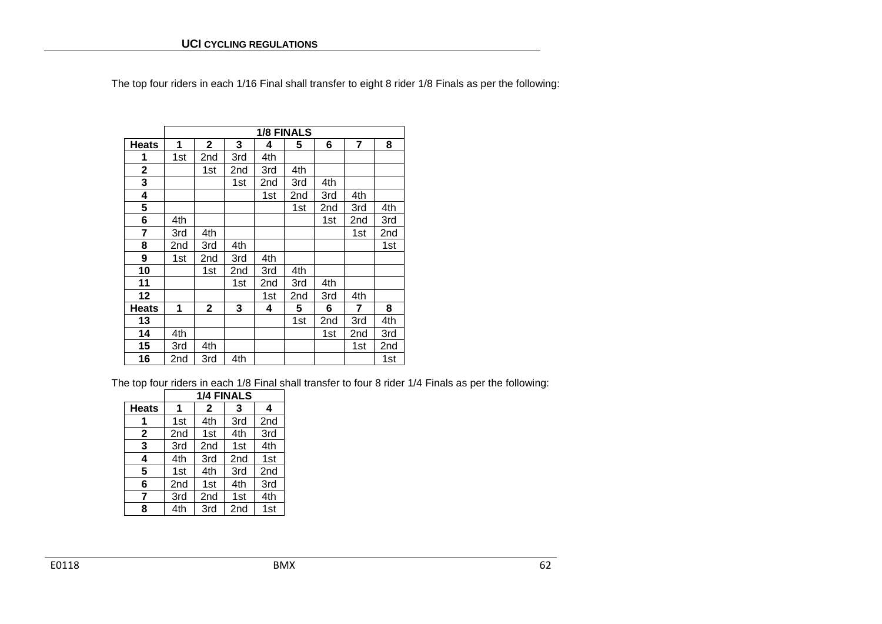The top four riders in each 1/16 Final shall transfer to eight 8 rider 1/8 Finals as per the following:

| | 1/8 FINALS | | | | | | | |
|---|---|---|---|---|---|---|---|---|
| **Heats** | **1** | **2** | **3** | **4** | **5** | **6** | **7** | **8** |
| **1** | 1st | 2nd | 3rd | 4th | | | | |
| **2** | | 1st | 2nd | 3rd | 4th | | | |
| **3** | | | 1st | 2nd | 3rd | 4th | | |
| **4** | | | | 1st | 2nd | 3rd | 4th | |
| **5** | | | | | 1st | 2nd | 3rd | 4th |
| **6** | 4th | | | | | 1st | 2nd | 3rd |
| **7** | 3rd | 4th | | | | | 1st | 2nd |
| **8** | 2nd | 3rd | 4th | | | | | 1st |
| **9** | 1st | 2nd | 3rd | 4th | | | | |
| **10** | | 1st | 2nd | 3rd | 4th | | | |
| **11** | | | 1st | 2nd | 3rd | 4th | | |
| **12** | | | | 1st | 2nd | 3rd | 4th | |
| **Heats** | **1** | **2** | **3** | **4** | **5** | **6** | **7** | **8** |
| **13** | | | | | 1st | 2nd | 3rd | 4th |
| **14** | 4th | | | | | 1st | 2nd | 3rd |
| **15** | 3rd | 4th | | | | | 1st | 2nd |
| **16** | 2nd | 3rd | 4th | | | | | 1st |

The top four riders in each 1/8 Final shall transfer to four 8 rider 1/4 Finals as per the following:

| | 1/4 FINALS | | | |
|---|---|---|---|---|
| **Heats** | **1** | **2** | **3** | **4** |
| **1** | 1st | 4th | 3rd | 2nd |
| **2** | 2nd | 1st | 4th | 3rd |
| **3** | 3rd | 2nd | 1st | 4th |
| **4** | 4th | 3rd | 2nd | 1st |
| **5** | 1st | 4th | 3rd | 2nd |
| **6** | 2nd | 1st | 4th | 3rd |
| **7** | 3rd | 2nd | 1st | 4th |
| **8** | 4th | 3rd | 2nd | 1st |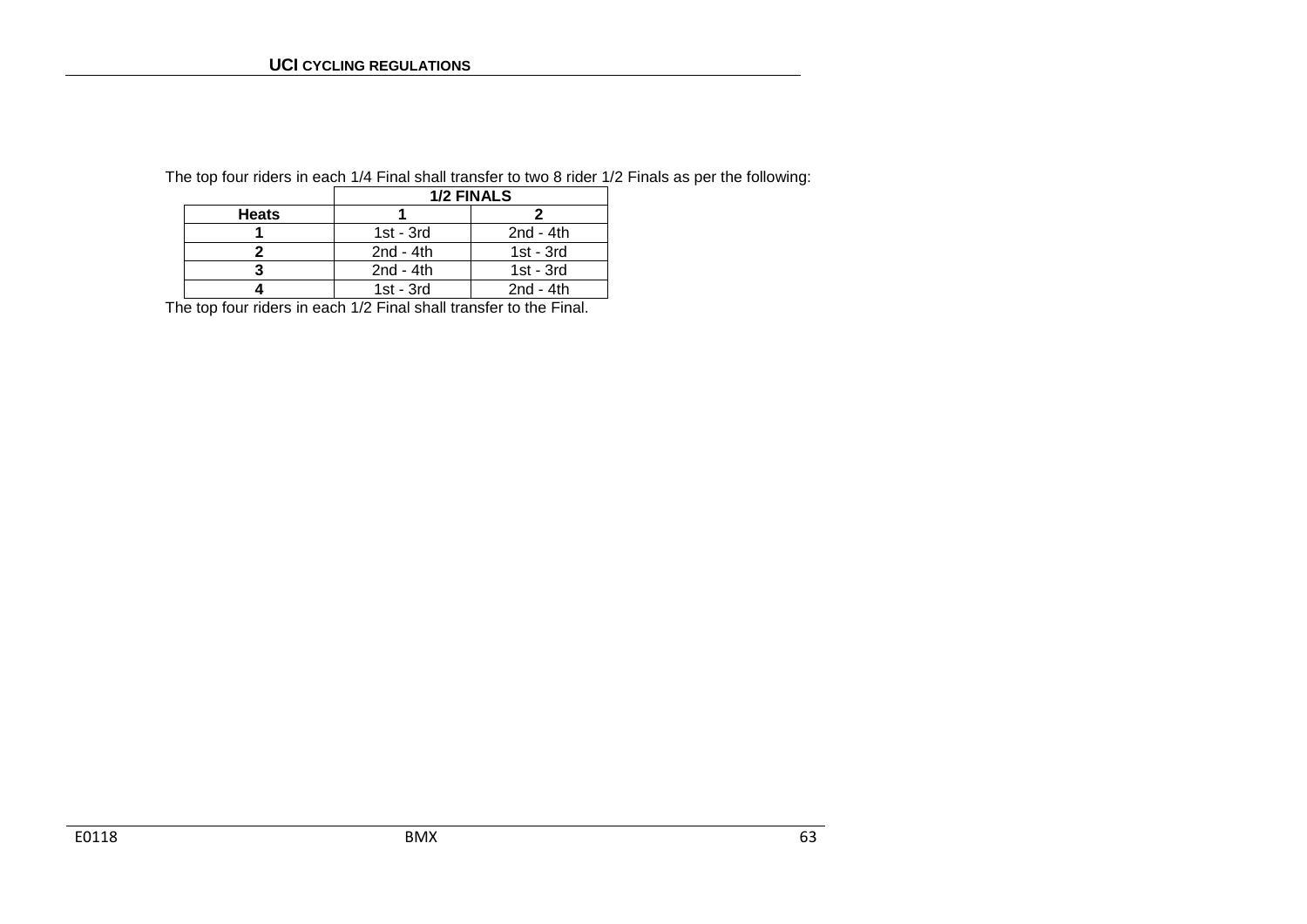The top four riders in each 1/4 Final shall transfer to two 8 rider 1/2 Finals as per the following:

| | **1/2 FINALS** | |
|---|---|---|
| **Heats** | **1** | **2** |
| **1** | 1st - 3rd | 2nd - 4th |
| **2** | 2nd - 4th | 1st - 3rd |
| **3** | 2nd - 4th | 1st - 3rd |
| **4** | 1st - 3rd | 2nd - 4th |

The top four riders in each 1/2 Final shall transfer to the Final.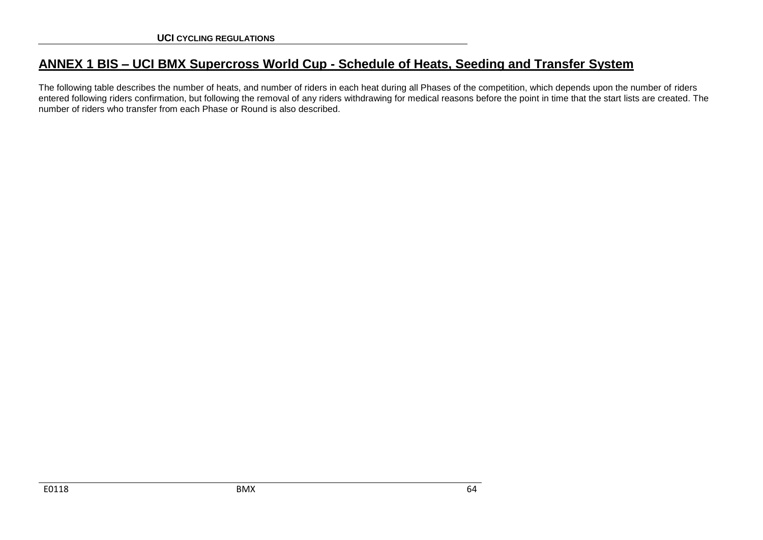# ANNEX 1 BIS – UCI BMX Supercross World Cup - Schedule of Heats, Seeding and Transfer System

The following table describes the number of heats, and number of riders in each heat during all Phases of the competition, which depends upon the number of riders entered following riders confirmation, but following the removal of any riders withdrawing for medical reasons before the point in time that the start lists are created. The number of riders who transfer from each Phase or Round is also described.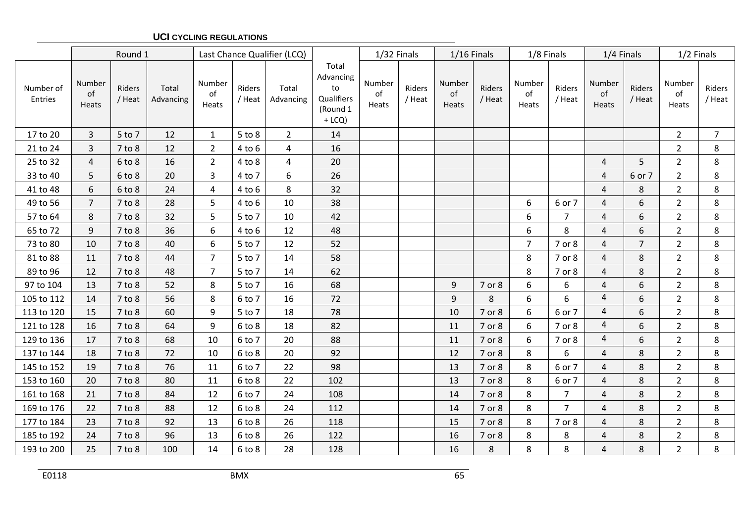| | Round 1 | | | Last Chance Qualifier (LCQ) | | | | 1/32 Finals | | 1/16 Finals | | 1/8 Finals | | 1/4 Finals | | 1/2 Finals | |
|---|---|---|---|---|---|---|---|---|---|---|---|---|---|---|---|---|---|
| Number of Entries | Number of Heats | Riders / Heat | Total Advancing | Number of Heats | Riders / Heat | Total Advancing | Total Advancing to Qualifiers (Round 1 + LCQ) | Number of Heats | Riders / Heat | Number of Heats | Riders / Heat | Number of Heats | Riders / Heat | Number of Heats | Riders / Heat | Number of Heats | Riders / Heat |
| 17 to 20 | 3 | 5 to 7 | 12 | 1 | 5 to 8 | 2 | 14 | | | | | | | | | 2 | 7 |
| 21 to 24 | 3 | 7 to 8 | 12 | 2 | 4 to 6 | 4 | 16 | | | | | | | | | 2 | 8 |
| 25 to 32 | 4 | 6 to 8 | 16 | 2 | 4 to 8 | 4 | 20 | | | | | | | 4 | 5 | 2 | 8 |
| 33 to 40 | 5 | 6 to 8 | 20 | 3 | 4 to 7 | 6 | 26 | | | | | | | 4 | 6 or 7 | 2 | 8 |
| 41 to 48 | 6 | 6 to 8 | 24 | 4 | 4 to 6 | 8 | 32 | | | | | | | 4 | 8 | 2 | 8 |
| 49 to 56 | 7 | 7 to 8 | 28 | 5 | 4 to 6 | 10 | 38 | | | | | 6 | 6 or 7 | 4 | 6 | 2 | 8 |
| 57 to 64 | 8 | 7 to 8 | 32 | 5 | 5 to 7 | 10 | 42 | | | | | 6 | 7 | 4 | 6 | 2 | 8 |
| 65 to 72 | 9 | 7 to 8 | 36 | 6 | 4 to 6 | 12 | 48 | | | | | 6 | 8 | 4 | 6 | 2 | 8 |
| 73 to 80 | 10 | 7 to 8 | 40 | 6 | 5 to 7 | 12 | 52 | | | | | 7 | 7 or 8 | 4 | 7 | 2 | 8 |
| 81 to 88 | 11 | 7 to 8 | 44 | 7 | 5 to 7 | 14 | 58 | | | | | 8 | 7 or 8 | 4 | 8 | 2 | 8 |
| 89 to 96 | 12 | 7 to 8 | 48 | 7 | 5 to 7 | 14 | 62 | | | | | 8 | 7 or 8 | 4 | 8 | 2 | 8 |
| 97 to 104 | 13 | 7 to 8 | 52 | 8 | 5 to 7 | 16 | 68 | | | 9 | 7 or 8 | 6 | 6 | 4 | 6 | 2 | 8 |
| 105 to 112 | 14 | 7 to 8 | 56 | 8 | 6 to 7 | 16 | 72 | | | 9 | 8 | 6 | 6 | 4 | 6 | 2 | 8 |
| 113 to 120 | 15 | 7 to 8 | 60 | 9 | 5 to 7 | 18 | 78 | | | 10 | 7 or 8 | 6 | 6 or 7 | 4 | 6 | 2 | 8 |
| 121 to 128 | 16 | 7 to 8 | 64 | 9 | 6 to 8 | 18 | 82 | | | 11 | 7 or 8 | 6 | 7 or 8 | 4 | 6 | 2 | 8 |
| 129 to 136 | 17 | 7 to 8 | 68 | 10 | 6 to 7 | 20 | 88 | | | 11 | 7 or 8 | 6 | 7 or 8 | 4 | 6 | 2 | 8 |
| 137 to 144 | 18 | 7 to 8 | 72 | 10 | 6 to 8 | 20 | 92 | | | 12 | 7 or 8 | 8 | 6 | 4 | 8 | 2 | 8 |
| 145 to 152 | 19 | 7 to 8 | 76 | 11 | 6 to 7 | 22 | 98 | | | 13 | 7 or 8 | 8 | 6 or 7 | 4 | 8 | 2 | 8 |
| 153 to 160 | 20 | 7 to 8 | 80 | 11 | 6 to 8 | 22 | 102 | | | 13 | 7 or 8 | 8 | 6 or 7 | 4 | 8 | 2 | 8 |
| 161 to 168 | 21 | 7 to 8 | 84 | 12 | 6 to 7 | 24 | 108 | | | 14 | 7 or 8 | 8 | 7 | 4 | 8 | 2 | 8 |
| 169 to 176 | 22 | 7 to 8 | 88 | 12 | 6 to 8 | 24 | 112 | | | 14 | 7 or 8 | 8 | 7 | 4 | 8 | 2 | 8 |
| 177 to 184 | 23 | 7 to 8 | 92 | 13 | 6 to 8 | 26 | 118 | | | 15 | 7 or 8 | 8 | 7 or 8 | 4 | 8 | 2 | 8 |
| 185 to 192 | 24 | 7 to 8 | 96 | 13 | 6 to 8 | 26 | 122 | | | 16 | 7 or 8 | 8 | 8 | 4 | 8 | 2 | 8 |
| 193 to 200 | 25 | 7 to 8 | 100 | 14 | 6 to 8 | 28 | 128 | | | 16 | 8 | 8 | 8 | 4 | 8 | 2 | 8 |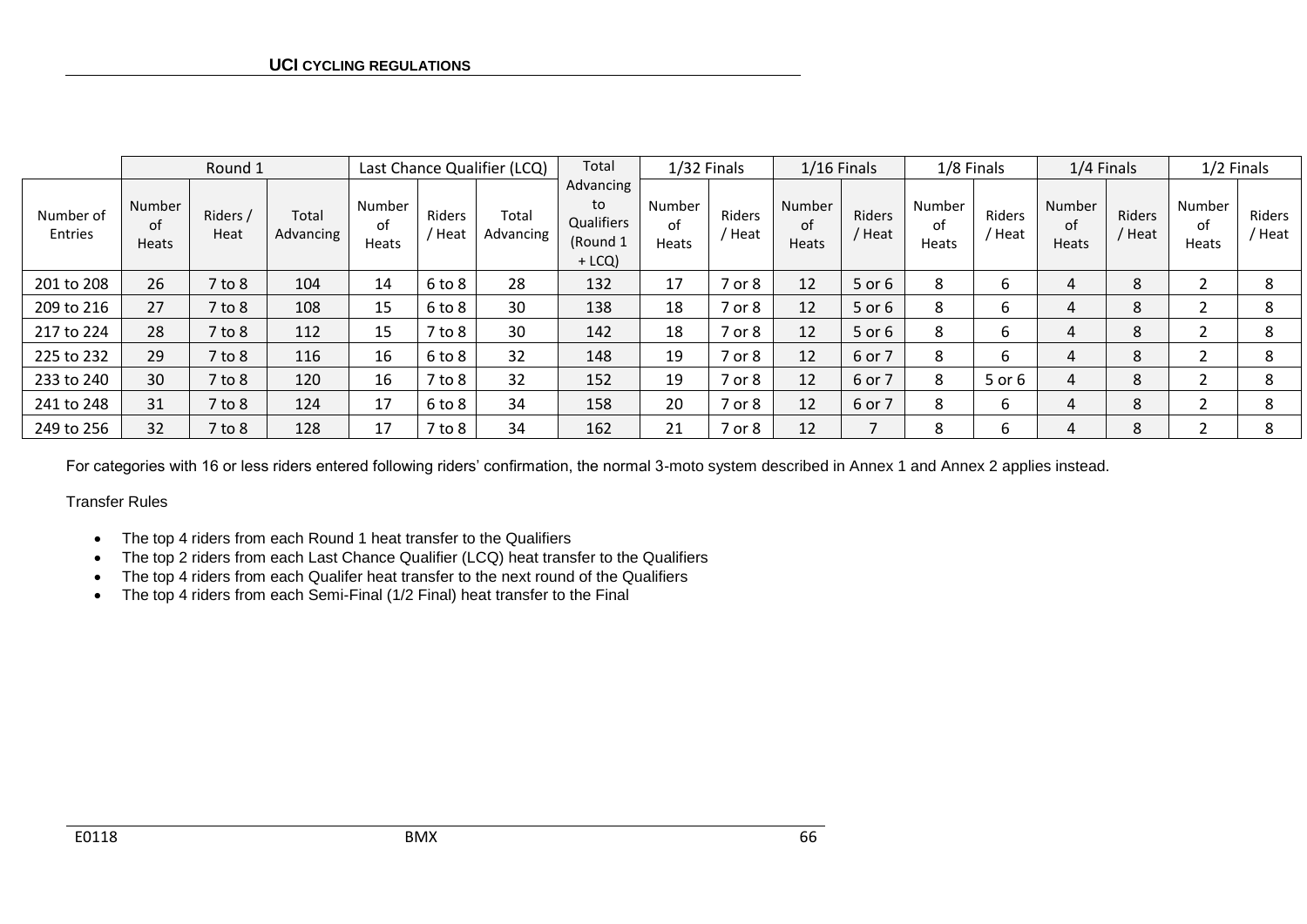| | Round 1 | | | Last Chance Qualifier (LCQ) | | | Total | 1/32 Finals | | 1/16 Finals | | 1/8 Finals | | 1/4 Finals | | 1/2 Finals | |
|---|---|---|---|---|---|---|---|---|---|---|---|---|---|---|---|---|---|
| Number of Entries | Number of Heats | Riders / Heat | Total Advancing | Number of Heats | Riders / Heat | Total Advancing | Advancing to Qualifiers (Round 1 + LCQ) | Number of Heats | Riders / Heat | Number of Heats | Riders / Heat | Number of Heats | Riders / Heat | Number of Heats | Riders / Heat | Number of Heats | Riders / Heat |
| 201 to 208 | 26 | 7 to 8 | 104 | 14 | 6 to 8 | 28 | 132 | 17 | 7 or 8 | 12 | 5 or 6 | 8 | 6 | 4 | 8 | 2 | 8 |
| 209 to 216 | 27 | 7 to 8 | 108 | 15 | 6 to 8 | 30 | 138 | 18 | 7 or 8 | 12 | 5 or 6 | 8 | 6 | 4 | 8 | 2 | 8 |
| 217 to 224 | 28 | 7 to 8 | 112 | 15 | 7 to 8 | 30 | 142 | 18 | 7 or 8 | 12 | 5 or 6 | 8 | 6 | 4 | 8 | 2 | 8 |
| 225 to 232 | 29 | 7 to 8 | 116 | 16 | 6 to 8 | 32 | 148 | 19 | 7 or 8 | 12 | 6 or 7 | 8 | 6 | 4 | 8 | 2 | 8 |
| 233 to 240 | 30 | 7 to 8 | 120 | 16 | 7 to 8 | 32 | 152 | 19 | 7 or 8 | 12 | 6 or 7 | 8 | 5 or 6 | 4 | 8 | 2 | 8 |
| 241 to 248 | 31 | 7 to 8 | 124 | 17 | 6 to 8 | 34 | 158 | 20 | 7 or 8 | 12 | 6 or 7 | 8 | 6 | 4 | 8 | 2 | 8 |
| 249 to 256 | 32 | 7 to 8 | 128 | 17 | 7 to 8 | 34 | 162 | 21 | 7 or 8 | 12 | 7 | 8 | 6 | 4 | 8 | 2 | 8 |

For categories with 16 or less riders entered following riders' confirmation, the normal 3-moto system described in Annex 1 and Annex 2 applies instead.

Transfer Rules

- The top 4 riders from each Round 1 heat transfer to the Qualifiers
- The top 2 riders from each Last Chance Qualifier (LCQ) heat transfer to the Qualifiers
- The top 4 riders from each Qualifer heat transfer to the next round of the Qualifiers
- The top 4 riders from each Semi-Final (1/2 Final) heat transfer to the Final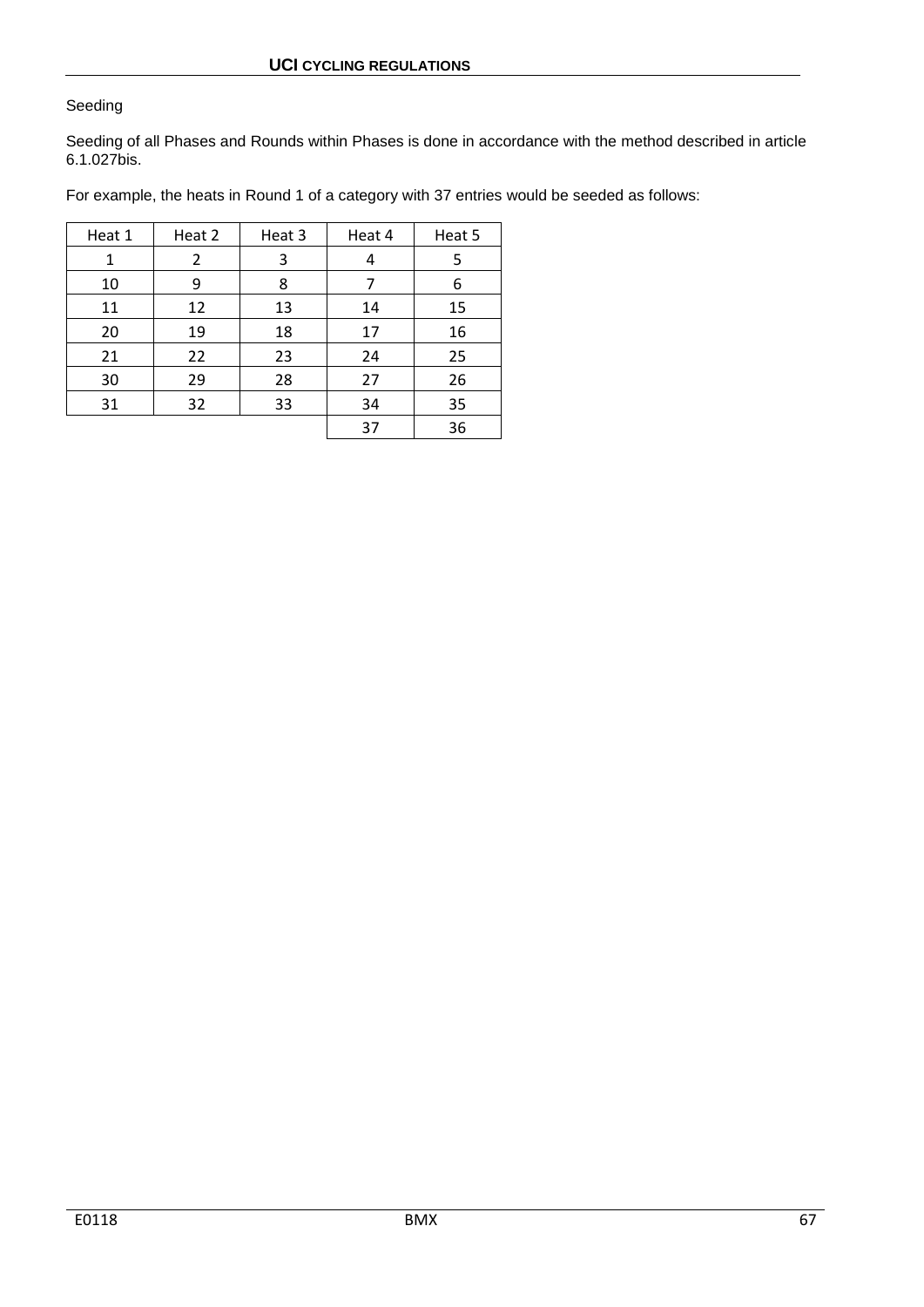Seeding

Seeding of all Phases and Rounds within Phases is done in accordance with the method described in article 6.1.027bis.

For example, the heats in Round 1 of a category with 37 entries would be seeded as follows:

| Heat 1 | Heat 2 | Heat 3 | Heat 4 | Heat 5 |
|---|---|---|---|---|
| 1 | 2 | 3 | 4 | 5 |
| 10 | 9 | 8 | 7 | 6 |
| 11 | 12 | 13 | 14 | 15 |
| 20 | 19 | 18 | 17 | 16 |
| 21 | 22 | 23 | 24 | 25 |
| 30 | 29 | 28 | 27 | 26 |
| 31 | 32 | 33 | 34 | 35 |
| | | | 37 | 36 |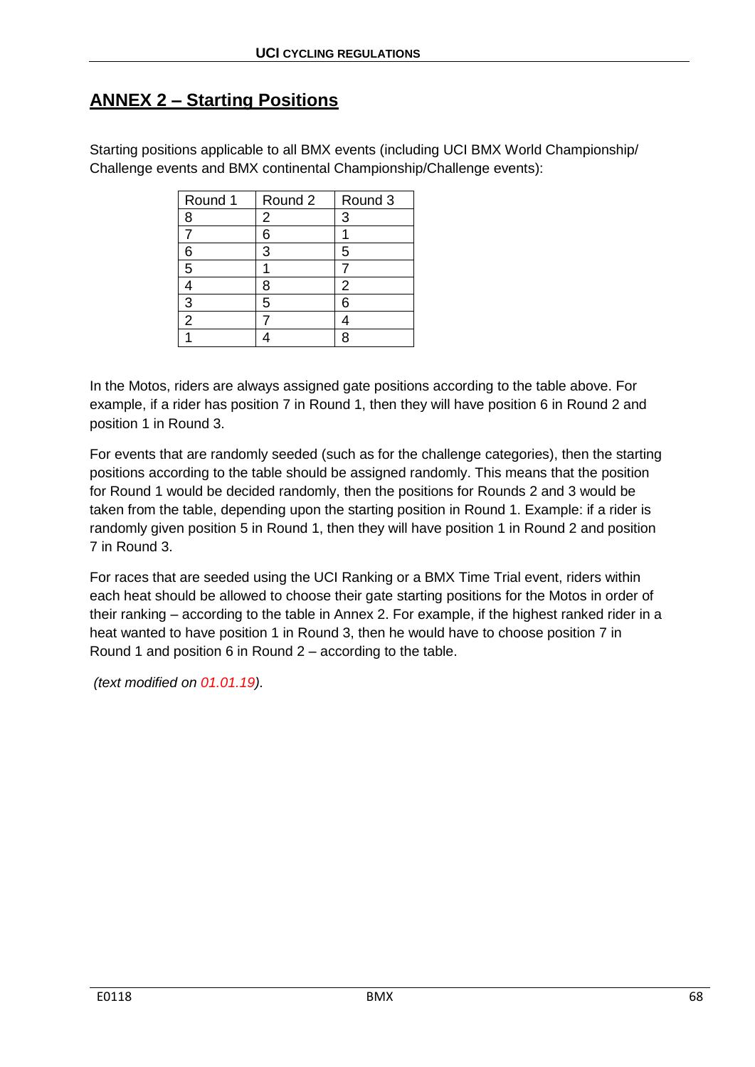## ANNEX 2 – Starting Positions

Starting positions applicable to all BMX events (including UCI BMX World Championship/ Challenge events and BMX continental Championship/Challenge events):

| Round 1 | Round 2 | Round 3 |
|---|---|---|
| 8 | 2 | 3 |
| 7 | 6 | 1 |
| 6 | 3 | 5 |
| 5 | 1 | 7 |
| 4 | 8 | 2 |
| 3 | 5 | 6 |
| 2 | 7 | 4 |
| 1 | 4 | 8 |

In the Motos, riders are always assigned gate positions according to the table above. For example, if a rider has position 7 in Round 1, then they will have position 6 in Round 2 and position 1 in Round 3.

For events that are randomly seeded (such as for the challenge categories), then the starting positions according to the table should be assigned randomly. This means that the position for Round 1 would be decided randomly, then the positions for Rounds 2 and 3 would be taken from the table, depending upon the starting position in Round 1. Example: if a rider is randomly given position 5 in Round 1, then they will have position 1 in Round 2 and position 7 in Round 3.

For races that are seeded using the UCI Ranking or a BMX Time Trial event, riders within each heat should be allowed to choose their gate starting positions for the Motos in order of their ranking – according to the table in Annex 2. For example, if the highest ranked rider in a heat wanted to have position 1 in Round 3, then he would have to choose position 7 in Round 1 and position 6 in Round 2 – according to the table.

*(text modified on 01.01.19).*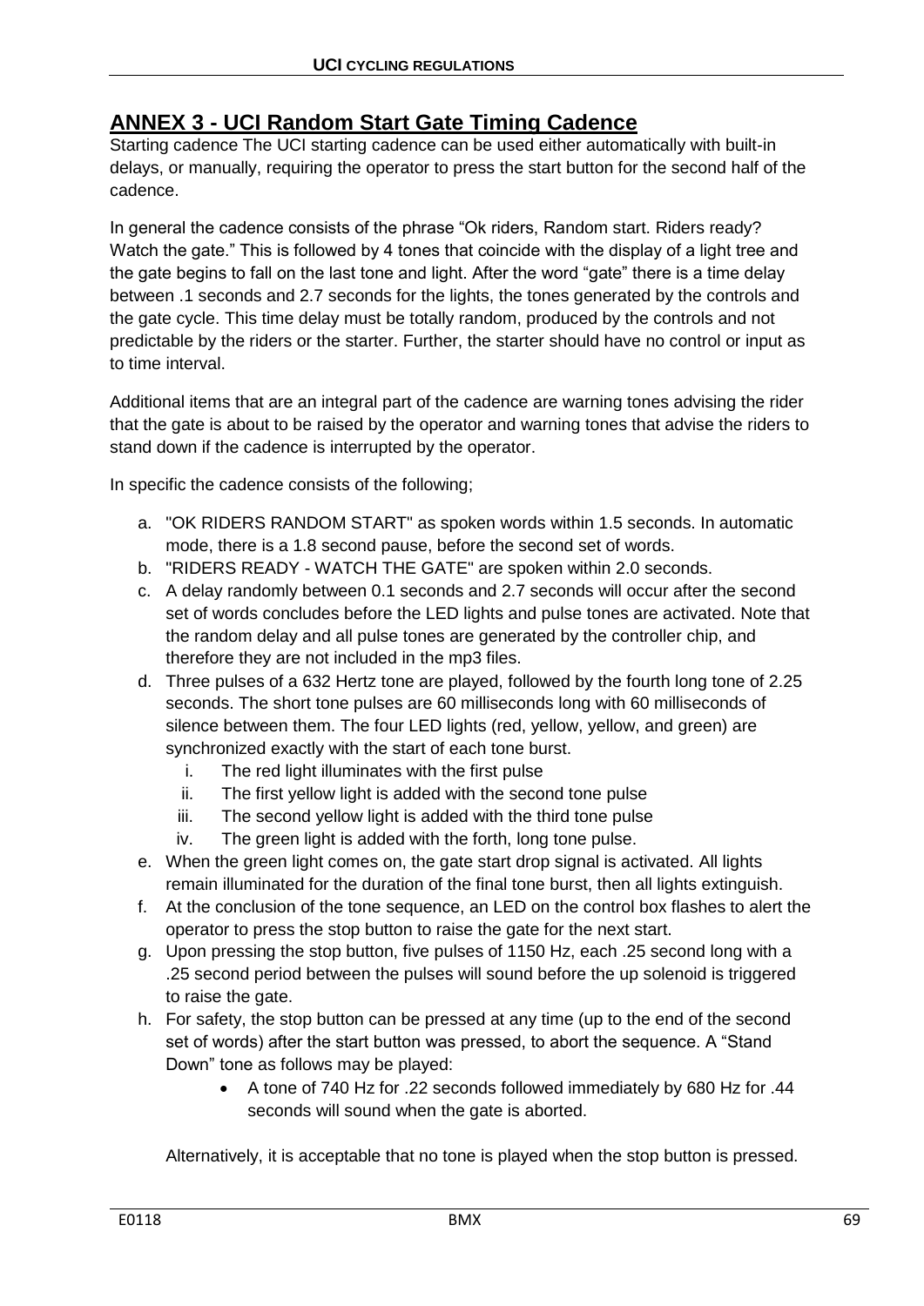## ANNEX 3 - UCI Random Start Gate Timing Cadence

Starting cadence The UCI starting cadence can be used either automatically with built-in delays, or manually, requiring the operator to press the start button for the second half of the cadence.

In general the cadence consists of the phrase “Ok riders, Random start. Riders ready? Watch the gate.” This is followed by 4 tones that coincide with the display of a light tree and the gate begins to fall on the last tone and light. After the word “gate” there is a time delay between .1 seconds and 2.7 seconds for the lights, the tones generated by the controls and the gate cycle. This time delay must be totally random, produced by the controls and not predictable by the riders or the starter. Further, the starter should have no control or input as to time interval.

Additional items that are an integral part of the cadence are warning tones advising the rider that the gate is about to be raised by the operator and warning tones that advise the riders to stand down if the cadence is interrupted by the operator.

In specific the cadence consists of the following;

a. "OK RIDERS RANDOM START" as spoken words within 1.5 seconds. In automatic mode, there is a 1.8 second pause, before the second set of words.
b. "RIDERS READY - WATCH THE GATE" are spoken within 2.0 seconds.
c. A delay randomly between 0.1 seconds and 2.7 seconds will occur after the second set of words concludes before the LED lights and pulse tones are activated. Note that the random delay and all pulse tones are generated by the controller chip, and therefore they are not included in the mp3 files.
d. Three pulses of a 632 Hertz tone are played, followed by the fourth long tone of 2.25 seconds. The short tone pulses are 60 milliseconds long with 60 milliseconds of silence between them. The four LED lights (red, yellow, yellow, and green) are synchronized exactly with the start of each tone burst.
    i. The red light illuminates with the first pulse
    ii. The first yellow light is added with the second tone pulse
    iii. The second yellow light is added with the third tone pulse
    iv. The green light is added with the forth, long tone pulse.
e. When the green light comes on, the gate start drop signal is activated. All lights remain illuminated for the duration of the final tone burst, then all lights extinguish.
f. At the conclusion of the tone sequence, an LED on the control box flashes to alert the operator to press the stop button to raise the gate for the next start.
g. Upon pressing the stop button, five pulses of 1150 Hz, each .25 second long with a .25 second period between the pulses will sound before the up solenoid is triggered to raise the gate.
h. For safety, the stop button can be pressed at any time (up to the end of the second set of words) after the start button was pressed, to abort the sequence. A “Stand Down” tone as follows may be played:
    - A tone of 740 Hz for .22 seconds followed immediately by 680 Hz for .44 seconds will sound when the gate is aborted.

Alternatively, it is acceptable that no tone is played when the stop button is pressed.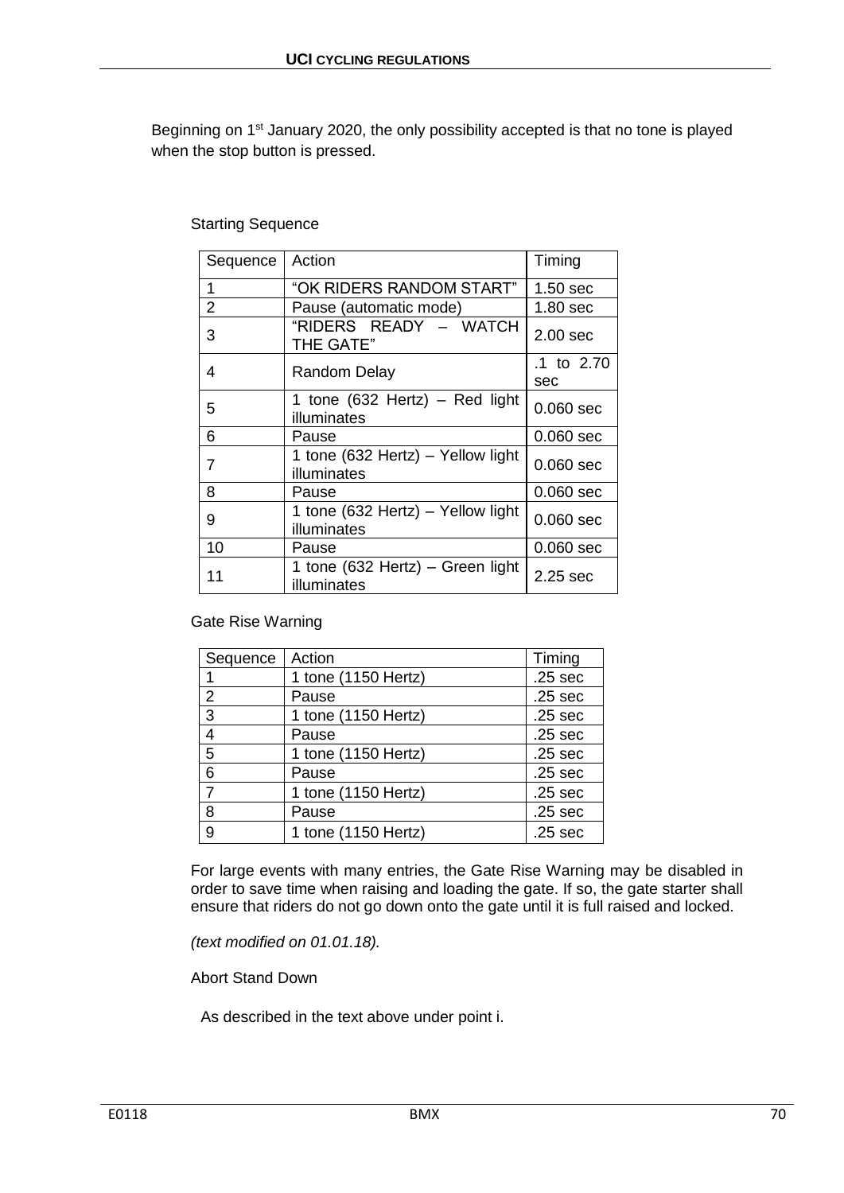Beginning on 1st January 2020, the only possibility accepted is that no tone is played when the stop button is pressed.

Starting Sequence

| Sequence | Action | Timing |
|---|---|---|
| 1 | "OK RIDERS RANDOM START" | 1.50 sec |
| 2 | Pause (automatic mode) | 1.80 sec |
| 3 | "RIDERS READY – WATCH THE GATE" | 2.00 sec |
| 4 | Random Delay | .1 to 2.70 sec |
| 5 | 1 tone (632 Hertz) – Red light illuminates | 0.060 sec |
| 6 | Pause | 0.060 sec |
| 7 | 1 tone (632 Hertz) – Yellow light illuminates | 0.060 sec |
| 8 | Pause | 0.060 sec |
| 9 | 1 tone (632 Hertz) – Yellow light illuminates | 0.060 sec |
| 10 | Pause | 0.060 sec |
| 11 | 1 tone (632 Hertz) – Green light illuminates | 2.25 sec |

Gate Rise Warning

| Sequence | Action | Timing |
|---|---|---|
| 1 | 1 tone (1150 Hertz) | .25 sec |
| 2 | Pause | .25 sec |
| 3 | 1 tone (1150 Hertz) | .25 sec |
| 4 | Pause | .25 sec |
| 5 | 1 tone (1150 Hertz) | .25 sec |
| 6 | Pause | .25 sec |
| 7 | 1 tone (1150 Hertz) | .25 sec |
| 8 | Pause | .25 sec |
| 9 | 1 tone (1150 Hertz) | .25 sec |

For large events with many entries, the Gate Rise Warning may be disabled in order to save time when raising and loading the gate. If so, the gate starter shall ensure that riders do not go down onto the gate until it is full raised and locked.

*(text modified on 01.01.18).*

Abort Stand Down

As described in the text above under point i.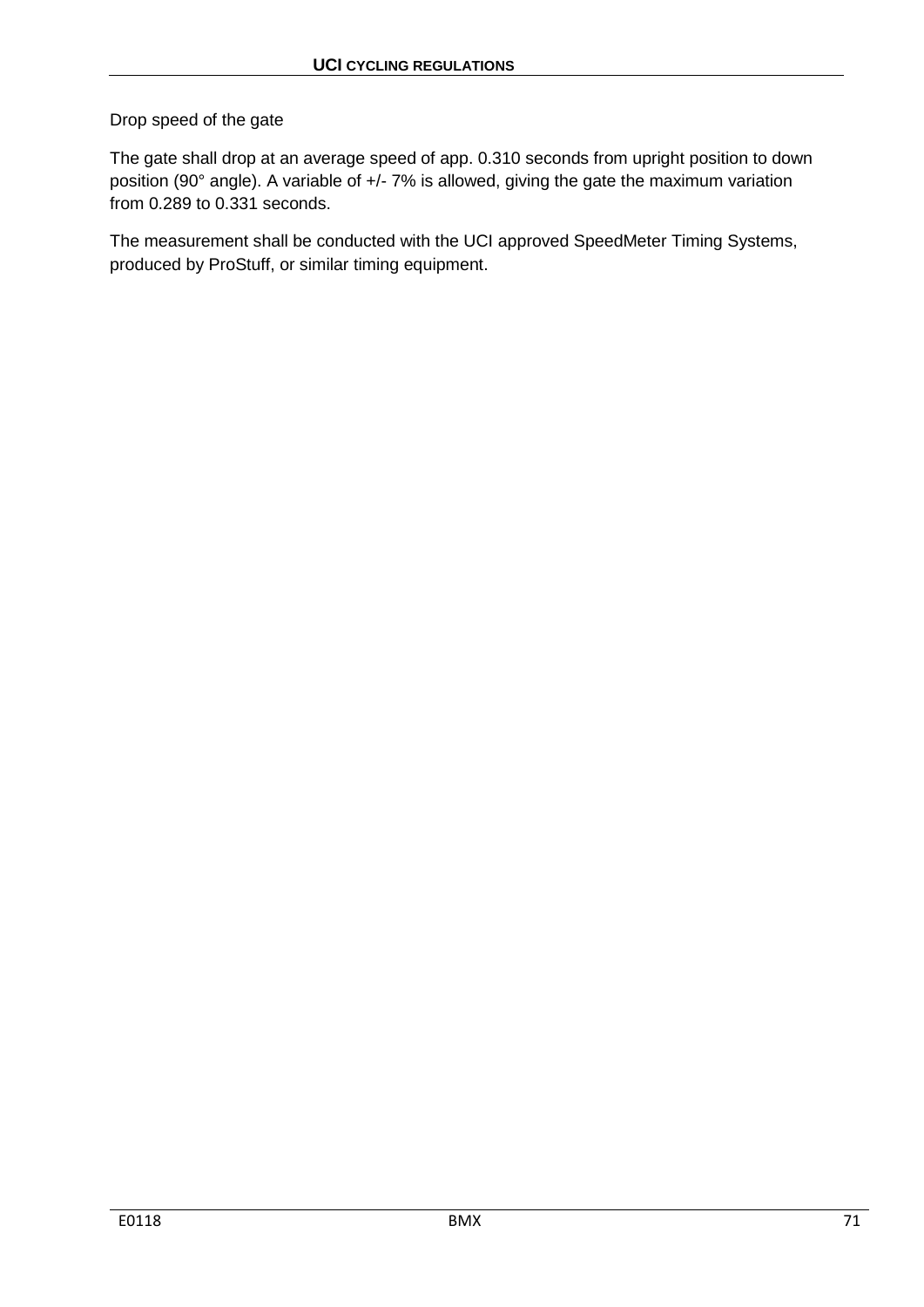Drop speed of the gate

The gate shall drop at an average speed of app. 0.310 seconds from upright position to down position (90° angle). A variable of +/- 7% is allowed, giving the gate the maximum variation from 0.289 to 0.331 seconds.

The measurement shall be conducted with the UCI approved SpeedMeter Timing Systems, produced by ProStuff, or similar timing equipment.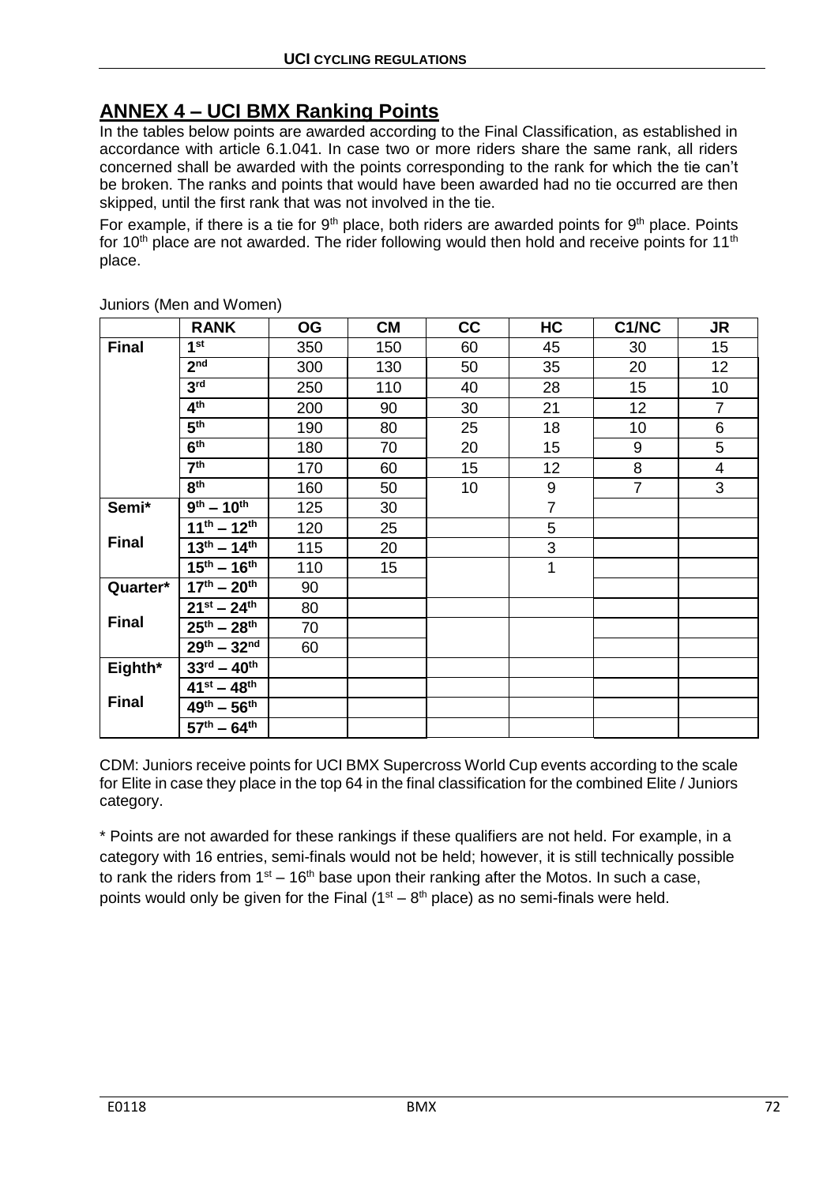## ANNEX 4 – UCI BMX Ranking Points

In the tables below points are awarded according to the Final Classification, as established in accordance with article 6.1.041. In case two or more riders share the same rank, all riders concerned shall be awarded with the points corresponding to the rank for which the tie can't be broken. The ranks and points that would have been awarded had no tie occurred are then skipped, until the first rank that was not involved in the tie.

For example, if there is a tie for 9th place, both riders are awarded points for 9th place. Points for 10th place are not awarded. The rider following would then hold and receive points for 11th place.

Juniors (Men and Women)

| | RANK | OG | CM | CC | HC | C1/NC | JR |
|---|---|---|---|---|---|---|---|
| Final | 1st | 350 | 150 | 60 | 45 | 30 | 15 |
| | 2nd | 300 | 130 | 50 | 35 | 20 | 12 |
| | 3rd | 250 | 110 | 40 | 28 | 15 | 10 |
| | 4th | 200 | 90 | 30 | 21 | 12 | 7 |
| | 5th | 190 | 80 | 25 | 18 | 10 | 6 |
| | 6th | 180 | 70 | 20 | 15 | 9 | 5 |
| | 7th | 170 | 60 | 15 | 12 | 8 | 4 |
| | 8th | 160 | 50 | 10 | 9 | 7 | 3 |
| Semi* Final | 9th – 10th | 125 | 30 | | 7 | | |
| | 11th – 12th | 120 | 25 | | 5 | | |
| | 13th – 14th | 115 | 20 | | 3 | | |
| | 15th – 16th | 110 | 15 | | 1 | | |
| Quarter* Final | 17th – 20th | 90 | | | | | |
| | 21st – 24th | 80 | | | | | |
| | 25th – 28th | 70 | | | | | |
| | 29th – 32nd | 60 | | | | | |
| Eighth* Final | 33rd – 40th | | | | | | |
| | 41st – 48th | | | | | | |
| | 49th – 56th | | | | | | |
| | 57th – 64th | | | | | | |

CDM: Juniors receive points for UCI BMX Supercross World Cup events according to the scale for Elite in case they place in the top 64 in the final classification for the combined Elite / Juniors category.

* Points are not awarded for these rankings if these qualifiers are not held. For example, in a category with 16 entries, semi-finals would not be held; however, it is still technically possible to rank the riders from 1st – 16th base upon their ranking after the Motos. In such a case, points would only be given for the Final (1st – 8th place) as no semi-finals were held.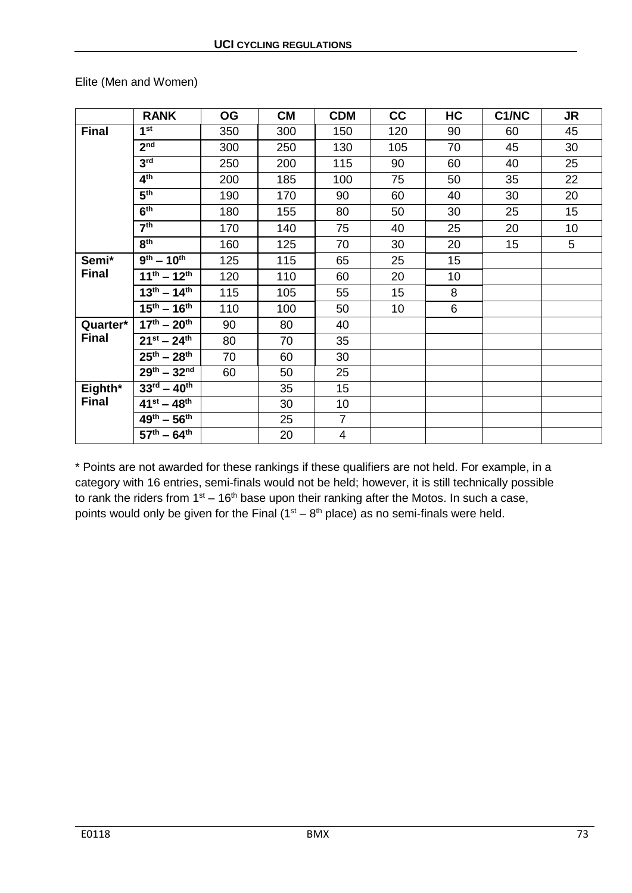Elite (Men and Women)

| | RANK | OG | CM | CDM | CC | HC | C1/NC | JR |
|---|---|---|---|---|---|---|---|---|
| **Final** | 1st | 350 | 300 | 150 | 120 | 90 | 60 | 45 |
| | 2nd | 300 | 250 | 130 | 105 | 70 | 45 | 30 |
| | 3rd | 250 | 200 | 115 | 90 | 60 | 40 | 25 |
| | 4th | 200 | 185 | 100 | 75 | 50 | 35 | 22 |
| | 5th | 190 | 170 | 90 | 60 | 40 | 30 | 20 |
| | 6th | 180 | 155 | 80 | 50 | 30 | 25 | 15 |
| | 7th | 170 | 140 | 75 | 40 | 25 | 20 | 10 |
| | 8th | 160 | 125 | 70 | 30 | 20 | 15 | 5 |
| **Semi* Final** | 9th – 10th | 125 | 115 | 65 | 25 | 15 | | |
| | 11th – 12th | 120 | 110 | 60 | 20 | 10 | | |
| | 13th – 14th | 115 | 105 | 55 | 15 | 8 | | |
| | 15th – 16th | 110 | 100 | 50 | 10 | 6 | | |
| **Quarter* Final** | 17th – 20th | 90 | 80 | 40 | | | | |
| | 21st – 24th | 80 | 70 | 35 | | | | |
| | 25th – 28th | 70 | 60 | 30 | | | | |
| | 29th – 32nd | 60 | 50 | 25 | | | | |
| **Eighth* Final** | 33rd – 40th | | 35 | 15 | | | | |
| | 41st – 48th | | 30 | 10 | | | | |
| | 49th – 56th | | 25 | 7 | | | | |
| | 57th – 64th | | 20 | 4 | | | | |

* Points are not awarded for these rankings if these qualifiers are not held. For example, in a category with 16 entries, semi-finals would not be held; however, it is still technically possible to rank the riders from 1st – 16th base upon their ranking after the Motos. In such a case, points would only be given for the Final (1st – 8th place) as no semi-finals were held.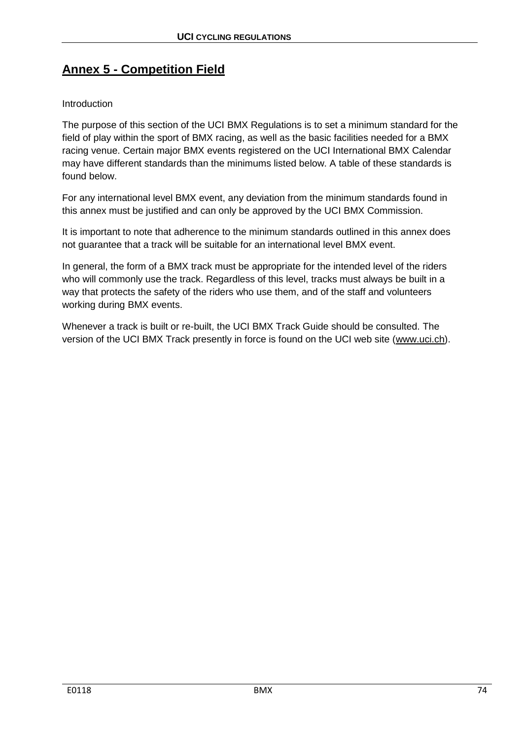## Annex 5 - Competition Field

Introduction

The purpose of this section of the UCI BMX Regulations is to set a minimum standard for the field of play within the sport of BMX racing, as well as the basic facilities needed for a BMX racing venue. Certain major BMX events registered on the UCI International BMX Calendar may have different standards than the minimums listed below. A table of these standards is found below.

For any international level BMX event, any deviation from the minimum standards found in this annex must be justified and can only be approved by the UCI BMX Commission.

It is important to note that adherence to the minimum standards outlined in this annex does not guarantee that a track will be suitable for an international level BMX event.

In general, the form of a BMX track must be appropriate for the intended level of the riders who will commonly use the track. Regardless of this level, tracks must always be built in a way that protects the safety of the riders who use them, and of the staff and volunteers working during BMX events.

Whenever a track is built or re-built, the UCI BMX Track Guide should be consulted. The version of the UCI BMX Track presently in force is found on the UCI web site (www.uci.ch).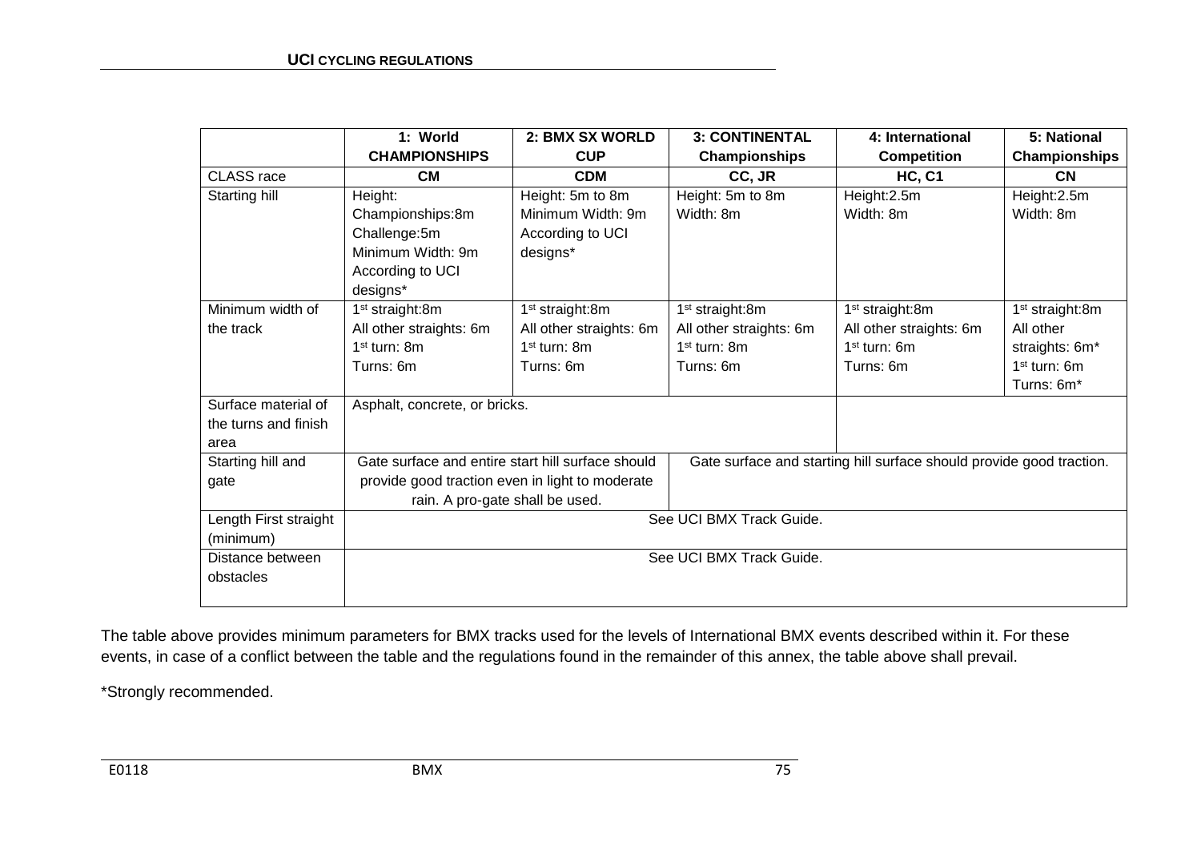| | 1: World CHAMPIONSHIPS | 2: BMX SX WORLD CUP | 3: CONTINENTAL Championships | 4: International Competition | 5: National Championships |
|---|---|---|---|---|---|
| CLASS race | **CM** | **CDM** | **CC, JR** | **HC, C1** | **CN** |
| Starting hill | Height: Championships:8m Challenge:5m Minimum Width: 9m According to UCI designs* | Height: 5m to 8m Minimum Width: 9m According to UCI designs* | Height: 5m to 8m Width: 8m | Height:2.5m Width: 8m | Height:2.5m Width: 8m |
| Minimum width of the track | 1st straight:8m All other straights: 6m 1st turn: 8m Turns: 6m | 1st straight:8m All other straights: 6m 1st turn: 8m Turns: 6m | 1st straight:8m All other straights: 6m 1st turn: 8m Turns: 6m | 1st straight:8m All other straights: 6m 1st turn: 6m Turns: 6m | 1st straight:8m All other straights: 6m* 1st turn: 6m Turns: 6m* |
| Surface material of the turns and finish area | Asphalt, concrete, or bricks. | | | | |
| Starting hill and gate | Gate surface and entire start hill surface should provide good traction even in light to moderate rain. A pro-gate shall be used. | | Gate surface and starting hill surface should provide good traction. | | |
| Length First straight (minimum) | See UCI BMX Track Guide. | | | | |
| Distance between obstacles | See UCI BMX Track Guide. | | | | |

The table above provides minimum parameters for BMX tracks used for the levels of International BMX events described within it. For these events, in case of a conflict between the table and the regulations found in the remainder of this annex, the table above shall prevail.

*Strongly recommended.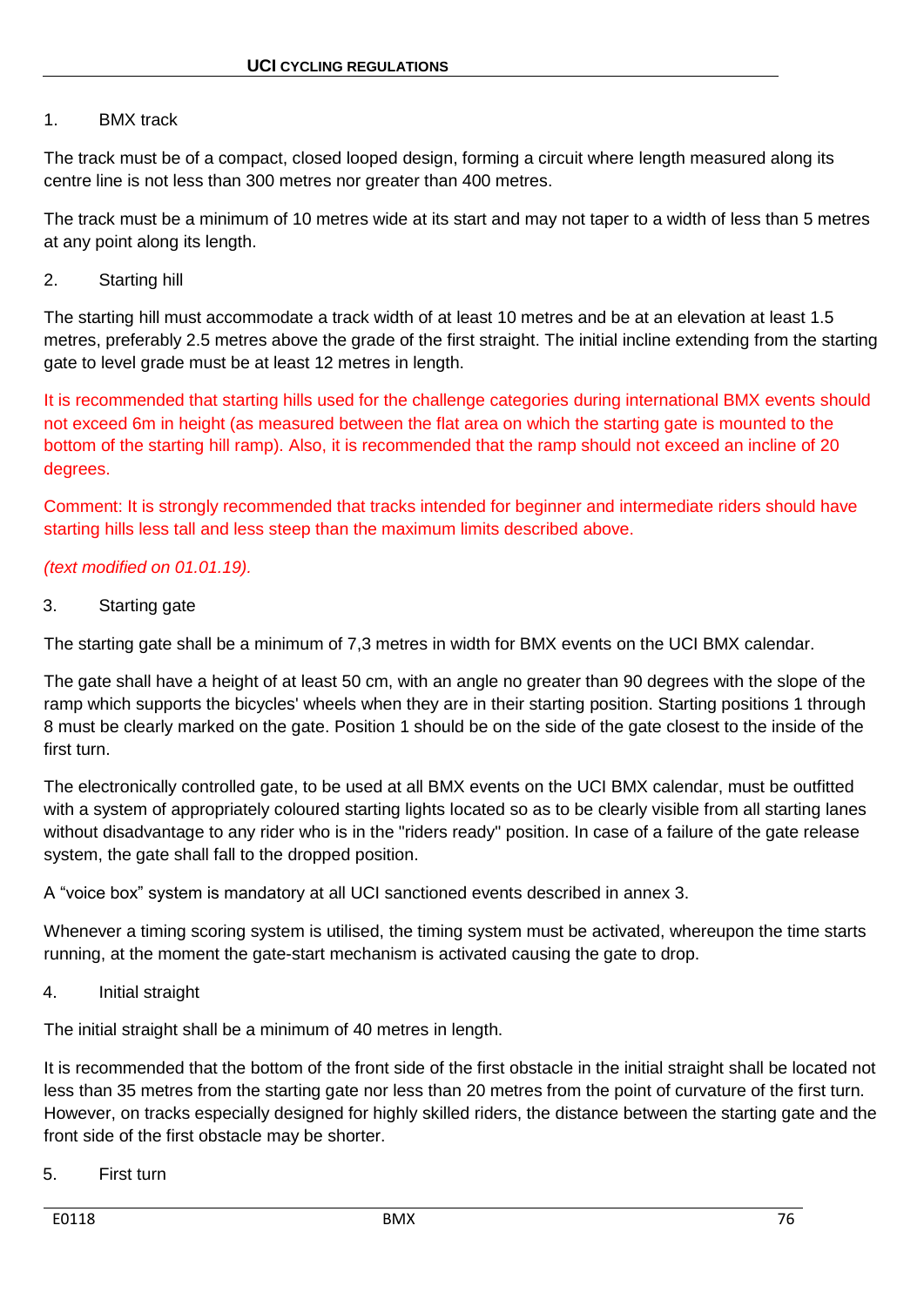1. BMX track

The track must be of a compact, closed looped design, forming a circuit where length measured along its centre line is not less than 300 metres nor greater than 400 metres.

The track must be a minimum of 10 metres wide at its start and may not taper to a width of less than 5 metres at any point along its length.

2. Starting hill

The starting hill must accommodate a track width of at least 10 metres and be at an elevation at least 1.5 metres, preferably 2.5 metres above the grade of the first straight. The initial incline extending from the starting gate to level grade must be at least 12 metres in length.

It is recommended that starting hills used for the challenge categories during international BMX events should not exceed 6m in height (as measured between the flat area on which the starting gate is mounted to the bottom of the starting hill ramp). Also, it is recommended that the ramp should not exceed an incline of 20 degrees.

Comment: It is strongly recommended that tracks intended for beginner and intermediate riders should have starting hills less tall and less steep than the maximum limits described above.

*(text modified on 01.01.19).*

3. Starting gate

The starting gate shall be a minimum of 7,3 metres in width for BMX events on the UCI BMX calendar.

The gate shall have a height of at least 50 cm, with an angle no greater than 90 degrees with the slope of the ramp which supports the bicycles' wheels when they are in their starting position. Starting positions 1 through 8 must be clearly marked on the gate. Position 1 should be on the side of the gate closest to the inside of the first turn.

The electronically controlled gate, to be used at all BMX events on the UCI BMX calendar, must be outfitted with a system of appropriately coloured starting lights located so as to be clearly visible from all starting lanes without disadvantage to any rider who is in the "riders ready" position. In case of a failure of the gate release system, the gate shall fall to the dropped position.

A "voice box" system is mandatory at all UCI sanctioned events described in annex 3.

Whenever a timing scoring system is utilised, the timing system must be activated, whereupon the time starts running, at the moment the gate-start mechanism is activated causing the gate to drop.

4. Initial straight

The initial straight shall be a minimum of 40 metres in length.

It is recommended that the bottom of the front side of the first obstacle in the initial straight shall be located not less than 35 metres from the starting gate nor less than 20 metres from the point of curvature of the first turn. However, on tracks especially designed for highly skilled riders, the distance between the starting gate and the front side of the first obstacle may be shorter.

5. First turn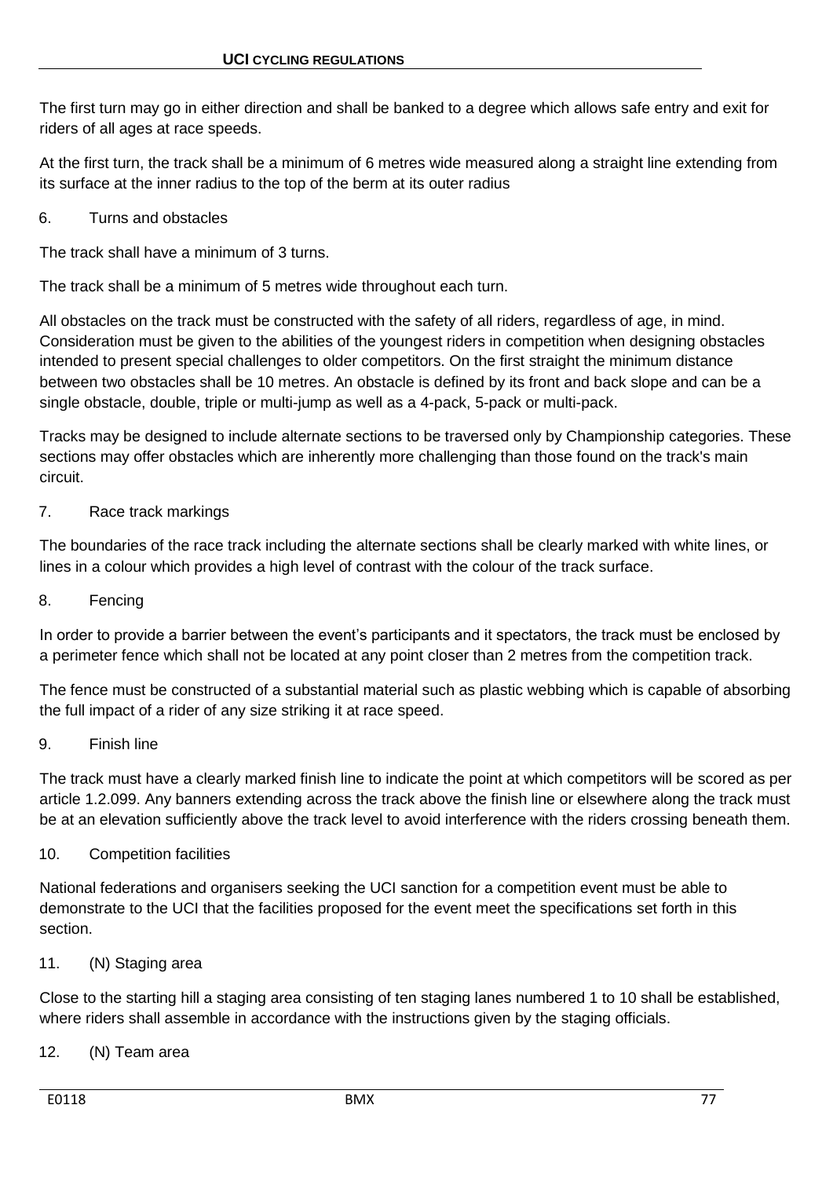The first turn may go in either direction and shall be banked to a degree which allows safe entry and exit for riders of all ages at race speeds.

At the first turn, the track shall be a minimum of 6 metres wide measured along a straight line extending from its surface at the inner radius to the top of the berm at its outer radius

6. Turns and obstacles

The track shall have a minimum of 3 turns.

The track shall be a minimum of 5 metres wide throughout each turn.

All obstacles on the track must be constructed with the safety of all riders, regardless of age, in mind. Consideration must be given to the abilities of the youngest riders in competition when designing obstacles intended to present special challenges to older competitors. On the first straight the minimum distance between two obstacles shall be 10 metres. An obstacle is defined by its front and back slope and can be a single obstacle, double, triple or multi-jump as well as a 4-pack, 5-pack or multi-pack.

Tracks may be designed to include alternate sections to be traversed only by Championship categories. These sections may offer obstacles which are inherently more challenging than those found on the track's main circuit.

7. Race track markings

The boundaries of the race track including the alternate sections shall be clearly marked with white lines, or lines in a colour which provides a high level of contrast with the colour of the track surface.

8. Fencing

In order to provide a barrier between the event's participants and it spectators, the track must be enclosed by a perimeter fence which shall not be located at any point closer than 2 metres from the competition track.

The fence must be constructed of a substantial material such as plastic webbing which is capable of absorbing the full impact of a rider of any size striking it at race speed.

9. Finish line

The track must have a clearly marked finish line to indicate the point at which competitors will be scored as per article 1.2.099. Any banners extending across the track above the finish line or elsewhere along the track must be at an elevation sufficiently above the track level to avoid interference with the riders crossing beneath them.

10. Competition facilities

National federations and organisers seeking the UCI sanction for a competition event must be able to demonstrate to the UCI that the facilities proposed for the event meet the specifications set forth in this section.

11. (N) Staging area

Close to the starting hill a staging area consisting of ten staging lanes numbered 1 to 10 shall be established, where riders shall assemble in accordance with the instructions given by the staging officials.

12. (N) Team area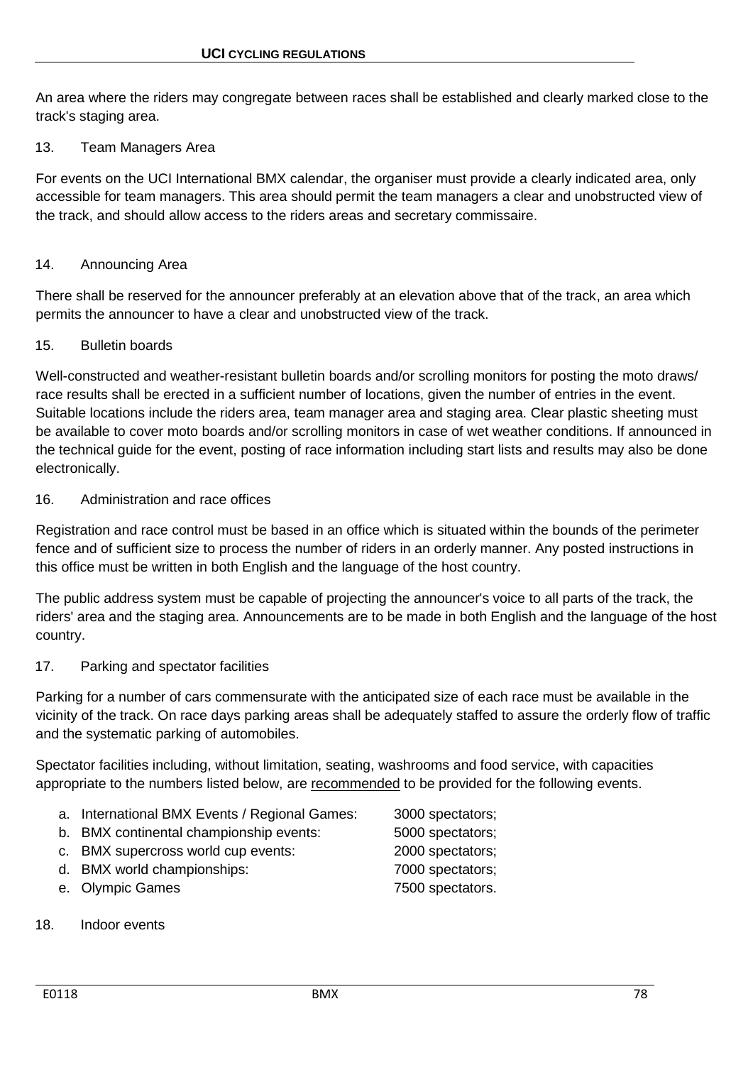An area where the riders may congregate between races shall be established and clearly marked close to the track's staging area.

### 13. Team Managers Area

For events on the UCI International BMX calendar, the organiser must provide a clearly indicated area, only accessible for team managers. This area should permit the team managers a clear and unobstructed view of the track, and should allow access to the riders areas and secretary commissaire.

### 14. Announcing Area

There shall be reserved for the announcer preferably at an elevation above that of the track, an area which permits the announcer to have a clear and unobstructed view of the track.

### 15. Bulletin boards

Well-constructed and weather-resistant bulletin boards and/or scrolling monitors for posting the moto draws/ race results shall be erected in a sufficient number of locations, given the number of entries in the event. Suitable locations include the riders area, team manager area and staging area. Clear plastic sheeting must be available to cover moto boards and/or scrolling monitors in case of wet weather conditions. If announced in the technical guide for the event, posting of race information including start lists and results may also be done electronically.

### 16. Administration and race offices

Registration and race control must be based in an office which is situated within the bounds of the perimeter fence and of sufficient size to process the number of riders in an orderly manner. Any posted instructions in this office must be written in both English and the language of the host country.

The public address system must be capable of projecting the announcer's voice to all parts of the track, the riders' area and the staging area. Announcements are to be made in both English and the language of the host country.

### 17. Parking and spectator facilities

Parking for a number of cars commensurate with the anticipated size of each race must be available in the vicinity of the track. On race days parking areas shall be adequately staffed to assure the orderly flow of traffic and the systematic parking of automobiles.

Spectator facilities including, without limitation, seating, washrooms and food service, with capacities appropriate to the numbers listed below, are <u>recommended</u> to be provided for the following events.

a. International BMX Events / Regional Games: 3000 spectators;
b. BMX continental championship events: 5000 spectators;
c. BMX supercross world cup events: 2000 spectators;
d. BMX world championships: 7000 spectators;
e. Olympic Games 7500 spectators.

### 18. Indoor events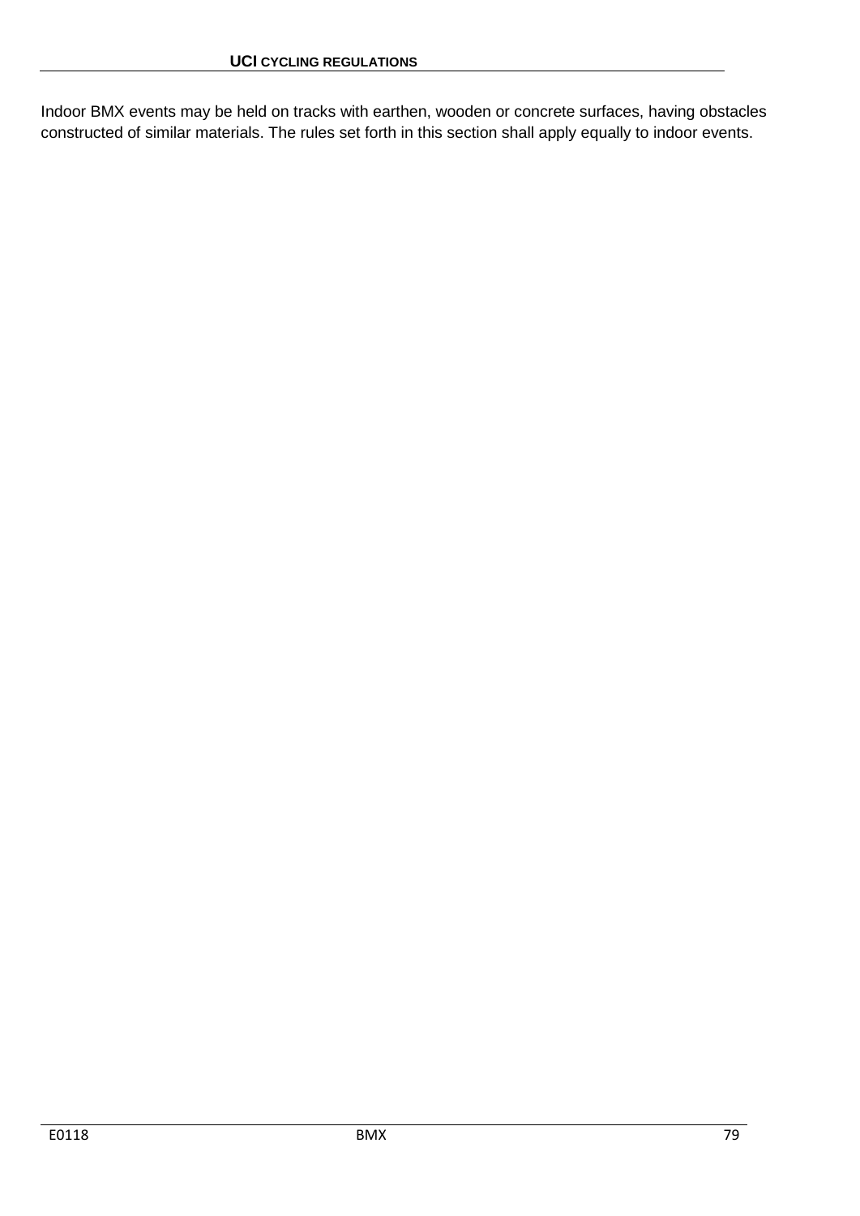Indoor BMX events may be held on tracks with earthen, wooden or concrete surfaces, having obstacles constructed of similar materials. The rules set forth in this section shall apply equally to indoor events.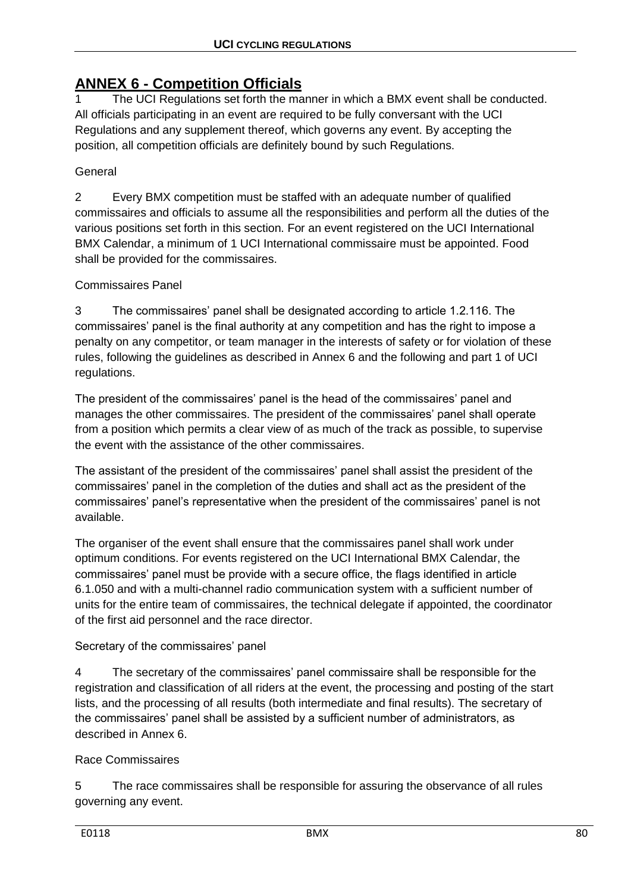## ANNEX 6 - Competition Officials

1 The UCI Regulations set forth the manner in which a BMX event shall be conducted. All officials participating in an event are required to be fully conversant with the UCI Regulations and any supplement thereof, which governs any event. By accepting the position, all competition officials are definitely bound by such Regulations.

General

2 Every BMX competition must be staffed with an adequate number of qualified commissaires and officials to assume all the responsibilities and perform all the duties of the various positions set forth in this section. For an event registered on the UCI International BMX Calendar, a minimum of 1 UCI International commissaire must be appointed. Food shall be provided for the commissaires.

Commissaires Panel

3 The commissaires' panel shall be designated according to article 1.2.116. The commissaires' panel is the final authority at any competition and has the right to impose a penalty on any competitor, or team manager in the interests of safety or for violation of these rules, following the guidelines as described in Annex 6 and the following and part 1 of UCI regulations.

The president of the commissaires' panel is the head of the commissaires' panel and manages the other commissaires. The president of the commissaires' panel shall operate from a position which permits a clear view of as much of the track as possible, to supervise the event with the assistance of the other commissaires.

The assistant of the president of the commissaires' panel shall assist the president of the commissaires' panel in the completion of the duties and shall act as the president of the commissaires' panel's representative when the president of the commissaires' panel is not available.

The organiser of the event shall ensure that the commissaires panel shall work under optimum conditions. For events registered on the UCI International BMX Calendar, the commissaires' panel must be provide with a secure office, the flags identified in article 6.1.050 and with a multi-channel radio communication system with a sufficient number of units for the entire team of commissaires, the technical delegate if appointed, the coordinator of the first aid personnel and the race director.

Secretary of the commissaires' panel

4 The secretary of the commissaires' panel commissaire shall be responsible for the registration and classification of all riders at the event, the processing and posting of the start lists, and the processing of all results (both intermediate and final results). The secretary of the commissaires' panel shall be assisted by a sufficient number of administrators, as described in Annex 6.

Race Commissaires

5 The race commissaires shall be responsible for assuring the observance of all rules governing any event.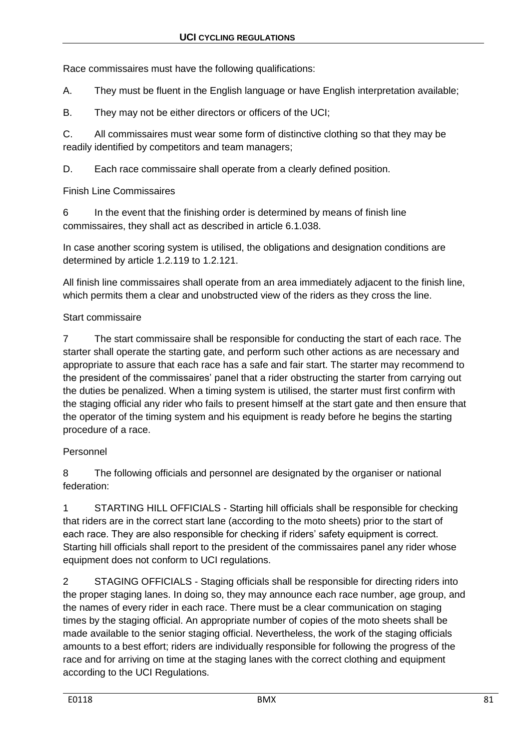Race commissaires must have the following qualifications:

A. They must be fluent in the English language or have English interpretation available;

B. They may not be either directors or officers of the UCI;

C. All commissaires must wear some form of distinctive clothing so that they may be readily identified by competitors and team managers;

D. Each race commissaire shall operate from a clearly defined position.

Finish Line Commissaires

6 In the event that the finishing order is determined by means of finish line commissaires, they shall act as described in article 6.1.038.

In case another scoring system is utilised, the obligations and designation conditions are determined by article 1.2.119 to 1.2.121.

All finish line commissaires shall operate from an area immediately adjacent to the finish line, which permits them a clear and unobstructed view of the riders as they cross the line.

Start commissaire

7 The start commissaire shall be responsible for conducting the start of each race. The starter shall operate the starting gate, and perform such other actions as are necessary and appropriate to assure that each race has a safe and fair start. The starter may recommend to the president of the commissaires' panel that a rider obstructing the starter from carrying out the duties be penalized. When a timing system is utilised, the starter must first confirm with the staging official any rider who fails to present himself at the start gate and then ensure that the operator of the timing system and his equipment is ready before he begins the starting procedure of a race.

Personnel

8 The following officials and personnel are designated by the organiser or national federation:

1 STARTING HILL OFFICIALS - Starting hill officials shall be responsible for checking that riders are in the correct start lane (according to the moto sheets) prior to the start of each race. They are also responsible for checking if riders' safety equipment is correct. Starting hill officials shall report to the president of the commissaires panel any rider whose equipment does not conform to UCI regulations.

2 STAGING OFFICIALS - Staging officials shall be responsible for directing riders into the proper staging lanes. In doing so, they may announce each race number, age group, and the names of every rider in each race. There must be a clear communication on staging times by the staging official. An appropriate number of copies of the moto sheets shall be made available to the senior staging official. Nevertheless, the work of the staging officials amounts to a best effort; riders are individually responsible for following the progress of the race and for arriving on time at the staging lanes with the correct clothing and equipment according to the UCI Regulations.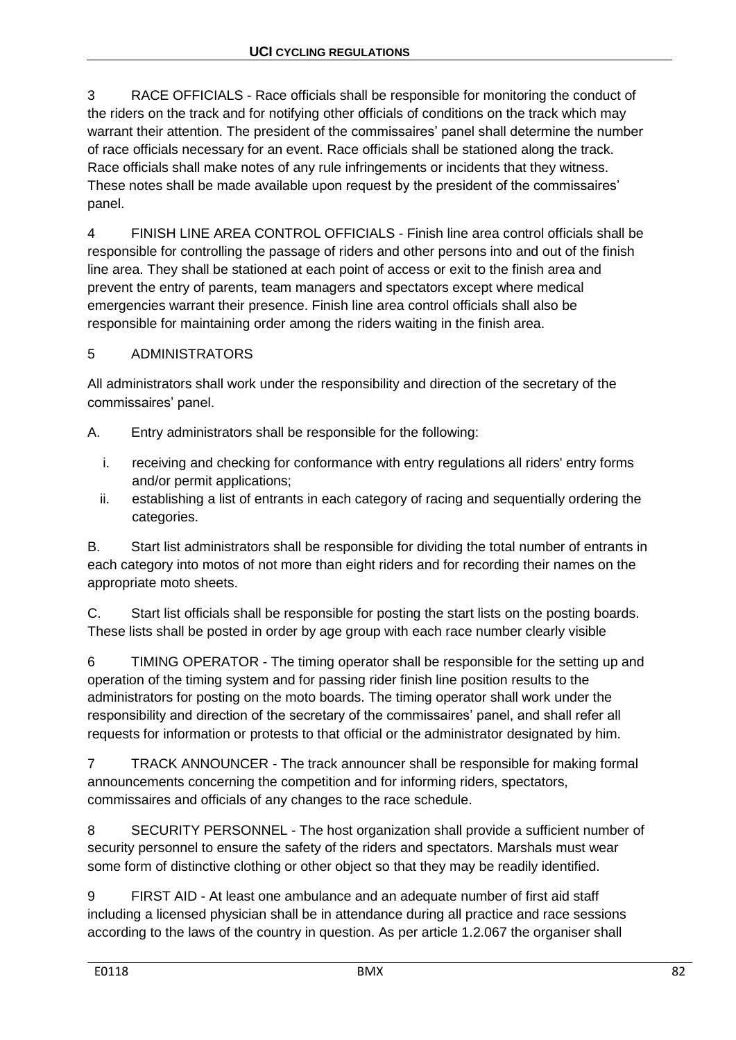3 RACE OFFICIALS - Race officials shall be responsible for monitoring the conduct of the riders on the track and for notifying other officials of conditions on the track which may warrant their attention. The president of the commissaires' panel shall determine the number of race officials necessary for an event. Race officials shall be stationed along the track. Race officials shall make notes of any rule infringements or incidents that they witness. These notes shall be made available upon request by the president of the commissaires' panel.

4 FINISH LINE AREA CONTROL OFFICIALS - Finish line area control officials shall be responsible for controlling the passage of riders and other persons into and out of the finish line area. They shall be stationed at each point of access or exit to the finish area and prevent the entry of parents, team managers and spectators except where medical emergencies warrant their presence. Finish line area control officials shall also be responsible for maintaining order among the riders waiting in the finish area.

5 ADMINISTRATORS

All administrators shall work under the responsibility and direction of the secretary of the commissaires' panel.

A. Entry administrators shall be responsible for the following:

i. receiving and checking for conformance with entry regulations all riders' entry forms and/or permit applications;
ii. establishing a list of entrants in each category of racing and sequentially ordering the categories.

B. Start list administrators shall be responsible for dividing the total number of entrants in each category into motos of not more than eight riders and for recording their names on the appropriate moto sheets.

C. Start list officials shall be responsible for posting the start lists on the posting boards. These lists shall be posted in order by age group with each race number clearly visible

6 TIMING OPERATOR - The timing operator shall be responsible for the setting up and operation of the timing system and for passing rider finish line position results to the administrators for posting on the moto boards. The timing operator shall work under the responsibility and direction of the secretary of the commissaires' panel, and shall refer all requests for information or protests to that official or the administrator designated by him.

7 TRACK ANNOUNCER - The track announcer shall be responsible for making formal announcements concerning the competition and for informing riders, spectators, commissaires and officials of any changes to the race schedule.

8 SECURITY PERSONNEL - The host organization shall provide a sufficient number of security personnel to ensure the safety of the riders and spectators. Marshals must wear some form of distinctive clothing or other object so that they may be readily identified.

9 FIRST AID - At least one ambulance and an adequate number of first aid staff including a licensed physician shall be in attendance during all practice and race sessions according to the laws of the country in question. As per article 1.2.067 the organiser shall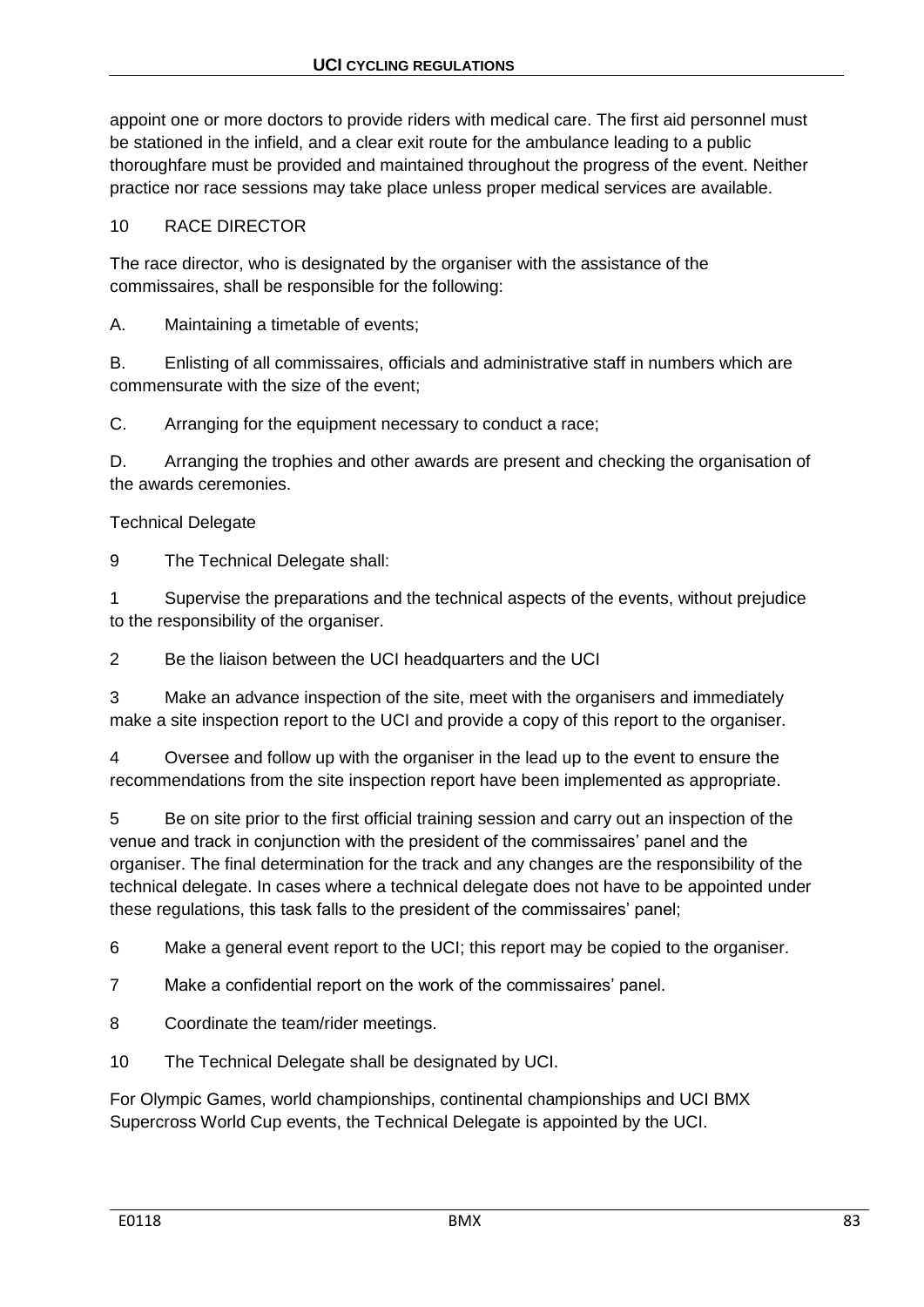appoint one or more doctors to provide riders with medical care. The first aid personnel must be stationed in the infield, and a clear exit route for the ambulance leading to a public thoroughfare must be provided and maintained throughout the progress of the event. Neither practice nor race sessions may take place unless proper medical services are available.

10 RACE DIRECTOR

The race director, who is designated by the organiser with the assistance of the commissaires, shall be responsible for the following:

A. Maintaining a timetable of events;

B. Enlisting of all commissaires, officials and administrative staff in numbers which are commensurate with the size of the event;

C. Arranging for the equipment necessary to conduct a race;

D. Arranging the trophies and other awards are present and checking the organisation of the awards ceremonies.

Technical Delegate

9 The Technical Delegate shall:

1 Supervise the preparations and the technical aspects of the events, without prejudice to the responsibility of the organiser.

2 Be the liaison between the UCI headquarters and the UCI

3 Make an advance inspection of the site, meet with the organisers and immediately make a site inspection report to the UCI and provide a copy of this report to the organiser.

4 Oversee and follow up with the organiser in the lead up to the event to ensure the recommendations from the site inspection report have been implemented as appropriate.

5 Be on site prior to the first official training session and carry out an inspection of the venue and track in conjunction with the president of the commissaires' panel and the organiser. The final determination for the track and any changes are the responsibility of the technical delegate. In cases where a technical delegate does not have to be appointed under these regulations, this task falls to the president of the commissaires' panel;

6 Make a general event report to the UCI; this report may be copied to the organiser.

7 Make a confidential report on the work of the commissaires' panel.

8 Coordinate the team/rider meetings.

10 The Technical Delegate shall be designated by UCI.

For Olympic Games, world championships, continental championships and UCI BMX Supercross World Cup events, the Technical Delegate is appointed by the UCI.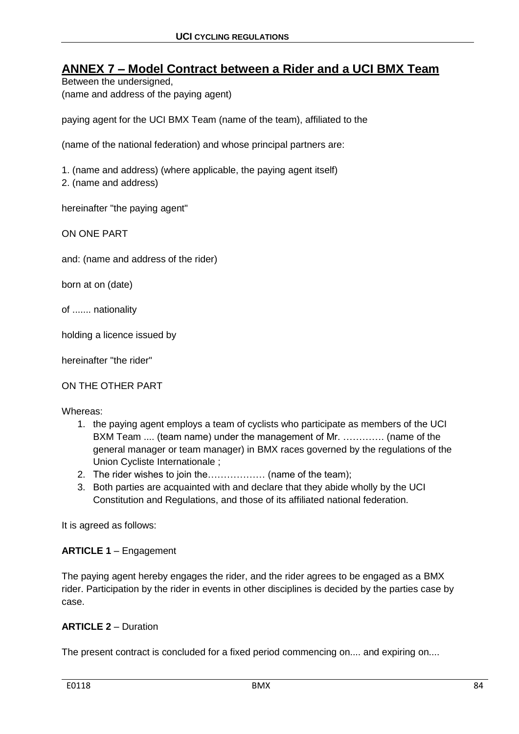## ANNEX 7 – Model Contract between a Rider and a UCI BMX Team

Between the undersigned,
(name and address of the paying agent)

paying agent for the UCI BMX Team (name of the team), affiliated to the

(name of the national federation) and whose principal partners are:

1. (name and address) (where applicable, the paying agent itself)
2. (name and address)

hereinafter "the paying agent"

ON ONE PART

and: (name and address of the rider)

born at on (date)

of ....... nationality

holding a licence issued by

hereinafter "the rider"

ON THE OTHER PART

Whereas:

1. the paying agent employs a team of cyclists who participate as members of the UCI BXM Team .... (team name) under the management of Mr. …………. (name of the general manager or team manager) in BMX races governed by the regulations of the Union Cycliste Internationale ;
2. The rider wishes to join the……………… (name of the team);
3. Both parties are acquainted with and declare that they abide wholly by the UCI Constitution and Regulations, and those of its affiliated national federation.

It is agreed as follows:

**ARTICLE 1** – Engagement

The paying agent hereby engages the rider, and the rider agrees to be engaged as a BMX rider. Participation by the rider in events in other disciplines is decided by the parties case by case.

**ARTICLE 2** – Duration

The present contract is concluded for a fixed period commencing on.... and expiring on....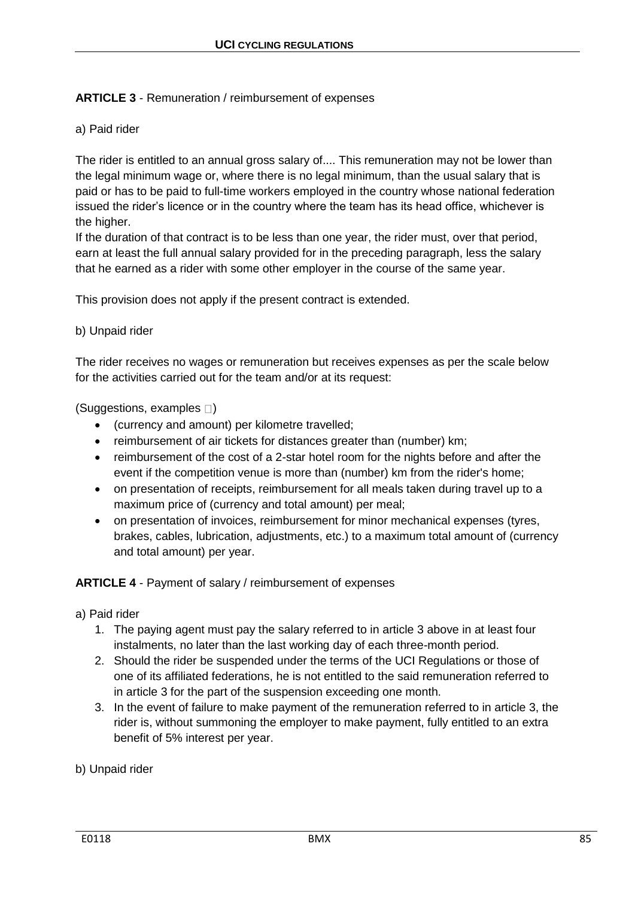**ARTICLE 3** - Remuneration / reimbursement of expenses

a) Paid rider

The rider is entitled to an annual gross salary of.... This remuneration may not be lower than the legal minimum wage or, where there is no legal minimum, than the usual salary that is paid or has to be paid to full-time workers employed in the country whose national federation issued the rider's licence or in the country where the team has its head office, whichever is the higher.
If the duration of that contract is to be less than one year, the rider must, over that period, earn at least the full annual salary provided for in the preceding paragraph, less the salary that he earned as a rider with some other employer in the course of the same year.

This provision does not apply if the present contract is extended.

b) Unpaid rider

The rider receives no wages or remuneration but receives expenses as per the scale below for the activities carried out for the team and/or at its request:

(Suggestions, examples )

- (currency and amount) per kilometre travelled;
- reimbursement of air tickets for distances greater than (number) km;
- reimbursement of the cost of a 2-star hotel room for the nights before and after the event if the competition venue is more than (number) km from the rider's home;
- on presentation of receipts, reimbursement for all meals taken during travel up to a maximum price of (currency and total amount) per meal;
- on presentation of invoices, reimbursement for minor mechanical expenses (tyres, brakes, cables, lubrication, adjustments, etc.) to a maximum total amount of (currency and total amount) per year.

**ARTICLE 4** - Payment of salary / reimbursement of expenses

a) Paid rider

1. The paying agent must pay the salary referred to in article 3 above in at least four instalments, no later than the last working day of each three-month period.
2. Should the rider be suspended under the terms of the UCI Regulations or those of one of its affiliated federations, he is not entitled to the said remuneration referred to in article 3 for the part of the suspension exceeding one month.
3. In the event of failure to make payment of the remuneration referred to in article 3, the rider is, without summoning the employer to make payment, fully entitled to an extra benefit of 5% interest per year.

b) Unpaid rider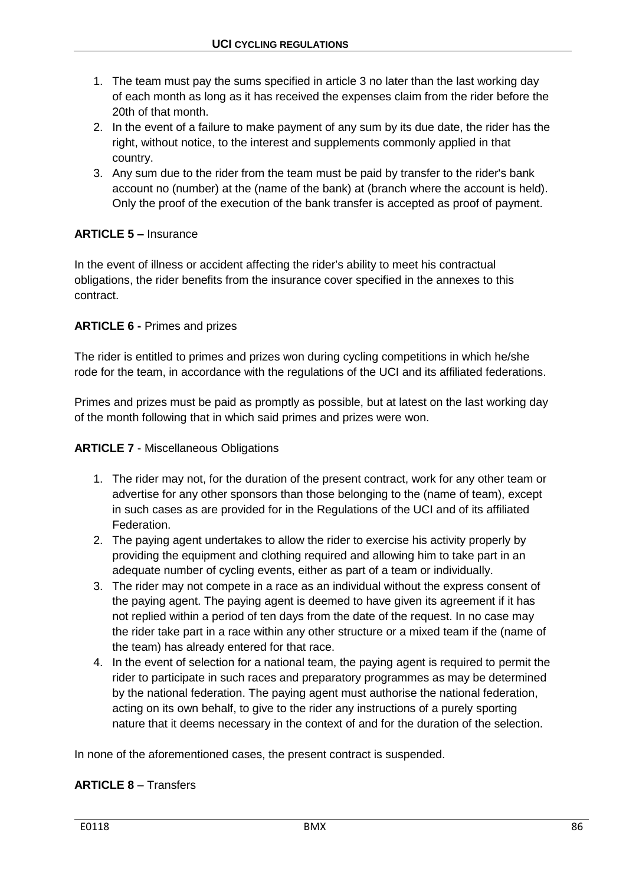1. The team must pay the sums specified in article 3 no later than the last working day of each month as long as it has received the expenses claim from the rider before the 20th of that month.
2. In the event of a failure to make payment of any sum by its due date, the rider has the right, without notice, to the interest and supplements commonly applied in that country.
3. Any sum due to the rider from the team must be paid by transfer to the rider's bank account no (number) at the (name of the bank) at (branch where the account is held). Only the proof of the execution of the bank transfer is accepted as proof of payment.

**ARTICLE 5 –** Insurance

In the event of illness or accident affecting the rider's ability to meet his contractual obligations, the rider benefits from the insurance cover specified in the annexes to this contract.

**ARTICLE 6 -** Primes and prizes

The rider is entitled to primes and prizes won during cycling competitions in which he/she rode for the team, in accordance with the regulations of the UCI and its affiliated federations.

Primes and prizes must be paid as promptly as possible, but at latest on the last working day of the month following that in which said primes and prizes were won.

**ARTICLE 7** - Miscellaneous Obligations

1. The rider may not, for the duration of the present contract, work for any other team or advertise for any other sponsors than those belonging to the (name of team), except in such cases as are provided for in the Regulations of the UCI and of its affiliated Federation.
2. The paying agent undertakes to allow the rider to exercise his activity properly by providing the equipment and clothing required and allowing him to take part in an adequate number of cycling events, either as part of a team or individually.
3. The rider may not compete in a race as an individual without the express consent of the paying agent. The paying agent is deemed to have given its agreement if it has not replied within a period of ten days from the date of the request. In no case may the rider take part in a race within any other structure or a mixed team if the (name of the team) has already entered for that race.
4. In the event of selection for a national team, the paying agent is required to permit the rider to participate in such races and preparatory programmes as may be determined by the national federation. The paying agent must authorise the national federation, acting on its own behalf, to give to the rider any instructions of a purely sporting nature that it deems necessary in the context of and for the duration of the selection.

In none of the aforementioned cases, the present contract is suspended.

**ARTICLE 8** – Transfers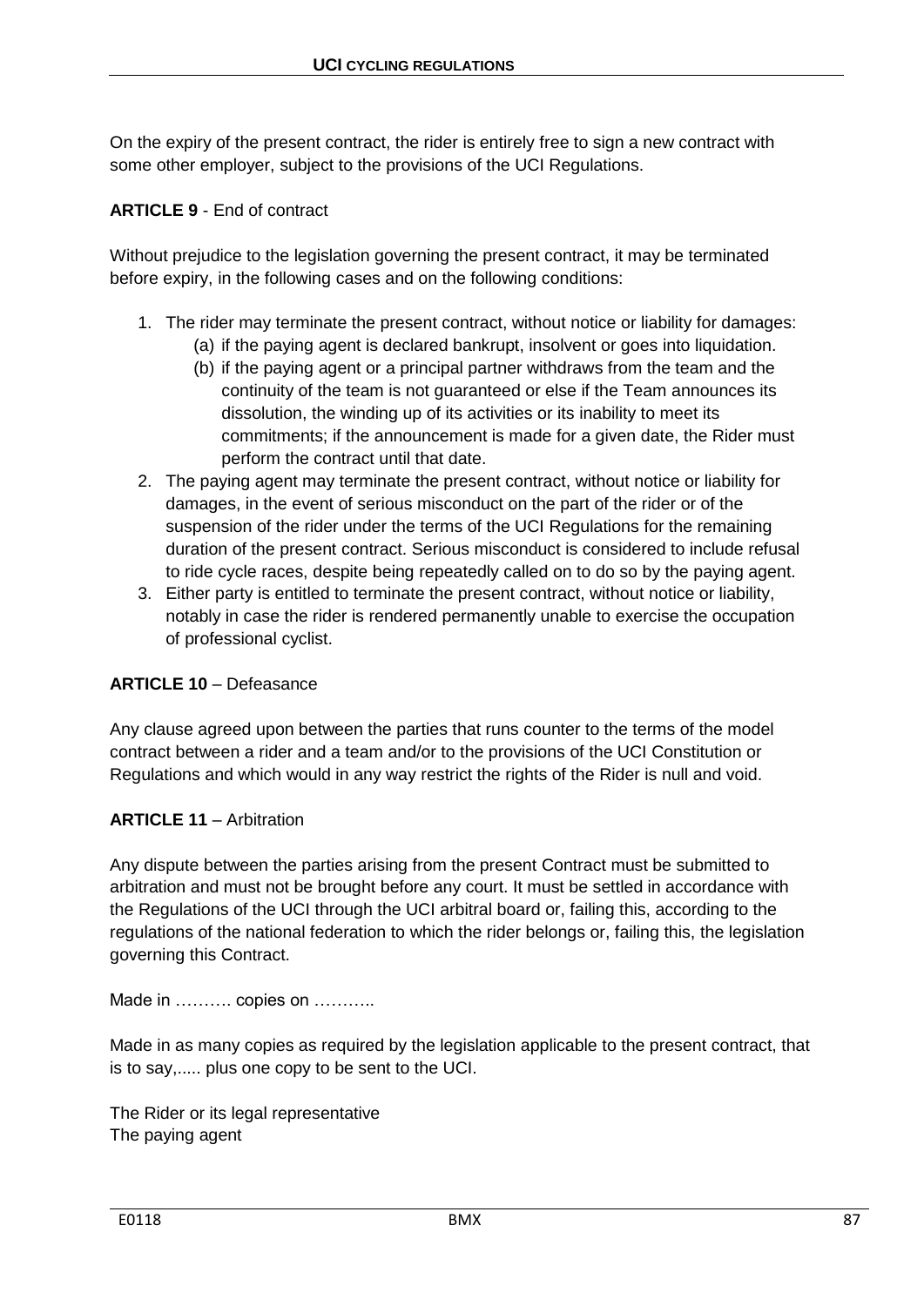On the expiry of the present contract, the rider is entirely free to sign a new contract with some other employer, subject to the provisions of the UCI Regulations.

**ARTICLE 9** - End of contract

Without prejudice to the legislation governing the present contract, it may be terminated before expiry, in the following cases and on the following conditions:

1. The rider may terminate the present contract, without notice or liability for damages:
   (a) if the paying agent is declared bankrupt, insolvent or goes into liquidation.
   (b) if the paying agent or a principal partner withdraws from the team and the continuity of the team is not guaranteed or else if the Team announces its dissolution, the winding up of its activities or its inability to meet its commitments; if the announcement is made for a given date, the Rider must perform the contract until that date.
2. The paying agent may terminate the present contract, without notice or liability for damages, in the event of serious misconduct on the part of the rider or of the suspension of the rider under the terms of the UCI Regulations for the remaining duration of the present contract. Serious misconduct is considered to include refusal to ride cycle races, despite being repeatedly called on to do so by the paying agent.
3. Either party is entitled to terminate the present contract, without notice or liability, notably in case the rider is rendered permanently unable to exercise the occupation of professional cyclist.

**ARTICLE 10** – Defeasance

Any clause agreed upon between the parties that runs counter to the terms of the model contract between a rider and a team and/or to the provisions of the UCI Constitution or Regulations and which would in any way restrict the rights of the Rider is null and void.

**ARTICLE 11** – Arbitration

Any dispute between the parties arising from the present Contract must be submitted to arbitration and must not be brought before any court. It must be settled in accordance with the Regulations of the UCI through the UCI arbitral board or, failing this, according to the regulations of the national federation to which the rider belongs or, failing this, the legislation governing this Contract.

Made in ………. copies on ………..

Made in as many copies as required by the legislation applicable to the present contract, that is to say,..... plus one copy to be sent to the UCI.

The Rider or its legal representative
The paying agent